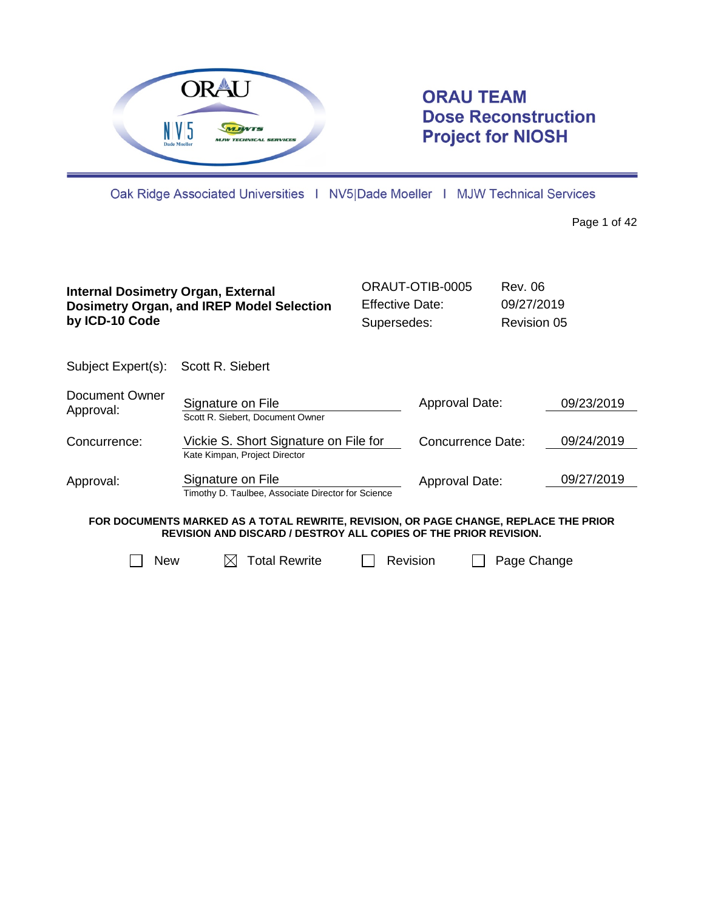# ORAU TEAM Dose Reconstruction Project for NIOSH

Oak Ridge Associated Universities | NV5|Dade Moeller | MJW Technical Services

| **Internal Dosimetry Organ, External Dosimetry Organ, and IREP Model Selection by ICD-10 Code** | ORAUT-OTIB-0005 | Rev. 06 |
|---|---|---|
| | Effective Date: | 09/27/2019 |
| | Supersedes: | Revision 05 |

Subject Expert(s): Scott R. Siebert

| | | | |
|---|---|---|---|
| Document Owner Approval: | Signature on File<br>Scott R. Siebert, Document Owner | Approval Date: | 09/23/2019 |
| Concurrence: | Vickie S. Short Signature on File for<br>Kate Kimpan, Project Director | Concurrence Date: | 09/24/2019 |
| Approval: | Signature on File<br>Timothy D. Taulbee, Associate Director for Science | Approval Date: | 09/27/2019 |

**FOR DOCUMENTS MARKED AS A TOTAL REWRITE, REVISION, OR PAGE CHANGE, REPLACE THE PRIOR REVISION AND DISCARD / DESTROY ALL COPIES OF THE PRIOR REVISION.**

☐ New ☒ Total Rewrite ☐ Revision ☐ Page Change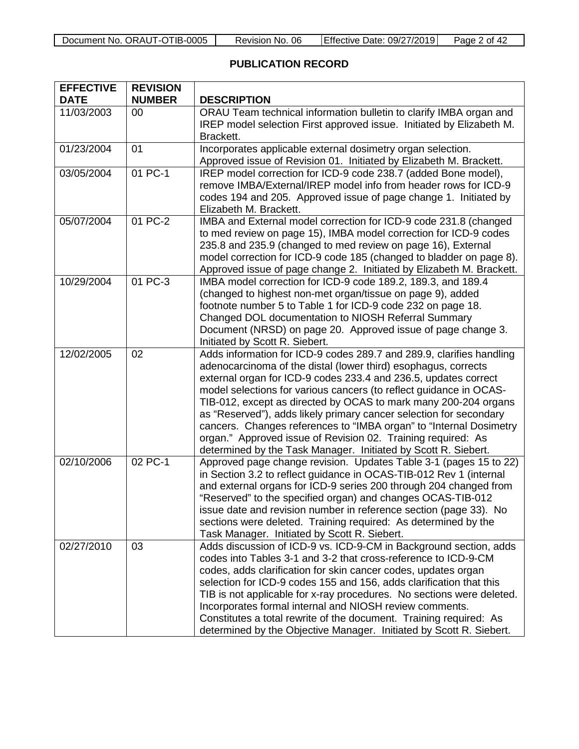## PUBLICATION RECORD

| EFFECTIVE DATE | REVISION NUMBER | DESCRIPTION |
|---|---|---|
| 11/03/2003 | 00 | ORAU Team technical information bulletin to clarify IMBA organ and IREP model selection First approved issue. Initiated by Elizabeth M. Brackett. |
| 01/23/2004 | 01 | Incorporates applicable external dosimetry organ selection. Approved issue of Revision 01. Initiated by Elizabeth M. Brackett. |
| 03/05/2004 | 01 PC-1 | IREP model correction for ICD-9 code 238.7 (added Bone model), remove IMBA/External/IREP model info from header rows for ICD-9 codes 194 and 205. Approved issue of page change 1. Initiated by Elizabeth M. Brackett. |
| 05/07/2004 | 01 PC-2 | IMBA and External model correction for ICD-9 code 231.8 (changed to med review on page 15), IMBA model correction for ICD-9 codes 235.8 and 235.9 (changed to med review on page 16), External model correction for ICD-9 code 185 (changed to bladder on page 8). Approved issue of page change 2. Initiated by Elizabeth M. Brackett. |
| 10/29/2004 | 01 PC-3 | IMBA model correction for ICD-9 code 189.2, 189.3, and 189.4 (changed to highest non-met organ/tissue on page 9), added footnote number 5 to Table 1 for ICD-9 code 232 on page 18. Changed DOL documentation to NIOSH Referral Summary Document (NRSD) on page 20. Approved issue of page change 3. Initiated by Scott R. Siebert. |
| 12/02/2005 | 02 | Adds information for ICD-9 codes 289.7 and 289.9, clarifies handling adenocarcinoma of the distal (lower third) esophagus, corrects external organ for ICD-9 codes 233.4 and 236.5, updates correct model selections for various cancers (to reflect guidance in OCAS-TIB-012, except as directed by OCAS to mark many 200-204 organs as "Reserved"), adds likely primary cancer selection for secondary cancers. Changes references to "IMBA organ" to "Internal Dosimetry organ." Approved issue of Revision 02. Training required: As determined by the Task Manager. Initiated by Scott R. Siebert. |
| 02/10/2006 | 02 PC-1 | Approved page change revision. Updates Table 3-1 (pages 15 to 22) in Section 3.2 to reflect guidance in OCAS-TIB-012 Rev 1 (internal and external organs for ICD-9 series 200 through 204 changed from "Reserved" to the specified organ) and changes OCAS-TIB-012 issue date and revision number in reference section (page 33). No sections were deleted. Training required: As determined by the Task Manager. Initiated by Scott R. Siebert. |
| 02/27/2010 | 03 | Adds discussion of ICD-9 vs. ICD-9-CM in Background section, adds codes into Tables 3-1 and 3-2 that cross-reference to ICD-9-CM codes, adds clarification for skin cancer codes, updates organ selection for ICD-9 codes 155 and 156, adds clarification that this TIB is not applicable for x-ray procedures. No sections were deleted. Incorporates formal internal and NIOSH review comments. Constitutes a total rewrite of the document. Training required: As determined by the Objective Manager. Initiated by Scott R. Siebert. |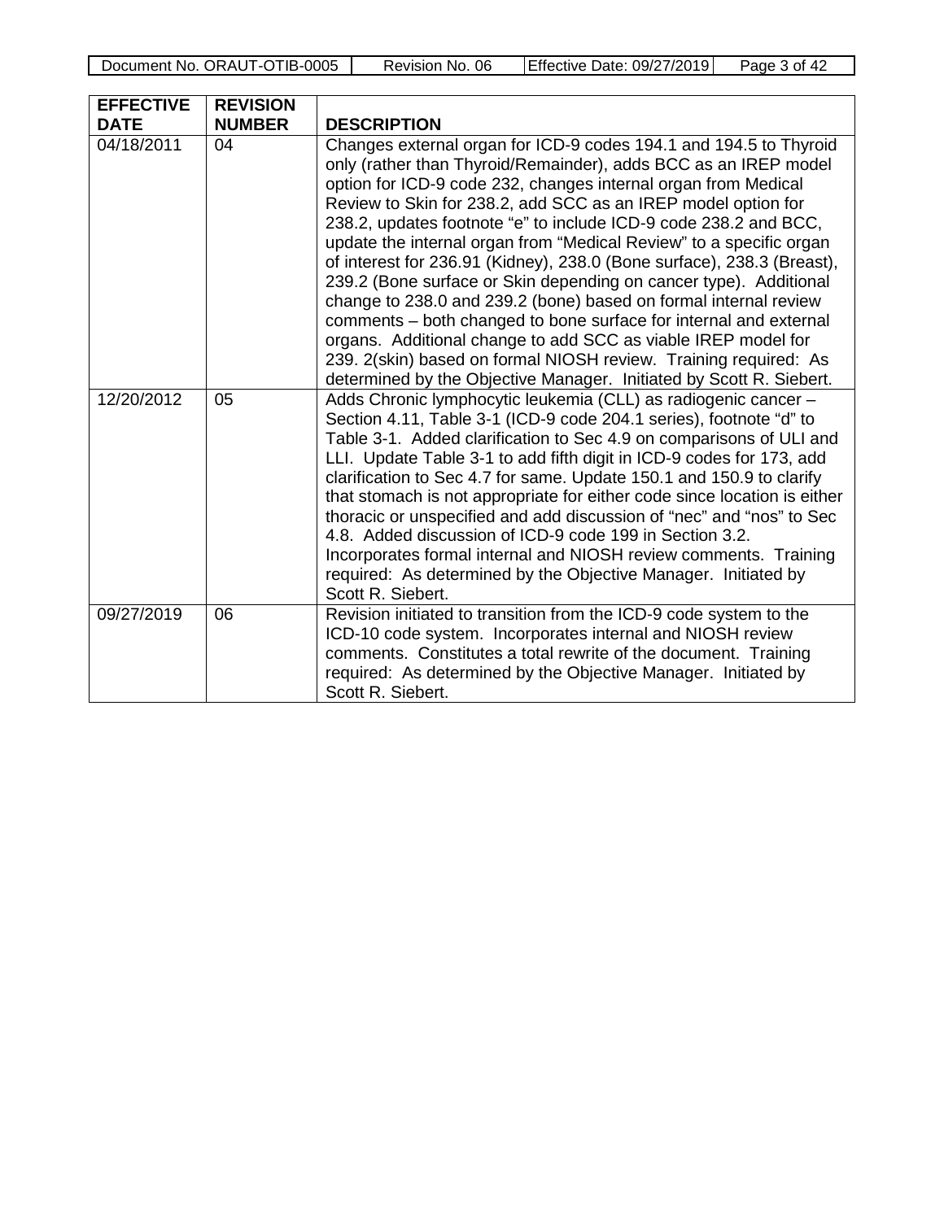| EFFECTIVE DATE | REVISION NUMBER | DESCRIPTION |
|---|---|---|
| 04/18/2011 | 04 | Changes external organ for ICD-9 codes 194.1 and 194.5 to Thyroid only (rather than Thyroid/Remainder), adds BCC as an IREP model option for ICD-9 code 232, changes internal organ from Medical Review to Skin for 238.2, add SCC as an IREP model option for 238.2, updates footnote "e" to include ICD-9 code 238.2 and BCC, update the internal organ from "Medical Review" to a specific organ of interest for 236.91 (Kidney), 238.0 (Bone surface), 238.3 (Breast), 239.2 (Bone surface or Skin depending on cancer type). Additional change to 238.0 and 239.2 (bone) based on formal internal review comments – both changed to bone surface for internal and external organs. Additional change to add SCC as viable IREP model for 239. 2(skin) based on formal NIOSH review. Training required: As determined by the Objective Manager. Initiated by Scott R. Siebert. |
| 12/20/2012 | 05 | Adds Chronic lymphocytic leukemia (CLL) as radiogenic cancer – Section 4.11, Table 3-1 (ICD-9 code 204.1 series), footnote "d" to Table 3-1. Added clarification to Sec 4.9 on comparisons of ULI and LLI. Update Table 3-1 to add fifth digit in ICD-9 codes for 173, add clarification to Sec 4.7 for same. Update 150.1 and 150.9 to clarify that stomach is not appropriate for either code since location is either thoracic or unspecified and add discussion of "nec" and "nos" to Sec 4.8. Added discussion of ICD-9 code 199 in Section 3.2. Incorporates formal internal and NIOSH review comments. Training required: As determined by the Objective Manager. Initiated by Scott R. Siebert. |
| 09/27/2019 | 06 | Revision initiated to transition from the ICD-9 code system to the ICD-10 code system. Incorporates internal and NIOSH review comments. Constitutes a total rewrite of the document. Training required: As determined by the Objective Manager. Initiated by Scott R. Siebert. |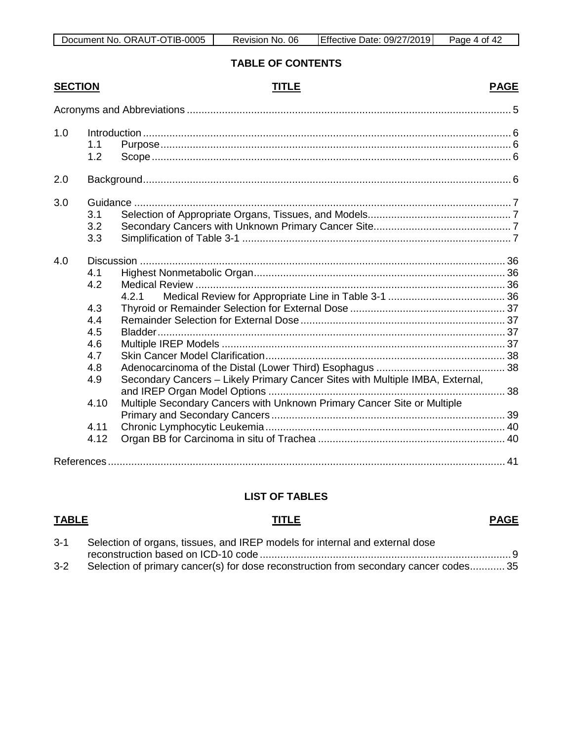## TABLE OF CONTENTS

| SECTION | TITLE | PAGE |
|---|---|---|
| | Acronyms and Abbreviations | 5 |
| 1.0 | Introduction | 6 |
| 1.1 | Purpose | 6 |
| 1.2 | Scope | 6 |
| 2.0 | Background | 6 |
| 3.0 | Guidance | 7 |
| 3.1 | Selection of Appropriate Organs, Tissues, and Models | 7 |
| 3.2 | Secondary Cancers with Unknown Primary Cancer Site | 7 |
| 3.3 | Simplification of Table 3-1 | 7 |
| 4.0 | Discussion | 36 |
| 4.1 | Highest Nonmetabolic Organ | 36 |
| 4.2 | Medical Review | 36 |
| 4.2.1 | Medical Review for Appropriate Line in Table 3-1 | 36 |
| 4.3 | Thyroid or Remainder Selection for External Dose | 37 |
| 4.4 | Remainder Selection for External Dose | 37 |
| 4.5 | Bladder | 37 |
| 4.6 | Multiple IREP Models | 37 |
| 4.7 | Skin Cancer Model Clarification | 38 |
| 4.8 | Adenocarcinoma of the Distal (Lower Third) Esophagus | 38 |
| 4.9 | Secondary Cancers – Likely Primary Cancer Sites with Multiple IMBA, External, and IREP Organ Model Options | 38 |
| 4.10 | Multiple Secondary Cancers with Unknown Primary Cancer Site or Multiple Primary and Secondary Cancers | 39 |
| 4.11 | Chronic Lymphocytic Leukemia | 40 |
| 4.12 | Organ BB for Carcinoma in situ of Trachea | 40 |
| | References | 41 |

## LIST OF TABLES

| TABLE | TITLE | PAGE |
|---|---|---|
| 3-1 | Selection of organs, tissues, and IREP models for internal and external dose reconstruction based on ICD-10 code | 9 |
| 3-2 | Selection of primary cancer(s) for dose reconstruction from secondary cancer codes | 35 |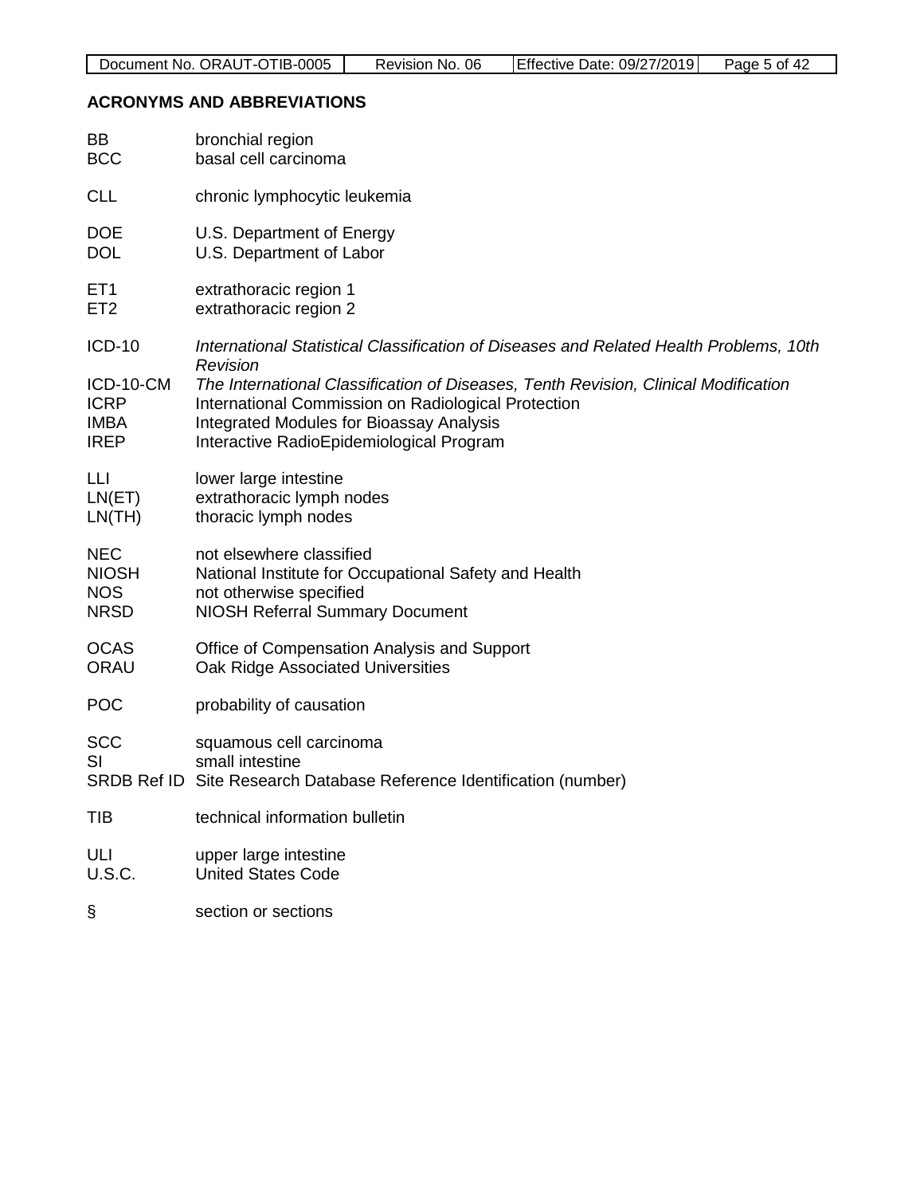## ACRONYMS AND ABBREVIATIONS

| | |
|---|---|
| BB | bronchial region |
| BCC | basal cell carcinoma |
| CLL | chronic lymphocytic leukemia |
| DOE | U.S. Department of Energy |
| DOL | U.S. Department of Labor |
| ET1 | extrathoracic region 1 |
| ET2 | extrathoracic region 2 |
| ICD-10 | *International Statistical Classification of Diseases and Related Health Problems, 10th Revision* |
| ICD-10-CM | *The International Classification of Diseases, Tenth Revision, Clinical Modification* |
| ICRP | International Commission on Radiological Protection |
| IMBA | Integrated Modules for Bioassay Analysis |
| IREP | Interactive RadioEpidemiological Program |
| LLI | lower large intestine |
| LN(ET) | extrathoracic lymph nodes |
| LN(TH) | thoracic lymph nodes |
| NEC | not elsewhere classified |
| NIOSH | National Institute for Occupational Safety and Health |
| NOS | not otherwise specified |
| NRSD | NIOSH Referral Summary Document |
| OCAS | Office of Compensation Analysis and Support |
| ORAU | Oak Ridge Associated Universities |
| POC | probability of causation |
| SCC | squamous cell carcinoma |
| SI | small intestine |
| SRDB Ref ID | Site Research Database Reference Identification (number) |
| TIB | technical information bulletin |
| ULI | upper large intestine |
| U.S.C. | United States Code |
| § | section or sections |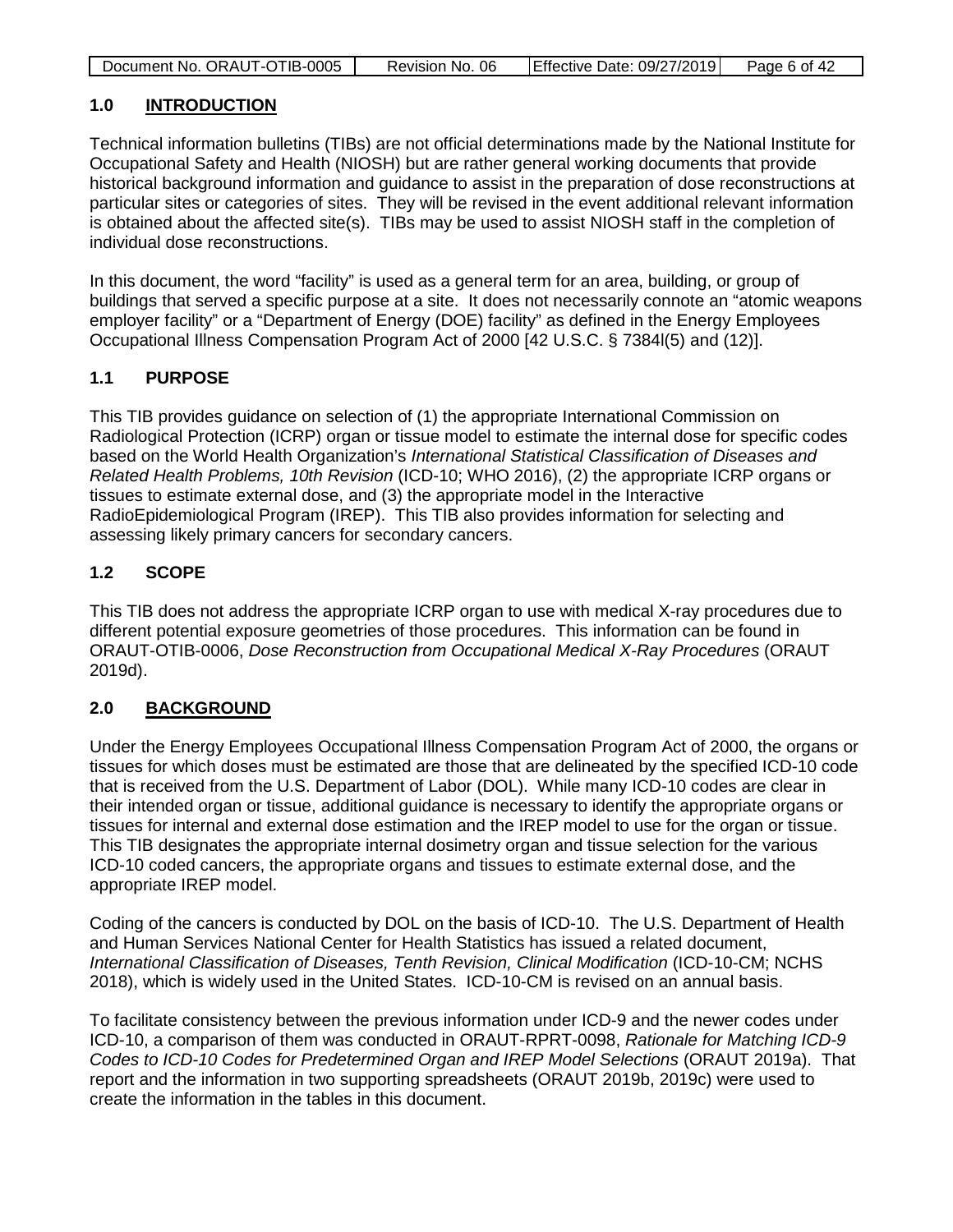## 1.0 INTRODUCTION

Technical information bulletins (TIBs) are not official determinations made by the National Institute for Occupational Safety and Health (NIOSH) but are rather general working documents that provide historical background information and guidance to assist in the preparation of dose reconstructions at particular sites or categories of sites. They will be revised in the event additional relevant information is obtained about the affected site(s). TIBs may be used to assist NIOSH staff in the completion of individual dose reconstructions.

In this document, the word "facility" is used as a general term for an area, building, or group of buildings that served a specific purpose at a site. It does not necessarily connote an "atomic weapons employer facility" or a "Department of Energy (DOE) facility" as defined in the Energy Employees Occupational Illness Compensation Program Act of 2000 [42 U.S.C. § 7384l(5) and (12)].

### 1.1 PURPOSE

This TIB provides guidance on selection of (1) the appropriate International Commission on Radiological Protection (ICRP) organ or tissue model to estimate the internal dose for specific codes based on the World Health Organization's *International Statistical Classification of Diseases and Related Health Problems, 10th Revision* (ICD-10; WHO 2016), (2) the appropriate ICRP organs or tissues to estimate external dose, and (3) the appropriate model in the Interactive RadioEpidemiological Program (IREP). This TIB also provides information for selecting and assessing likely primary cancers for secondary cancers.

### 1.2 SCOPE

This TIB does not address the appropriate ICRP organ to use with medical X-ray procedures due to different potential exposure geometries of those procedures. This information can be found in ORAUT-OTIB-0006, *Dose Reconstruction from Occupational Medical X-Ray Procedures* (ORAUT 2019d).

## 2.0 BACKGROUND

Under the Energy Employees Occupational Illness Compensation Program Act of 2000, the organs or tissues for which doses must be estimated are those that are delineated by the specified ICD-10 code that is received from the U.S. Department of Labor (DOL). While many ICD-10 codes are clear in their intended organ or tissue, additional guidance is necessary to identify the appropriate organs or tissues for internal and external dose estimation and the IREP model to use for the organ or tissue. This TIB designates the appropriate internal dosimetry organ and tissue selection for the various ICD-10 coded cancers, the appropriate organs and tissues to estimate external dose, and the appropriate IREP model.

Coding of the cancers is conducted by DOL on the basis of ICD-10. The U.S. Department of Health and Human Services National Center for Health Statistics has issued a related document, *International Classification of Diseases, Tenth Revision, Clinical Modification* (ICD-10-CM; NCHS 2018), which is widely used in the United States. ICD-10-CM is revised on an annual basis.

To facilitate consistency between the previous information under ICD-9 and the newer codes under ICD-10, a comparison of them was conducted in ORAUT-RPRT-0098, *Rationale for Matching ICD-9 Codes to ICD-10 Codes for Predetermined Organ and IREP Model Selections* (ORAUT 2019a). That report and the information in two supporting spreadsheets (ORAUT 2019b, 2019c) were used to create the information in the tables in this document.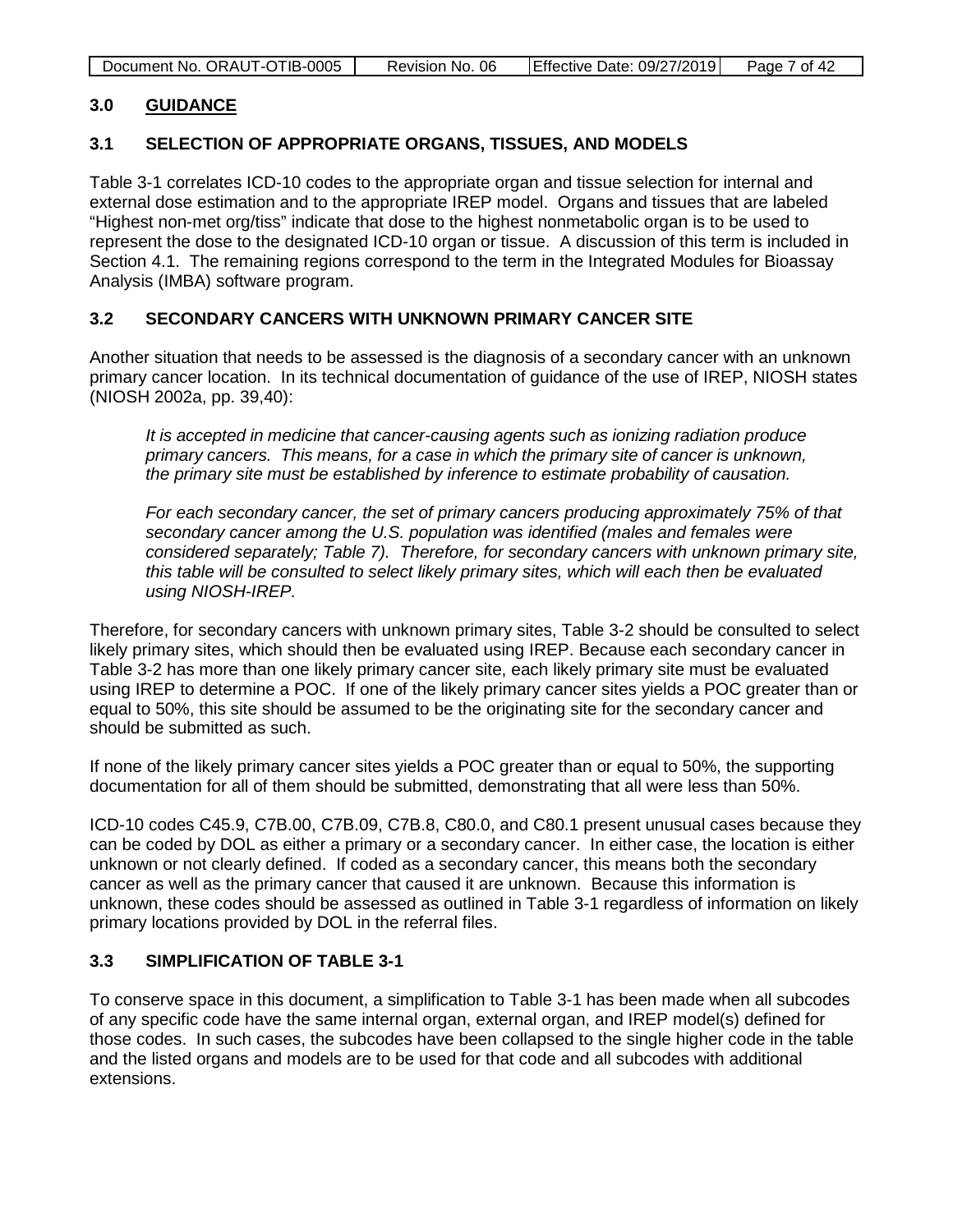## 3.0 GUIDANCE

### 3.1 SELECTION OF APPROPRIATE ORGANS, TISSUES, AND MODELS

Table 3-1 correlates ICD-10 codes to the appropriate organ and tissue selection for internal and external dose estimation and to the appropriate IREP model. Organs and tissues that are labeled "Highest non-met org/tiss" indicate that dose to the highest nonmetabolic organ is to be used to represent the dose to the designated ICD-10 organ or tissue. A discussion of this term is included in Section 4.1. The remaining regions correspond to the term in the Integrated Modules for Bioassay Analysis (IMBA) software program.

### 3.2 SECONDARY CANCERS WITH UNKNOWN PRIMARY CANCER SITE

Another situation that needs to be assessed is the diagnosis of a secondary cancer with an unknown primary cancer location. In its technical documentation of guidance of the use of IREP, NIOSH states (NIOSH 2002a, pp. 39,40):

> *It is accepted in medicine that cancer-causing agents such as ionizing radiation produce primary cancers. This means, for a case in which the primary site of cancer is unknown, the primary site must be established by inference to estimate probability of causation.*
>
> *For each secondary cancer, the set of primary cancers producing approximately 75% of that secondary cancer among the U.S. population was identified (males and females were considered separately; Table 7). Therefore, for secondary cancers with unknown primary site, this table will be consulted to select likely primary sites, which will each then be evaluated using NIOSH-IREP.*

Therefore, for secondary cancers with unknown primary sites, Table 3-2 should be consulted to select likely primary sites, which should then be evaluated using IREP. Because each secondary cancer in Table 3-2 has more than one likely primary cancer site, each likely primary site must be evaluated using IREP to determine a POC. If one of the likely primary cancer sites yields a POC greater than or equal to 50%, this site should be assumed to be the originating site for the secondary cancer and should be submitted as such.

If none of the likely primary cancer sites yields a POC greater than or equal to 50%, the supporting documentation for all of them should be submitted, demonstrating that all were less than 50%.

ICD-10 codes C45.9, C7B.00, C7B.09, C7B.8, C80.0, and C80.1 present unusual cases because they can be coded by DOL as either a primary or a secondary cancer. In either case, the location is either unknown or not clearly defined. If coded as a secondary cancer, this means both the secondary cancer as well as the primary cancer that caused it are unknown. Because this information is unknown, these codes should be assessed as outlined in Table 3-1 regardless of information on likely primary locations provided by DOL in the referral files.

### 3.3 SIMPLIFICATION OF TABLE 3-1

To conserve space in this document, a simplification to Table 3-1 has been made when all subcodes of any specific code have the same internal organ, external organ, and IREP model(s) defined for those codes. In such cases, the subcodes have been collapsed to the single higher code in the table and the listed organs and models are to be used for that code and all subcodes with additional extensions.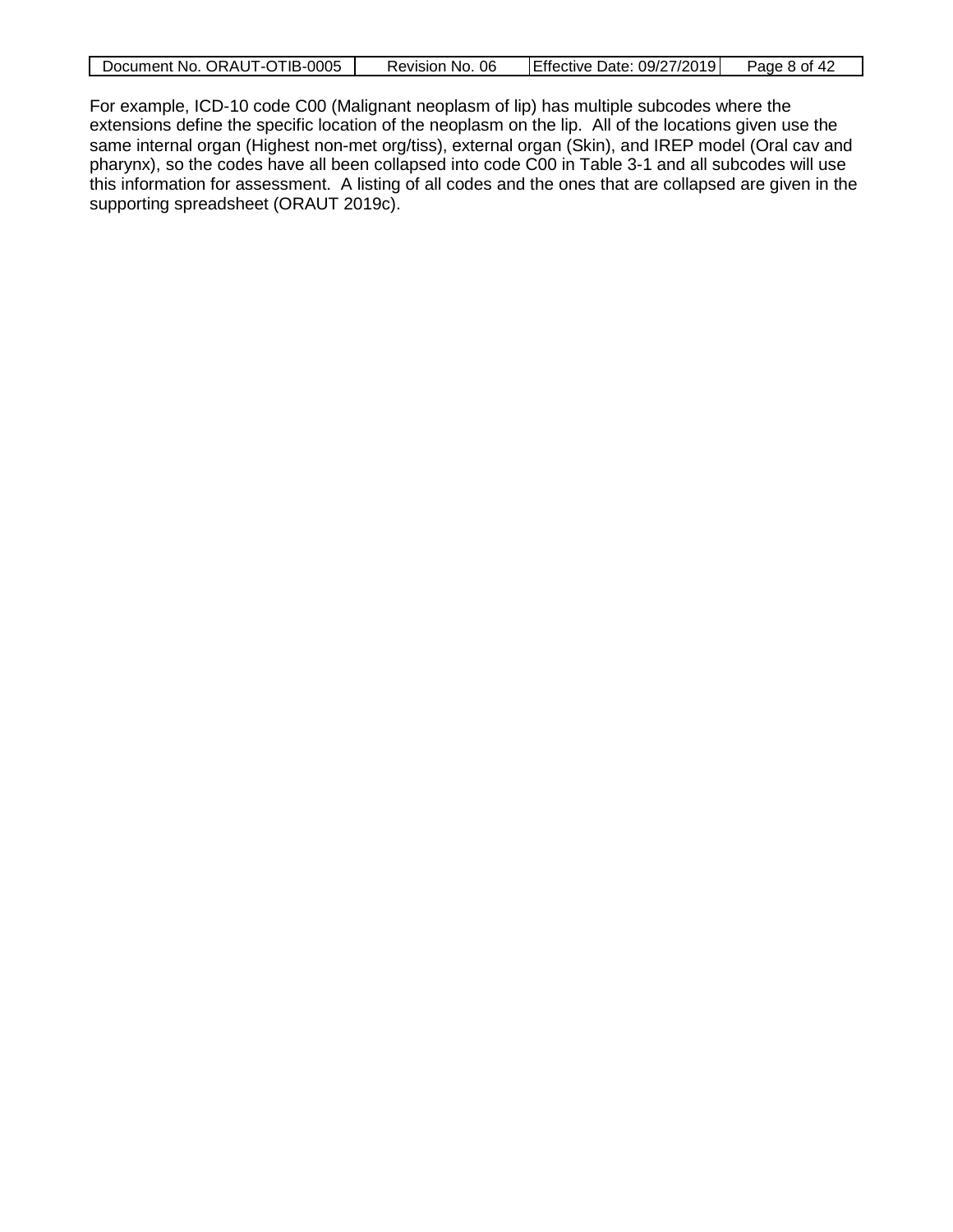For example, ICD-10 code C00 (Malignant neoplasm of lip) has multiple subcodes where the extensions define the specific location of the neoplasm on the lip. All of the locations given use the same internal organ (Highest non-met org/tiss), external organ (Skin), and IREP model (Oral cav and pharynx), so the codes have all been collapsed into code C00 in Table 3-1 and all subcodes will use this information for assessment. A listing of all codes and the ones that are collapsed are given in the supporting spreadsheet (ORAUT 2019c).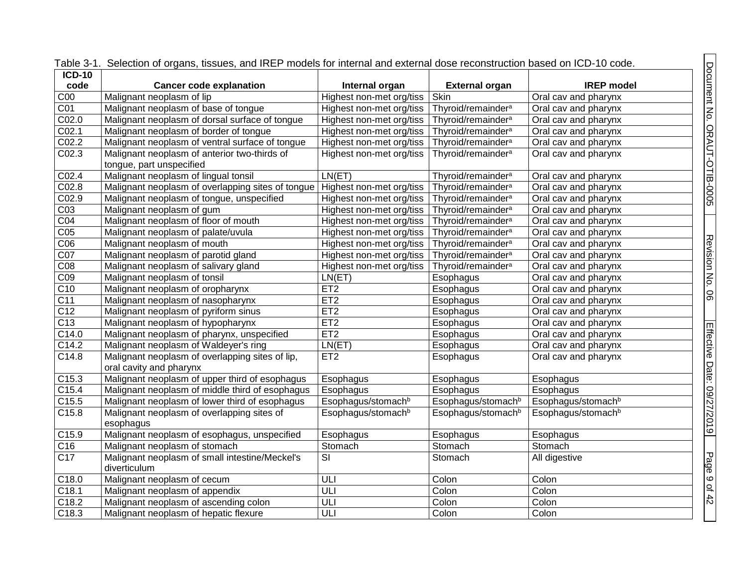Table 3-1. Selection of organs, tissues, and IREP models for internal and external dose reconstruction based on ICD-10 code.

| ICD-10 code | Cancer code explanation | Internal organ | External organ | IREP model |
|---|---|---|---|---|
| C00 | Malignant neoplasm of lip | Highest non-met org/tiss | Skin | Oral cav and pharynx |
| C01 | Malignant neoplasm of base of tongue | Highest non-met org/tiss | Thyroid/remainder[a] | Oral cav and pharynx |
| C02.0 | Malignant neoplasm of dorsal surface of tongue | Highest non-met org/tiss | Thyroid/remainder[a] | Oral cav and pharynx |
| C02.1 | Malignant neoplasm of border of tongue | Highest non-met org/tiss | Thyroid/remainder[a] | Oral cav and pharynx |
| C02.2 | Malignant neoplasm of ventral surface of tongue | Highest non-met org/tiss | Thyroid/remainder[a] | Oral cav and pharynx |
| C02.3 | Malignant neoplasm of anterior two-thirds of tongue, part unspecified | Highest non-met org/tiss | Thyroid/remainder[a] | Oral cav and pharynx |
| C02.4 | Malignant neoplasm of lingual tonsil | LN(ET) | Thyroid/remainder[a] | Oral cav and pharynx |
| C02.8 | Malignant neoplasm of overlapping sites of tongue | Highest non-met org/tiss | Thyroid/remainder[a] | Oral cav and pharynx |
| C02.9 | Malignant neoplasm of tongue, unspecified | Highest non-met org/tiss | Thyroid/remainder[a] | Oral cav and pharynx |
| C03 | Malignant neoplasm of gum | Highest non-met org/tiss | Thyroid/remainder[a] | Oral cav and pharynx |
| C04 | Malignant neoplasm of floor of mouth | Highest non-met org/tiss | Thyroid/remainder[a] | Oral cav and pharynx |
| C05 | Malignant neoplasm of palate/uvula | Highest non-met org/tiss | Thyroid/remainder[a] | Oral cav and pharynx |
| C06 | Malignant neoplasm of mouth | Highest non-met org/tiss | Thyroid/remainder[a] | Oral cav and pharynx |
| C07 | Malignant neoplasm of parotid gland | Highest non-met org/tiss | Thyroid/remainder[a] | Oral cav and pharynx |
| C08 | Malignant neoplasm of salivary gland | Highest non-met org/tiss | Thyroid/remainder[a] | Oral cav and pharynx |
| C09 | Malignant neoplasm of tonsil | LN(ET) | Esophagus | Oral cav and pharynx |
| C10 | Malignant neoplasm of oropharynx | ET2 | Esophagus | Oral cav and pharynx |
| C11 | Malignant neoplasm of nasopharynx | ET2 | Esophagus | Oral cav and pharynx |
| C12 | Malignant neoplasm of pyriform sinus | ET2 | Esophagus | Oral cav and pharynx |
| C13 | Malignant neoplasm of hypopharynx | ET2 | Esophagus | Oral cav and pharynx |
| C14.0 | Malignant neoplasm of pharynx, unspecified | ET2 | Esophagus | Oral cav and pharynx |
| C14.2 | Malignant neoplasm of Waldeyer's ring | LN(ET) | Esophagus | Oral cav and pharynx |
| C14.8 | Malignant neoplasm of overlapping sites of lip, oral cavity and pharynx | ET2 | Esophagus | Oral cav and pharynx |
| C15.3 | Malignant neoplasm of upper third of esophagus | Esophagus | Esophagus | Esophagus |
| C15.4 | Malignant neoplasm of middle third of esophagus | Esophagus | Esophagus | Esophagus |
| C15.5 | Malignant neoplasm of lower third of esophagus | Esophagus/stomach[b] | Esophagus/stomach[b] | Esophagus/stomach[b] |
| C15.8 | Malignant neoplasm of overlapping sites of esophagus | Esophagus/stomach[b] | Esophagus/stomach[b] | Esophagus/stomach[b] |
| C15.9 | Malignant neoplasm of esophagus, unspecified | Esophagus | Esophagus | Esophagus |
| C16 | Malignant neoplasm of stomach | Stomach | Stomach | Stomach |
| C17 | Malignant neoplasm of small intestine/Meckel's diverticulum | SI | Stomach | All digestive |
| C18.0 | Malignant neoplasm of cecum | ULI | Colon | Colon |
| C18.1 | Malignant neoplasm of appendix | ULI | Colon | Colon |
| C18.2 | Malignant neoplasm of ascending colon | ULI | Colon | Colon |
| C18.3 | Malignant neoplasm of hepatic flexure | ULI | Colon | Colon |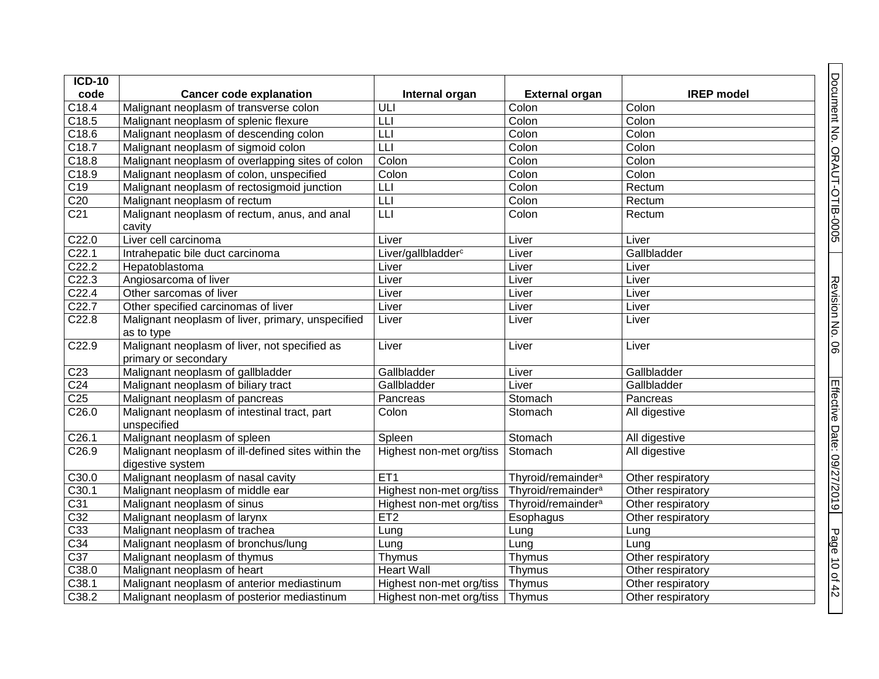| ICD-10 code | Cancer code explanation | Internal organ | External organ | IREP model |
|---|---|---|---|---|
| C18.4 | Malignant neoplasm of transverse colon | ULI | Colon | Colon |
| C18.5 | Malignant neoplasm of splenic flexure | LLI | Colon | Colon |
| C18.6 | Malignant neoplasm of descending colon | LLI | Colon | Colon |
| C18.7 | Malignant neoplasm of sigmoid colon | LLI | Colon | Colon |
| C18.8 | Malignant neoplasm of overlapping sites of colon | Colon | Colon | Colon |
| C18.9 | Malignant neoplasm of colon, unspecified | Colon | Colon | Colon |
| C19 | Malignant neoplasm of rectosigmoid junction | LLI | Colon | Rectum |
| C20 | Malignant neoplasm of rectum | LLI | Colon | Rectum |
| C21 | Malignant neoplasm of rectum, anus, and anal cavity | LLI | Colon | Rectum |
| C22.0 | Liver cell carcinoma | Liver | Liver | Liver |
| C22.1 | Intrahepatic bile duct carcinoma | Liver/gallbladder[c] | Liver | Gallbladder |
| C22.2 | Hepatoblastoma | Liver | Liver | Liver |
| C22.3 | Angiosarcoma of liver | Liver | Liver | Liver |
| C22.4 | Other sarcomas of liver | Liver | Liver | Liver |
| C22.7 | Other specified carcinomas of liver | Liver | Liver | Liver |
| C22.8 | Malignant neoplasm of liver, primary, unspecified as to type | Liver | Liver | Liver |
| C22.9 | Malignant neoplasm of liver, not specified as primary or secondary | Liver | Liver | Liver |
| C23 | Malignant neoplasm of gallbladder | Gallbladder | Liver | Gallbladder |
| C24 | Malignant neoplasm of biliary tract | Gallbladder | Liver | Gallbladder |
| C25 | Malignant neoplasm of pancreas | Pancreas | Stomach | Pancreas |
| C26.0 | Malignant neoplasm of intestinal tract, part unspecified | Colon | Stomach | All digestive |
| C26.1 | Malignant neoplasm of spleen | Spleen | Stomach | All digestive |
| C26.9 | Malignant neoplasm of ill-defined sites within the digestive system | Highest non-met org/tiss | Stomach | All digestive |
| C30.0 | Malignant neoplasm of nasal cavity | ET1 | Thyroid/remainder[a] | Other respiratory |
| C30.1 | Malignant neoplasm of middle ear | Highest non-met org/tiss | Thyroid/remainder[a] | Other respiratory |
| C31 | Malignant neoplasm of sinus | Highest non-met org/tiss | Thyroid/remainder[a] | Other respiratory |
| C32 | Malignant neoplasm of larynx | ET2 | Esophagus | Other respiratory |
| C33 | Malignant neoplasm of trachea | Lung | Lung | Lung |
| C34 | Malignant neoplasm of bronchus/lung | Lung | Lung | Lung |
| C37 | Malignant neoplasm of thymus | Thymus | Thymus | Other respiratory |
| C38.0 | Malignant neoplasm of heart | Heart Wall | Thymus | Other respiratory |
| C38.1 | Malignant neoplasm of anterior mediastinum | Highest non-met org/tiss | Thymus | Other respiratory |
| C38.2 | Malignant neoplasm of posterior mediastinum | Highest non-met org/tiss | Thymus | Other respiratory |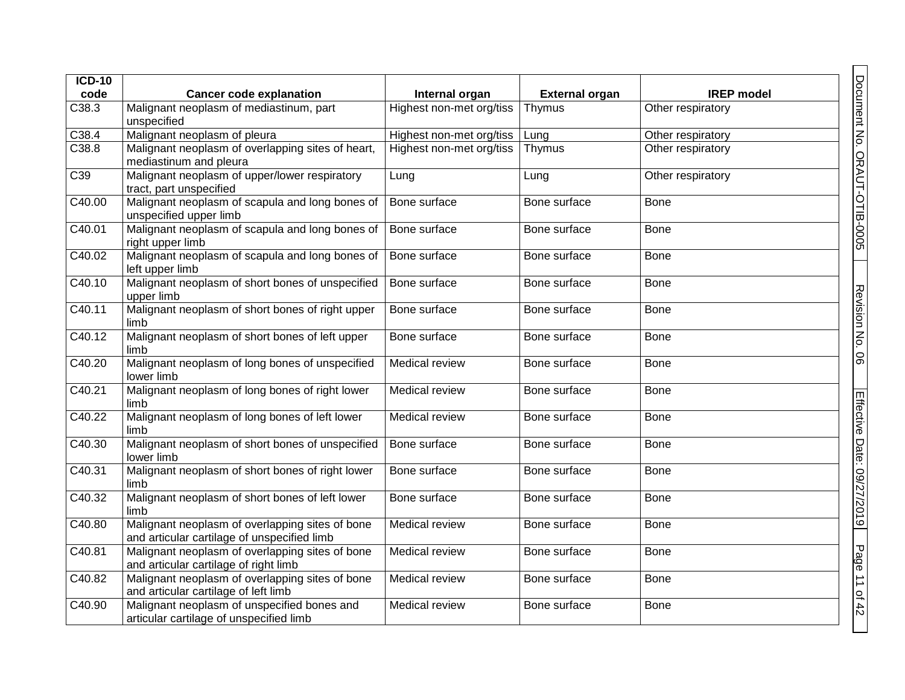| ICD-10 code | Cancer code explanation | Internal organ | External organ | IREP model |
|---|---|---|---|---|
| C38.3 | Malignant neoplasm of mediastinum, part unspecified | Highest non-met org/tiss | Thymus | Other respiratory |
| C38.4 | Malignant neoplasm of pleura | Highest non-met org/tiss | Lung | Other respiratory |
| C38.8 | Malignant neoplasm of overlapping sites of heart, mediastinum and pleura | Highest non-met org/tiss | Thymus | Other respiratory |
| C39 | Malignant neoplasm of upper/lower respiratory tract, part unspecified | Lung | Lung | Other respiratory |
| C40.00 | Malignant neoplasm of scapula and long bones of unspecified upper limb | Bone surface | Bone surface | Bone |
| C40.01 | Malignant neoplasm of scapula and long bones of right upper limb | Bone surface | Bone surface | Bone |
| C40.02 | Malignant neoplasm of scapula and long bones of left upper limb | Bone surface | Bone surface | Bone |
| C40.10 | Malignant neoplasm of short bones of unspecified upper limb | Bone surface | Bone surface | Bone |
| C40.11 | Malignant neoplasm of short bones of right upper limb | Bone surface | Bone surface | Bone |
| C40.12 | Malignant neoplasm of short bones of left upper limb | Bone surface | Bone surface | Bone |
| C40.20 | Malignant neoplasm of long bones of unspecified lower limb | Medical review | Bone surface | Bone |
| C40.21 | Malignant neoplasm of long bones of right lower limb | Medical review | Bone surface | Bone |
| C40.22 | Malignant neoplasm of long bones of left lower limb | Medical review | Bone surface | Bone |
| C40.30 | Malignant neoplasm of short bones of unspecified lower limb | Bone surface | Bone surface | Bone |
| C40.31 | Malignant neoplasm of short bones of right lower limb | Bone surface | Bone surface | Bone |
| C40.32 | Malignant neoplasm of short bones of left lower limb | Bone surface | Bone surface | Bone |
| C40.80 | Malignant neoplasm of overlapping sites of bone and articular cartilage of unspecified limb | Medical review | Bone surface | Bone |
| C40.81 | Malignant neoplasm of overlapping sites of bone and articular cartilage of right limb | Medical review | Bone surface | Bone |
| C40.82 | Malignant neoplasm of overlapping sites of bone and articular cartilage of left limb | Medical review | Bone surface | Bone |
| C40.90 | Malignant neoplasm of unspecified bones and articular cartilage of unspecified limb | Medical review | Bone surface | Bone |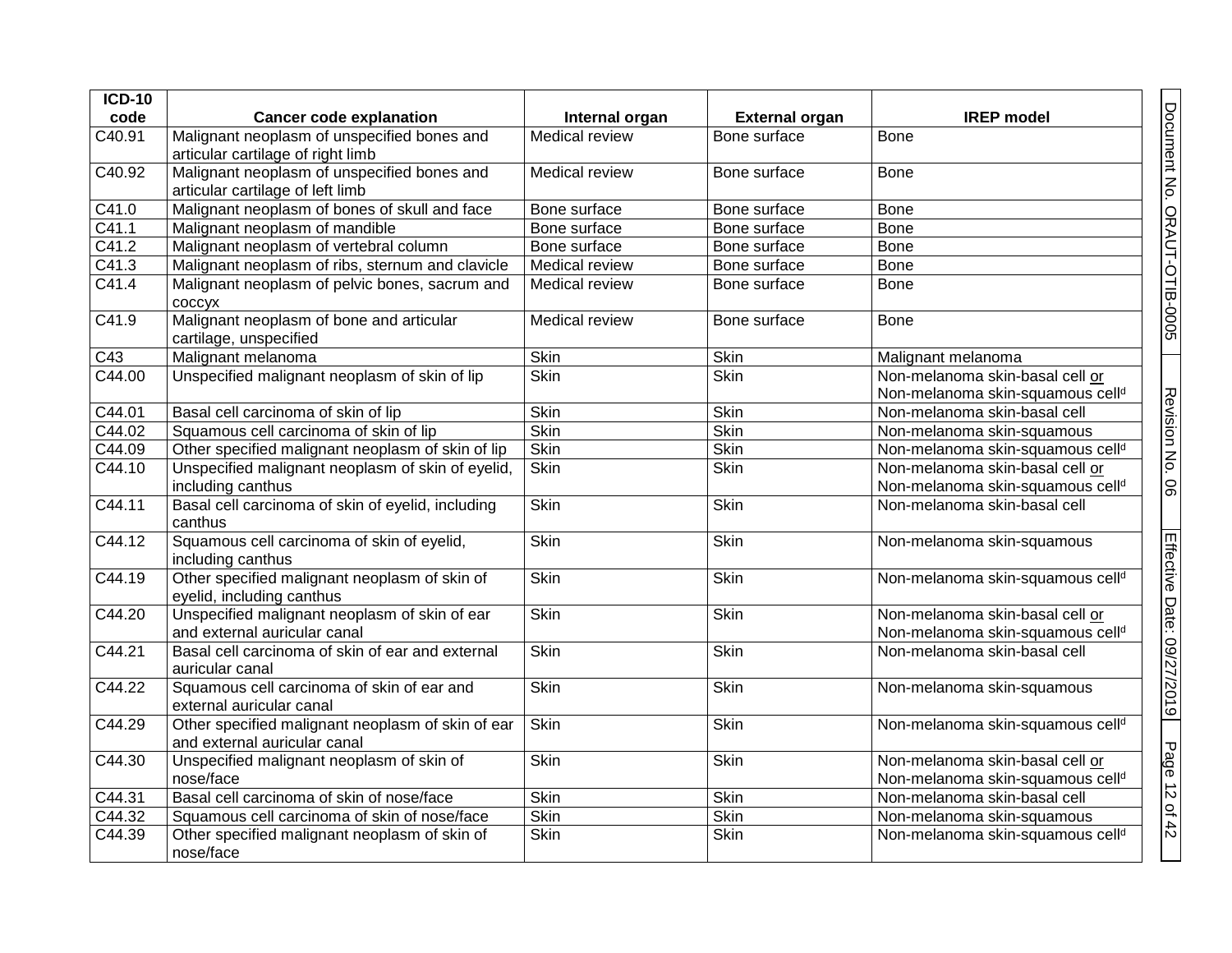| ICD-10 code | Cancer code explanation | Internal organ | External organ | IREP model |
|---|---|---|---|---|
| C40.91 | Malignant neoplasm of unspecified bones and articular cartilage of right limb | Medical review | Bone surface | Bone |
| C40.92 | Malignant neoplasm of unspecified bones and articular cartilage of left limb | Medical review | Bone surface | Bone |
| C41.0 | Malignant neoplasm of bones of skull and face | Bone surface | Bone surface | Bone |
| C41.1 | Malignant neoplasm of mandible | Bone surface | Bone surface | Bone |
| C41.2 | Malignant neoplasm of vertebral column | Bone surface | Bone surface | Bone |
| C41.3 | Malignant neoplasm of ribs, sternum and clavicle | Medical review | Bone surface | Bone |
| C41.4 | Malignant neoplasm of pelvic bones, sacrum and coccyx | Medical review | Bone surface | Bone |
| C41.9 | Malignant neoplasm of bone and articular cartilage, unspecified | Medical review | Bone surface | Bone |
| C43 | Malignant melanoma | Skin | Skin | Malignant melanoma |
| C44.00 | Unspecified malignant neoplasm of skin of lip | Skin | Skin | Non-melanoma skin-basal cell or Non-melanoma skin-squamous cell[d] |
| C44.01 | Basal cell carcinoma of skin of lip | Skin | Skin | Non-melanoma skin-basal cell |
| C44.02 | Squamous cell carcinoma of skin of lip | Skin | Skin | Non-melanoma skin-squamous |
| C44.09 | Other specified malignant neoplasm of skin of lip | Skin | Skin | Non-melanoma skin-squamous cell[d] |
| C44.10 | Unspecified malignant neoplasm of skin of eyelid, including canthus | Skin | Skin | Non-melanoma skin-basal cell or Non-melanoma skin-squamous cell[d] |
| C44.11 | Basal cell carcinoma of skin of eyelid, including canthus | Skin | Skin | Non-melanoma skin-basal cell |
| C44.12 | Squamous cell carcinoma of skin of eyelid, including canthus | Skin | Skin | Non-melanoma skin-squamous |
| C44.19 | Other specified malignant neoplasm of skin of eyelid, including canthus | Skin | Skin | Non-melanoma skin-squamous cell[d] |
| C44.20 | Unspecified malignant neoplasm of skin of ear and external auricular canal | Skin | Skin | Non-melanoma skin-basal cell or Non-melanoma skin-squamous cell[d] |
| C44.21 | Basal cell carcinoma of skin of ear and external auricular canal | Skin | Skin | Non-melanoma skin-basal cell |
| C44.22 | Squamous cell carcinoma of skin of ear and external auricular canal | Skin | Skin | Non-melanoma skin-squamous |
| C44.29 | Other specified malignant neoplasm of skin of ear and external auricular canal | Skin | Skin | Non-melanoma skin-squamous cell[d] |
| C44.30 | Unspecified malignant neoplasm of skin of nose/face | Skin | Skin | Non-melanoma skin-basal cell or Non-melanoma skin-squamous cell[d] |
| C44.31 | Basal cell carcinoma of skin of nose/face | Skin | Skin | Non-melanoma skin-basal cell |
| C44.32 | Squamous cell carcinoma of skin of nose/face | Skin | Skin | Non-melanoma skin-squamous |
| C44.39 | Other specified malignant neoplasm of skin of nose/face | Skin | Skin | Non-melanoma skin-squamous cell[d] |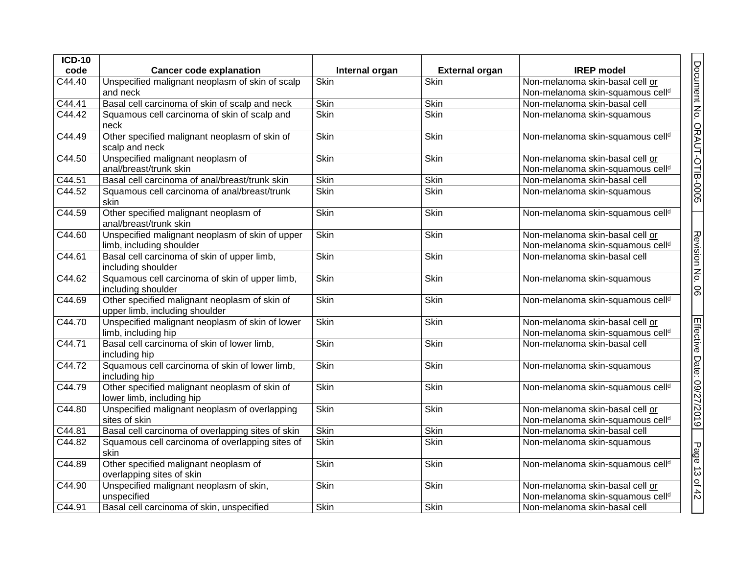| ICD-10 code | Cancer code explanation | Internal organ | External organ | IREP model |
|---|---|---|---|---|
| C44.40 | Unspecified malignant neoplasm of skin of scalp and neck | Skin | Skin | Non-melanoma skin-basal cell or Non-melanoma skin-squamous cell[d] |
| C44.41 | Basal cell carcinoma of skin of scalp and neck | Skin | Skin | Non-melanoma skin-basal cell |
| C44.42 | Squamous cell carcinoma of skin of scalp and neck | Skin | Skin | Non-melanoma skin-squamous |
| C44.49 | Other specified malignant neoplasm of skin of scalp and neck | Skin | Skin | Non-melanoma skin-squamous cell[d] |
| C44.50 | Unspecified malignant neoplasm of anal/breast/trunk skin | Skin | Skin | Non-melanoma skin-basal cell or Non-melanoma skin-squamous cell[d] |
| C44.51 | Basal cell carcinoma of anal/breast/trunk skin | Skin | Skin | Non-melanoma skin-basal cell |
| C44.52 | Squamous cell carcinoma of anal/breast/trunk skin | Skin | Skin | Non-melanoma skin-squamous |
| C44.59 | Other specified malignant neoplasm of anal/breast/trunk skin | Skin | Skin | Non-melanoma skin-squamous cell[d] |
| C44.60 | Unspecified malignant neoplasm of skin of upper limb, including shoulder | Skin | Skin | Non-melanoma skin-basal cell or Non-melanoma skin-squamous cell[d] |
| C44.61 | Basal cell carcinoma of skin of upper limb, including shoulder | Skin | Skin | Non-melanoma skin-basal cell |
| C44.62 | Squamous cell carcinoma of skin of upper limb, including shoulder | Skin | Skin | Non-melanoma skin-squamous |
| C44.69 | Other specified malignant neoplasm of skin of upper limb, including shoulder | Skin | Skin | Non-melanoma skin-squamous cell[d] |
| C44.70 | Unspecified malignant neoplasm of skin of lower limb, including hip | Skin | Skin | Non-melanoma skin-basal cell or Non-melanoma skin-squamous cell[d] |
| C44.71 | Basal cell carcinoma of skin of lower limb, including hip | Skin | Skin | Non-melanoma skin-basal cell |
| C44.72 | Squamous cell carcinoma of skin of lower limb, including hip | Skin | Skin | Non-melanoma skin-squamous |
| C44.79 | Other specified malignant neoplasm of skin of lower limb, including hip | Skin | Skin | Non-melanoma skin-squamous cell[d] |
| C44.80 | Unspecified malignant neoplasm of overlapping sites of skin | Skin | Skin | Non-melanoma skin-basal cell or Non-melanoma skin-squamous cell[d] |
| C44.81 | Basal cell carcinoma of overlapping sites of skin | Skin | Skin | Non-melanoma skin-basal cell |
| C44.82 | Squamous cell carcinoma of overlapping sites of skin | Skin | Skin | Non-melanoma skin-squamous |
| C44.89 | Other specified malignant neoplasm of overlapping sites of skin | Skin | Skin | Non-melanoma skin-squamous cell[d] |
| C44.90 | Unspecified malignant neoplasm of skin, unspecified | Skin | Skin | Non-melanoma skin-basal cell or Non-melanoma skin-squamous cell[d] |
| C44.91 | Basal cell carcinoma of skin, unspecified | Skin | Skin | Non-melanoma skin-basal cell |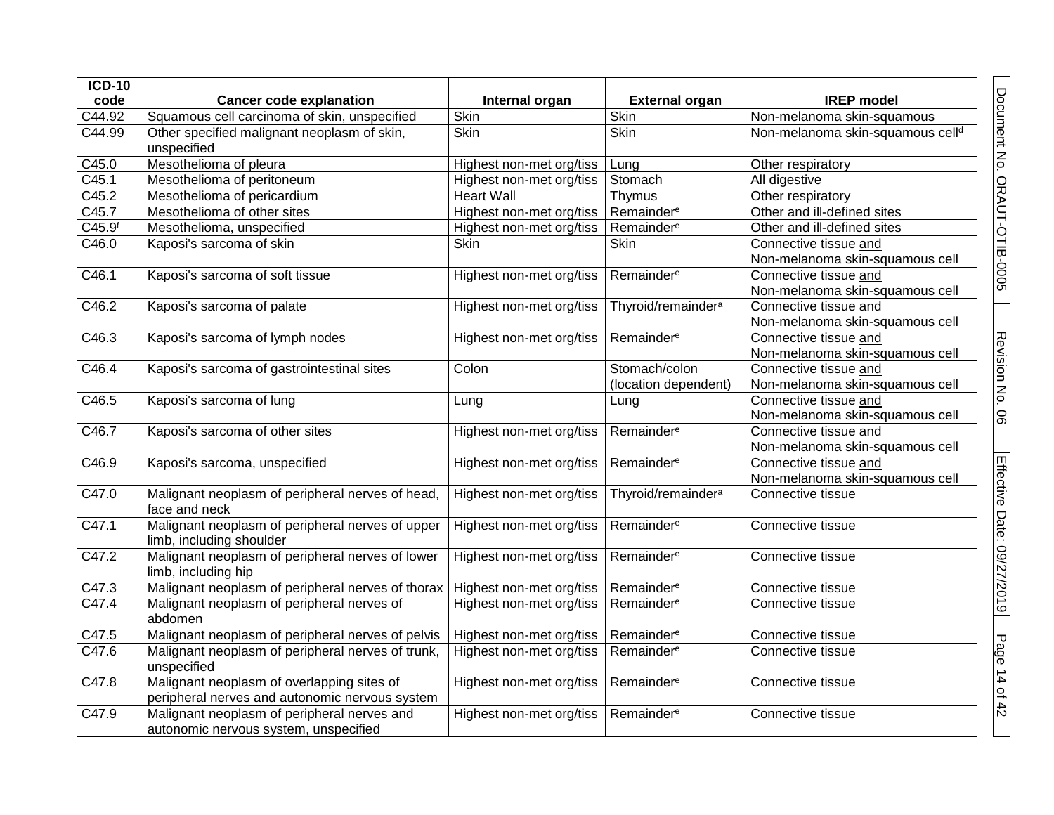| ICD-10 code | Cancer code explanation | Internal organ | External organ | IREP model |
|---|---|---|---|---|
| C44.92 | Squamous cell carcinoma of skin, unspecified | Skin | Skin | Non-melanoma skin-squamous |
| C44.99 | Other specified malignant neoplasm of skin, unspecified | Skin | Skin | Non-melanoma skin-squamous cell[d] |
| C45.0 | Mesothelioma of pleura | Highest non-met org/tiss | Lung | Other respiratory |
| C45.1 | Mesothelioma of peritoneum | Highest non-met org/tiss | Stomach | All digestive |
| C45.2 | Mesothelioma of pericardium | Heart Wall | Thymus | Other respiratory |
| C45.7 | Mesothelioma of other sites | Highest non-met org/tiss | Remainder[e] | Other and ill-defined sites |
| C45.9[f] | Mesothelioma, unspecified | Highest non-met org/tiss | Remainder[e] | Other and ill-defined sites |
| C46.0 | Kaposi's sarcoma of skin | Skin | Skin | Connective tissue and Non-melanoma skin-squamous cell |
| C46.1 | Kaposi's sarcoma of soft tissue | Highest non-met org/tiss | Remainder[e] | Connective tissue and Non-melanoma skin-squamous cell |
| C46.2 | Kaposi's sarcoma of palate | Highest non-met org/tiss | Thyroid/remainder[a] | Connective tissue and Non-melanoma skin-squamous cell |
| C46.3 | Kaposi's sarcoma of lymph nodes | Highest non-met org/tiss | Remainder[e] | Connective tissue and Non-melanoma skin-squamous cell |
| C46.4 | Kaposi's sarcoma of gastrointestinal sites | Colon | Stomach/colon (location dependent) | Connective tissue and Non-melanoma skin-squamous cell |
| C46.5 | Kaposi's sarcoma of lung | Lung | Lung | Connective tissue and Non-melanoma skin-squamous cell |
| C46.7 | Kaposi's sarcoma of other sites | Highest non-met org/tiss | Remainder[e] | Connective tissue and Non-melanoma skin-squamous cell |
| C46.9 | Kaposi's sarcoma, unspecified | Highest non-met org/tiss | Remainder[e] | Connective tissue and Non-melanoma skin-squamous cell |
| C47.0 | Malignant neoplasm of peripheral nerves of head, face and neck | Highest non-met org/tiss | Thyroid/remainder[a] | Connective tissue |
| C47.1 | Malignant neoplasm of peripheral nerves of upper limb, including shoulder | Highest non-met org/tiss | Remainder[e] | Connective tissue |
| C47.2 | Malignant neoplasm of peripheral nerves of lower limb, including hip | Highest non-met org/tiss | Remainder[e] | Connective tissue |
| C47.3 | Malignant neoplasm of peripheral nerves of thorax | Highest non-met org/tiss | Remainder[e] | Connective tissue |
| C47.4 | Malignant neoplasm of peripheral nerves of abdomen | Highest non-met org/tiss | Remainder[e] | Connective tissue |
| C47.5 | Malignant neoplasm of peripheral nerves of pelvis | Highest non-met org/tiss | Remainder[e] | Connective tissue |
| C47.6 | Malignant neoplasm of peripheral nerves of trunk, unspecified | Highest non-met org/tiss | Remainder[e] | Connective tissue |
| C47.8 | Malignant neoplasm of overlapping sites of peripheral nerves and autonomic nervous system | Highest non-met org/tiss | Remainder[e] | Connective tissue |
| C47.9 | Malignant neoplasm of peripheral nerves and autonomic nervous system, unspecified | Highest non-met org/tiss | Remainder[e] | Connective tissue |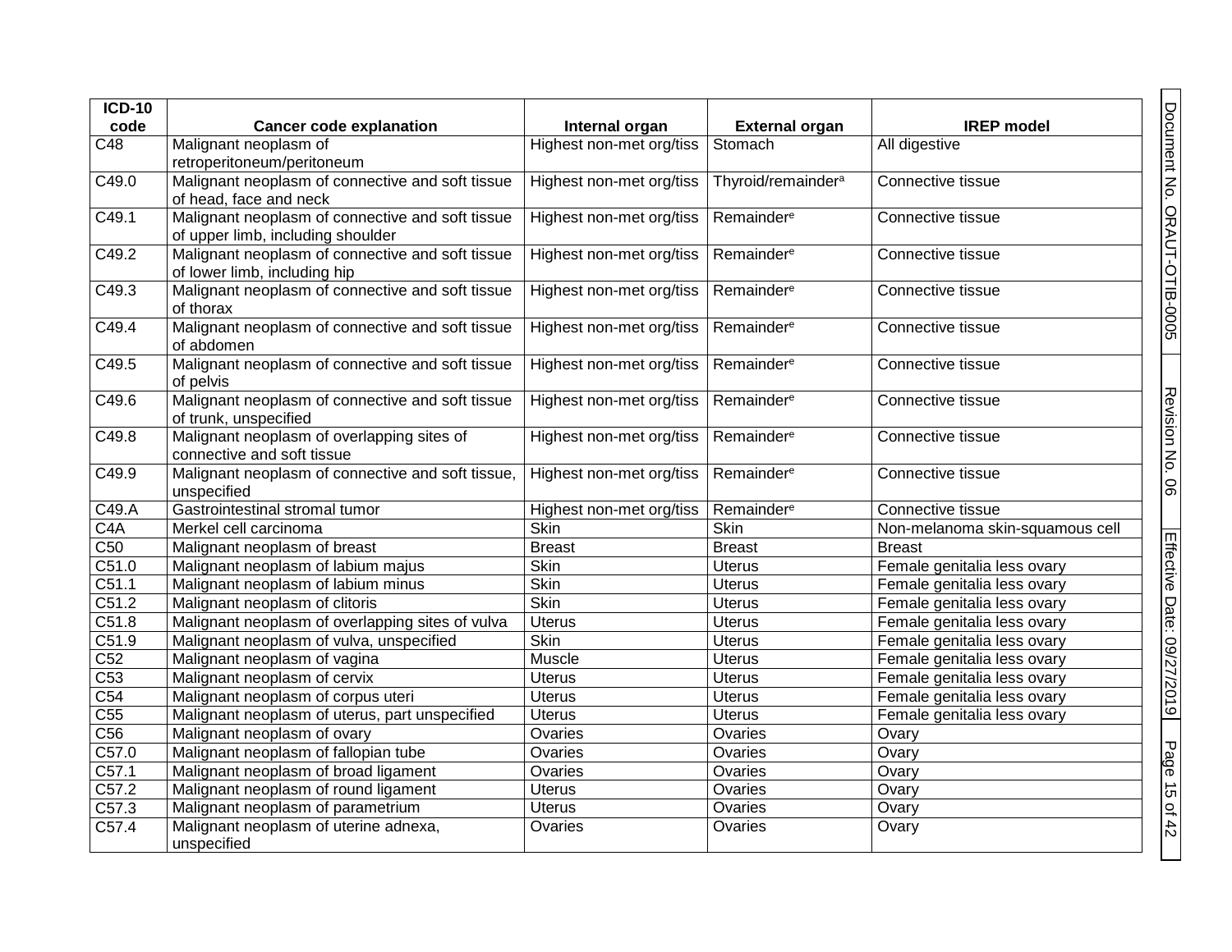| ICD-10 code | Cancer code explanation | Internal organ | External organ | IREP model |
|---|---|---|---|---|
| C48 | Malignant neoplasm of retroperitoneum/peritoneum | Highest non-met org/tiss | Stomach | All digestive |
| C49.0 | Malignant neoplasm of connective and soft tissue of head, face and neck | Highest non-met org/tiss | Thyroid/remainder[a] | Connective tissue |
| C49.1 | Malignant neoplasm of connective and soft tissue of upper limb, including shoulder | Highest non-met org/tiss | Remainder[e] | Connective tissue |
| C49.2 | Malignant neoplasm of connective and soft tissue of lower limb, including hip | Highest non-met org/tiss | Remainder[e] | Connective tissue |
| C49.3 | Malignant neoplasm of connective and soft tissue of thorax | Highest non-met org/tiss | Remainder[e] | Connective tissue |
| C49.4 | Malignant neoplasm of connective and soft tissue of abdomen | Highest non-met org/tiss | Remainder[e] | Connective tissue |
| C49.5 | Malignant neoplasm of connective and soft tissue of pelvis | Highest non-met org/tiss | Remainder[e] | Connective tissue |
| C49.6 | Malignant neoplasm of connective and soft tissue of trunk, unspecified | Highest non-met org/tiss | Remainder[e] | Connective tissue |
| C49.8 | Malignant neoplasm of overlapping sites of connective and soft tissue | Highest non-met org/tiss | Remainder[e] | Connective tissue |
| C49.9 | Malignant neoplasm of connective and soft tissue, unspecified | Highest non-met org/tiss | Remainder[e] | Connective tissue |
| C49.A | Gastrointestinal stromal tumor | Highest non-met org/tiss | Remainder[e] | Connective tissue |
| C4A | Merkel cell carcinoma | Skin | Skin | Non-melanoma skin-squamous cell |
| C50 | Malignant neoplasm of breast | Breast | Breast | Breast |
| C51.0 | Malignant neoplasm of labium majus | Skin | Uterus | Female genitalia less ovary |
| C51.1 | Malignant neoplasm of labium minus | Skin | Uterus | Female genitalia less ovary |
| C51.2 | Malignant neoplasm of clitoris | Skin | Uterus | Female genitalia less ovary |
| C51.8 | Malignant neoplasm of overlapping sites of vulva | Uterus | Uterus | Female genitalia less ovary |
| C51.9 | Malignant neoplasm of vulva, unspecified | Skin | Uterus | Female genitalia less ovary |
| C52 | Malignant neoplasm of vagina | Muscle | Uterus | Female genitalia less ovary |
| C53 | Malignant neoplasm of cervix | Uterus | Uterus | Female genitalia less ovary |
| C54 | Malignant neoplasm of corpus uteri | Uterus | Uterus | Female genitalia less ovary |
| C55 | Malignant neoplasm of uterus, part unspecified | Uterus | Uterus | Female genitalia less ovary |
| C56 | Malignant neoplasm of ovary | Ovaries | Ovaries | Ovary |
| C57.0 | Malignant neoplasm of fallopian tube | Ovaries | Ovaries | Ovary |
| C57.1 | Malignant neoplasm of broad ligament | Ovaries | Ovaries | Ovary |
| C57.2 | Malignant neoplasm of round ligament | Uterus | Ovaries | Ovary |
| C57.3 | Malignant neoplasm of parametrium | Uterus | Ovaries | Ovary |
| C57.4 | Malignant neoplasm of uterine adnexa, unspecified | Ovaries | Ovaries | Ovary |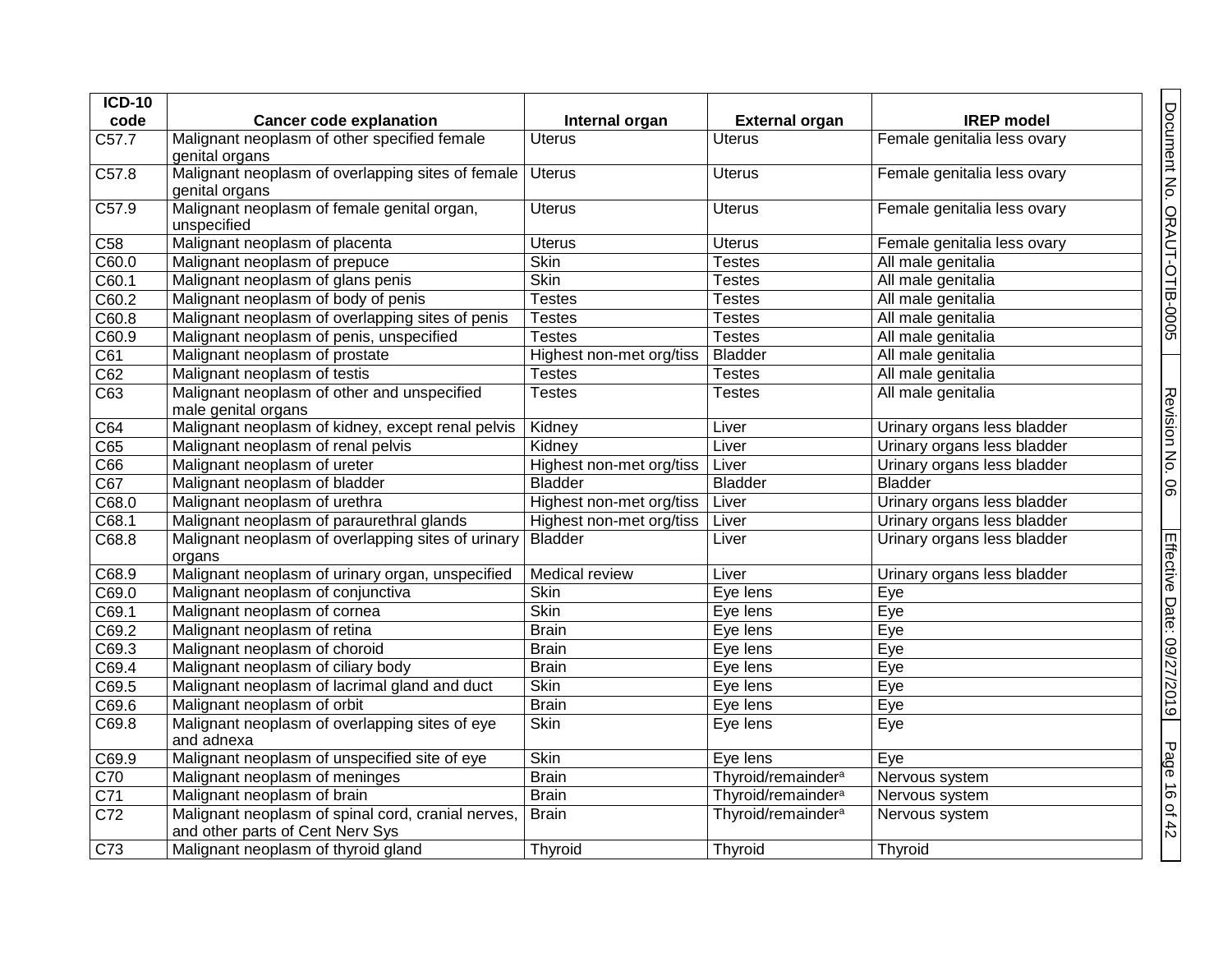| ICD-10 code | Cancer code explanation | Internal organ | External organ | IREP model |
|---|---|---|---|---|
| C57.7 | Malignant neoplasm of other specified female genital organs | Uterus | Uterus | Female genitalia less ovary |
| C57.8 | Malignant neoplasm of overlapping sites of female genital organs | Uterus | Uterus | Female genitalia less ovary |
| C57.9 | Malignant neoplasm of female genital organ, unspecified | Uterus | Uterus | Female genitalia less ovary |
| C58 | Malignant neoplasm of placenta | Uterus | Uterus | Female genitalia less ovary |
| C60.0 | Malignant neoplasm of prepuce | Skin | Testes | All male genitalia |
| C60.1 | Malignant neoplasm of glans penis | Skin | Testes | All male genitalia |
| C60.2 | Malignant neoplasm of body of penis | Testes | Testes | All male genitalia |
| C60.8 | Malignant neoplasm of overlapping sites of penis | Testes | Testes | All male genitalia |
| C60.9 | Malignant neoplasm of penis, unspecified | Testes | Testes | All male genitalia |
| C61 | Malignant neoplasm of prostate | Highest non-met org/tiss | Bladder | All male genitalia |
| C62 | Malignant neoplasm of testis | Testes | Testes | All male genitalia |
| C63 | Malignant neoplasm of other and unspecified male genital organs | Testes | Testes | All male genitalia |
| C64 | Malignant neoplasm of kidney, except renal pelvis | Kidney | Liver | Urinary organs less bladder |
| C65 | Malignant neoplasm of renal pelvis | Kidney | Liver | Urinary organs less bladder |
| C66 | Malignant neoplasm of ureter | Highest non-met org/tiss | Liver | Urinary organs less bladder |
| C67 | Malignant neoplasm of bladder | Bladder | Bladder | Bladder |
| C68.0 | Malignant neoplasm of urethra | Highest non-met org/tiss | Liver | Urinary organs less bladder |
| C68.1 | Malignant neoplasm of paraurethral glands | Highest non-met org/tiss | Liver | Urinary organs less bladder |
| C68.8 | Malignant neoplasm of overlapping sites of urinary organs | Bladder | Liver | Urinary organs less bladder |
| C68.9 | Malignant neoplasm of urinary organ, unspecified | Medical review | Liver | Urinary organs less bladder |
| C69.0 | Malignant neoplasm of conjunctiva | Skin | Eye lens | Eye |
| C69.1 | Malignant neoplasm of cornea | Skin | Eye lens | Eye |
| C69.2 | Malignant neoplasm of retina | Brain | Eye lens | Eye |
| C69.3 | Malignant neoplasm of choroid | Brain | Eye lens | Eye |
| C69.4 | Malignant neoplasm of ciliary body | Brain | Eye lens | Eye |
| C69.5 | Malignant neoplasm of lacrimal gland and duct | Skin | Eye lens | Eye |
| C69.6 | Malignant neoplasm of orbit | Brain | Eye lens | Eye |
| C69.8 | Malignant neoplasm of overlapping sites of eye and adnexa | Skin | Eye lens | Eye |
| C69.9 | Malignant neoplasm of unspecified site of eye | Skin | Eye lens | Eye |
| C70 | Malignant neoplasm of meninges | Brain | Thyroid/remainder[a] | Nervous system |
| C71 | Malignant neoplasm of brain | Brain | Thyroid/remainder[a] | Nervous system |
| C72 | Malignant neoplasm of spinal cord, cranial nerves, and other parts of Cent Nerv Sys | Brain | Thyroid/remainder[a] | Nervous system |
| C73 | Malignant neoplasm of thyroid gland | Thyroid | Thyroid | Thyroid |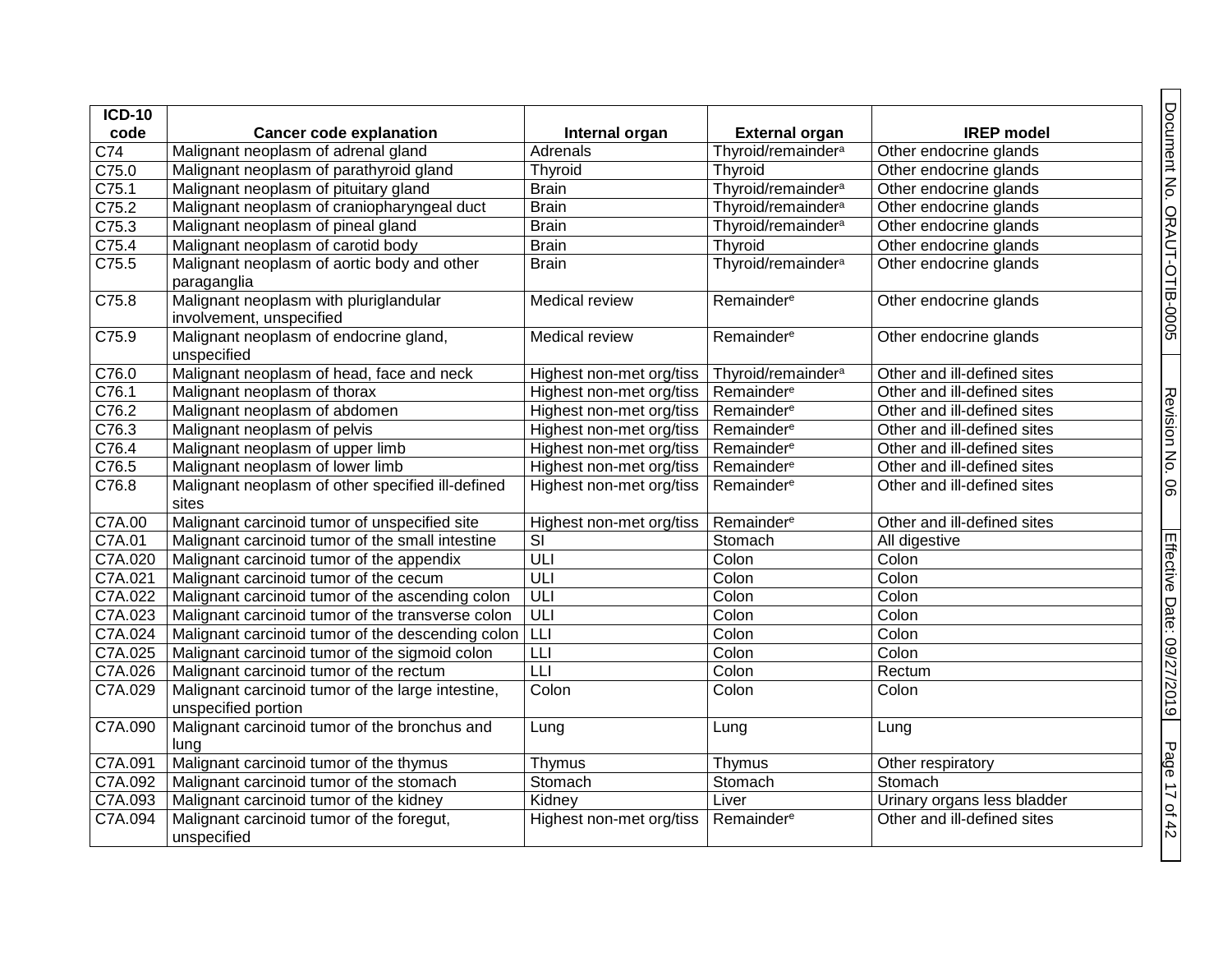| ICD-10 code | Cancer code explanation | Internal organ | External organ | IREP model |
|---|---|---|---|---|
| C74 | Malignant neoplasm of adrenal gland | Adrenals | Thyroid/remainder[a] | Other endocrine glands |
| C75.0 | Malignant neoplasm of parathyroid gland | Thyroid | Thyroid | Other endocrine glands |
| C75.1 | Malignant neoplasm of pituitary gland | Brain | Thyroid/remainder[a] | Other endocrine glands |
| C75.2 | Malignant neoplasm of craniopharyngeal duct | Brain | Thyroid/remainder[a] | Other endocrine glands |
| C75.3 | Malignant neoplasm of pineal gland | Brain | Thyroid/remainder[a] | Other endocrine glands |
| C75.4 | Malignant neoplasm of carotid body | Brain | Thyroid | Other endocrine glands |
| C75.5 | Malignant neoplasm of aortic body and other paraganglia | Brain | Thyroid/remainder[a] | Other endocrine glands |
| C75.8 | Malignant neoplasm with pluriglandular involvement, unspecified | Medical review | Remainder[e] | Other endocrine glands |
| C75.9 | Malignant neoplasm of endocrine gland, unspecified | Medical review | Remainder[e] | Other endocrine glands |
| C76.0 | Malignant neoplasm of head, face and neck | Highest non-met org/tiss | Thyroid/remainder[a] | Other and ill-defined sites |
| C76.1 | Malignant neoplasm of thorax | Highest non-met org/tiss | Remainder[e] | Other and ill-defined sites |
| C76.2 | Malignant neoplasm of abdomen | Highest non-met org/tiss | Remainder[e] | Other and ill-defined sites |
| C76.3 | Malignant neoplasm of pelvis | Highest non-met org/tiss | Remainder[e] | Other and ill-defined sites |
| C76.4 | Malignant neoplasm of upper limb | Highest non-met org/tiss | Remainder[e] | Other and ill-defined sites |
| C76.5 | Malignant neoplasm of lower limb | Highest non-met org/tiss | Remainder[e] | Other and ill-defined sites |
| C76.8 | Malignant neoplasm of other specified ill-defined sites | Highest non-met org/tiss | Remainder[e] | Other and ill-defined sites |
| C7A.00 | Malignant carcinoid tumor of unspecified site | Highest non-met org/tiss | Remainder[e] | Other and ill-defined sites |
| C7A.01 | Malignant carcinoid tumor of the small intestine | SI | Stomach | All digestive |
| C7A.020 | Malignant carcinoid tumor of the appendix | ULI | Colon | Colon |
| C7A.021 | Malignant carcinoid tumor of the cecum | ULI | Colon | Colon |
| C7A.022 | Malignant carcinoid tumor of the ascending colon | ULI | Colon | Colon |
| C7A.023 | Malignant carcinoid tumor of the transverse colon | ULI | Colon | Colon |
| C7A.024 | Malignant carcinoid tumor of the descending colon | LLI | Colon | Colon |
| C7A.025 | Malignant carcinoid tumor of the sigmoid colon | LLI | Colon | Colon |
| C7A.026 | Malignant carcinoid tumor of the rectum | LLI | Colon | Rectum |
| C7A.029 | Malignant carcinoid tumor of the large intestine, unspecified portion | Colon | Colon | Colon |
| C7A.090 | Malignant carcinoid tumor of the bronchus and lung | Lung | Lung | Lung |
| C7A.091 | Malignant carcinoid tumor of the thymus | Thymus | Thymus | Other respiratory |
| C7A.092 | Malignant carcinoid tumor of the stomach | Stomach | Stomach | Stomach |
| C7A.093 | Malignant carcinoid tumor of the kidney | Kidney | Liver | Urinary organs less bladder |
| C7A.094 | Malignant carcinoid tumor of the foregut, unspecified | Highest non-met org/tiss | Remainder[e] | Other and ill-defined sites |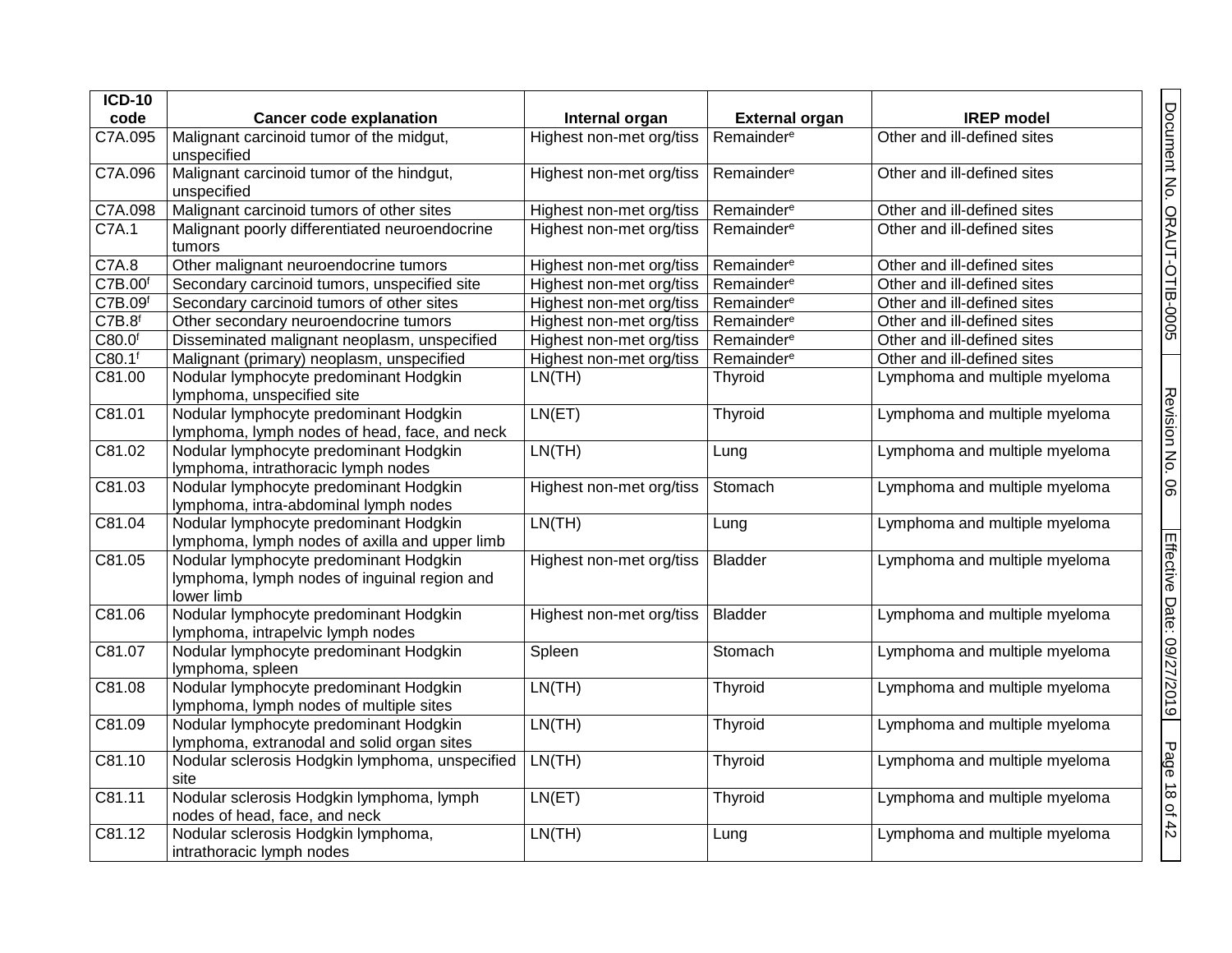| ICD-10 code | Cancer code explanation | Internal organ | External organ | IREP model |
|---|---|---|---|---|
| C7A.095 | Malignant carcinoid tumor of the midgut, unspecified | Highest non-met org/tiss | Remainder[e] | Other and ill-defined sites |
| C7A.096 | Malignant carcinoid tumor of the hindgut, unspecified | Highest non-met org/tiss | Remainder[e] | Other and ill-defined sites |
| C7A.098 | Malignant carcinoid tumors of other sites | Highest non-met org/tiss | Remainder[e] | Other and ill-defined sites |
| C7A.1 | Malignant poorly differentiated neuroendocrine tumors | Highest non-met org/tiss | Remainder[e] | Other and ill-defined sites |
| C7A.8 | Other malignant neuroendocrine tumors | Highest non-met org/tiss | Remainder[e] | Other and ill-defined sites |
| C7B.00[f] | Secondary carcinoid tumors, unspecified site | Highest non-met org/tiss | Remainder[e] | Other and ill-defined sites |
| C7B.09[f] | Secondary carcinoid tumors of other sites | Highest non-met org/tiss | Remainder[e] | Other and ill-defined sites |
| C7B.8[f] | Other secondary neuroendocrine tumors | Highest non-met org/tiss | Remainder[e] | Other and ill-defined sites |
| C80.0[f] | Disseminated malignant neoplasm, unspecified | Highest non-met org/tiss | Remainder[e] | Other and ill-defined sites |
| C80.1[f] | Malignant (primary) neoplasm, unspecified | Highest non-met org/tiss | Remainder[e] | Other and ill-defined sites |
| C81.00 | Nodular lymphocyte predominant Hodgkin lymphoma, unspecified site | LN(TH) | Thyroid | Lymphoma and multiple myeloma |
| C81.01 | Nodular lymphocyte predominant Hodgkin lymphoma, lymph nodes of head, face, and neck | LN(ET) | Thyroid | Lymphoma and multiple myeloma |
| C81.02 | Nodular lymphocyte predominant Hodgkin lymphoma, intrathoracic lymph nodes | LN(TH) | Lung | Lymphoma and multiple myeloma |
| C81.03 | Nodular lymphocyte predominant Hodgkin lymphoma, intra-abdominal lymph nodes | Highest non-met org/tiss | Stomach | Lymphoma and multiple myeloma |
| C81.04 | Nodular lymphocyte predominant Hodgkin lymphoma, lymph nodes of axilla and upper limb | LN(TH) | Lung | Lymphoma and multiple myeloma |
| C81.05 | Nodular lymphocyte predominant Hodgkin lymphoma, lymph nodes of inguinal region and lower limb | Highest non-met org/tiss | Bladder | Lymphoma and multiple myeloma |
| C81.06 | Nodular lymphocyte predominant Hodgkin lymphoma, intrapelvic lymph nodes | Highest non-met org/tiss | Bladder | Lymphoma and multiple myeloma |
| C81.07 | Nodular lymphocyte predominant Hodgkin lymphoma, spleen | Spleen | Stomach | Lymphoma and multiple myeloma |
| C81.08 | Nodular lymphocyte predominant Hodgkin lymphoma, lymph nodes of multiple sites | LN(TH) | Thyroid | Lymphoma and multiple myeloma |
| C81.09 | Nodular lymphocyte predominant Hodgkin lymphoma, extranodal and solid organ sites | LN(TH) | Thyroid | Lymphoma and multiple myeloma |
| C81.10 | Nodular sclerosis Hodgkin lymphoma, unspecified site | LN(TH) | Thyroid | Lymphoma and multiple myeloma |
| C81.11 | Nodular sclerosis Hodgkin lymphoma, lymph nodes of head, face, and neck | LN(ET) | Thyroid | Lymphoma and multiple myeloma |
| C81.12 | Nodular sclerosis Hodgkin lymphoma, intrathoracic lymph nodes | LN(TH) | Lung | Lymphoma and multiple myeloma |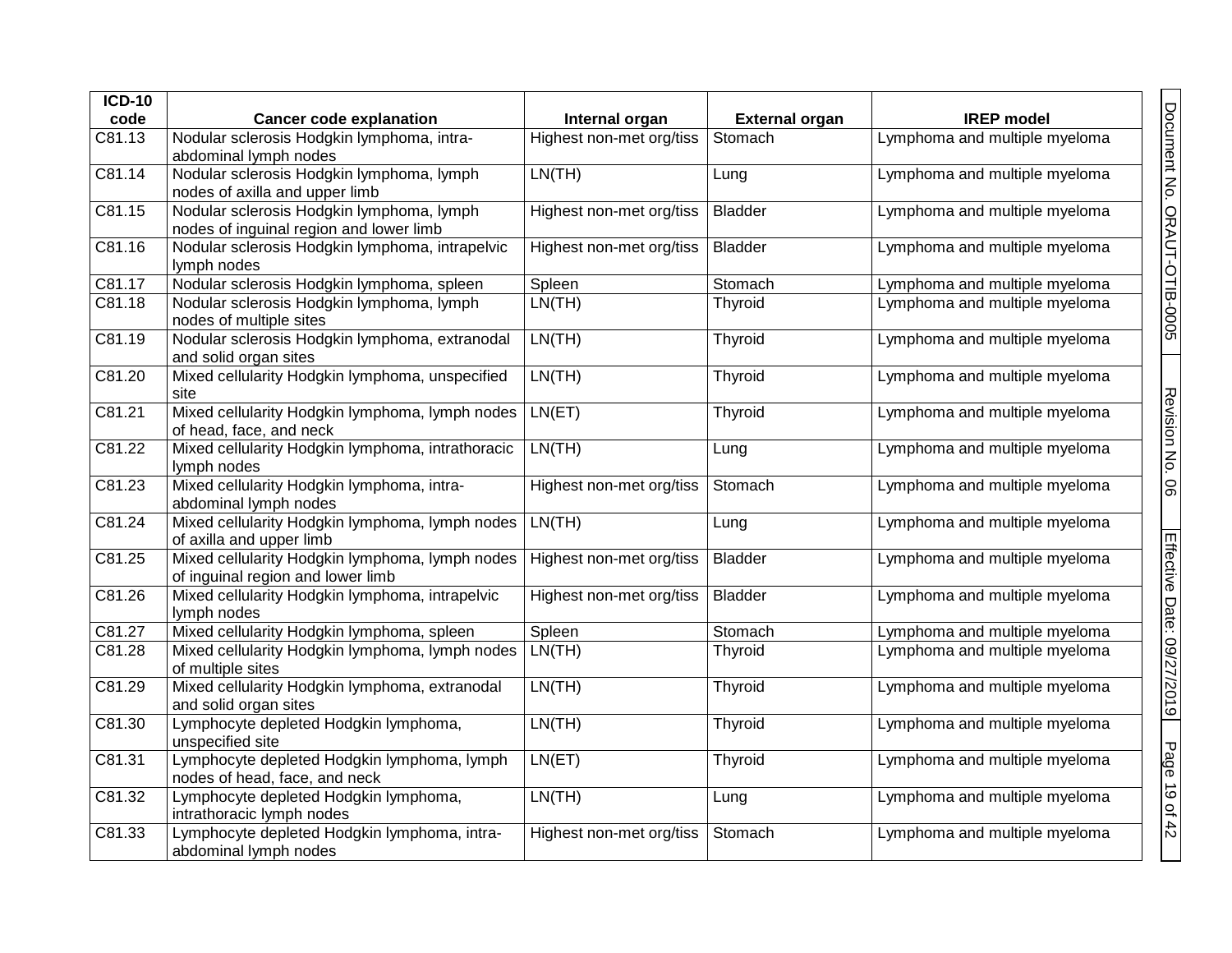| ICD-10 code | Cancer code explanation | Internal organ | External organ | IREP model |
|---|---|---|---|---|
| C81.13 | Nodular sclerosis Hodgkin lymphoma, intra-abdominal lymph nodes | Highest non-met org/tiss | Stomach | Lymphoma and multiple myeloma |
| C81.14 | Nodular sclerosis Hodgkin lymphoma, lymph nodes of axilla and upper limb | LN(TH) | Lung | Lymphoma and multiple myeloma |
| C81.15 | Nodular sclerosis Hodgkin lymphoma, lymph nodes of inguinal region and lower limb | Highest non-met org/tiss | Bladder | Lymphoma and multiple myeloma |
| C81.16 | Nodular sclerosis Hodgkin lymphoma, intrapelvic lymph nodes | Highest non-met org/tiss | Bladder | Lymphoma and multiple myeloma |
| C81.17 | Nodular sclerosis Hodgkin lymphoma, spleen | Spleen | Stomach | Lymphoma and multiple myeloma |
| C81.18 | Nodular sclerosis Hodgkin lymphoma, lymph nodes of multiple sites | LN(TH) | Thyroid | Lymphoma and multiple myeloma |
| C81.19 | Nodular sclerosis Hodgkin lymphoma, extranodal and solid organ sites | LN(TH) | Thyroid | Lymphoma and multiple myeloma |
| C81.20 | Mixed cellularity Hodgkin lymphoma, unspecified site | LN(TH) | Thyroid | Lymphoma and multiple myeloma |
| C81.21 | Mixed cellularity Hodgkin lymphoma, lymph nodes of head, face, and neck | LN(ET) | Thyroid | Lymphoma and multiple myeloma |
| C81.22 | Mixed cellularity Hodgkin lymphoma, intrathoracic lymph nodes | LN(TH) | Lung | Lymphoma and multiple myeloma |
| C81.23 | Mixed cellularity Hodgkin lymphoma, intra-abdominal lymph nodes | Highest non-met org/tiss | Stomach | Lymphoma and multiple myeloma |
| C81.24 | Mixed cellularity Hodgkin lymphoma, lymph nodes of axilla and upper limb | LN(TH) | Lung | Lymphoma and multiple myeloma |
| C81.25 | Mixed cellularity Hodgkin lymphoma, lymph nodes of inguinal region and lower limb | Highest non-met org/tiss | Bladder | Lymphoma and multiple myeloma |
| C81.26 | Mixed cellularity Hodgkin lymphoma, intrapelvic lymph nodes | Highest non-met org/tiss | Bladder | Lymphoma and multiple myeloma |
| C81.27 | Mixed cellularity Hodgkin lymphoma, spleen | Spleen | Stomach | Lymphoma and multiple myeloma |
| C81.28 | Mixed cellularity Hodgkin lymphoma, lymph nodes of multiple sites | LN(TH) | Thyroid | Lymphoma and multiple myeloma |
| C81.29 | Mixed cellularity Hodgkin lymphoma, extranodal and solid organ sites | LN(TH) | Thyroid | Lymphoma and multiple myeloma |
| C81.30 | Lymphocyte depleted Hodgkin lymphoma, unspecified site | LN(TH) | Thyroid | Lymphoma and multiple myeloma |
| C81.31 | Lymphocyte depleted Hodgkin lymphoma, lymph nodes of head, face, and neck | LN(ET) | Thyroid | Lymphoma and multiple myeloma |
| C81.32 | Lymphocyte depleted Hodgkin lymphoma, intrathoracic lymph nodes | LN(TH) | Lung | Lymphoma and multiple myeloma |
| C81.33 | Lymphocyte depleted Hodgkin lymphoma, intra-abdominal lymph nodes | Highest non-met org/tiss | Stomach | Lymphoma and multiple myeloma |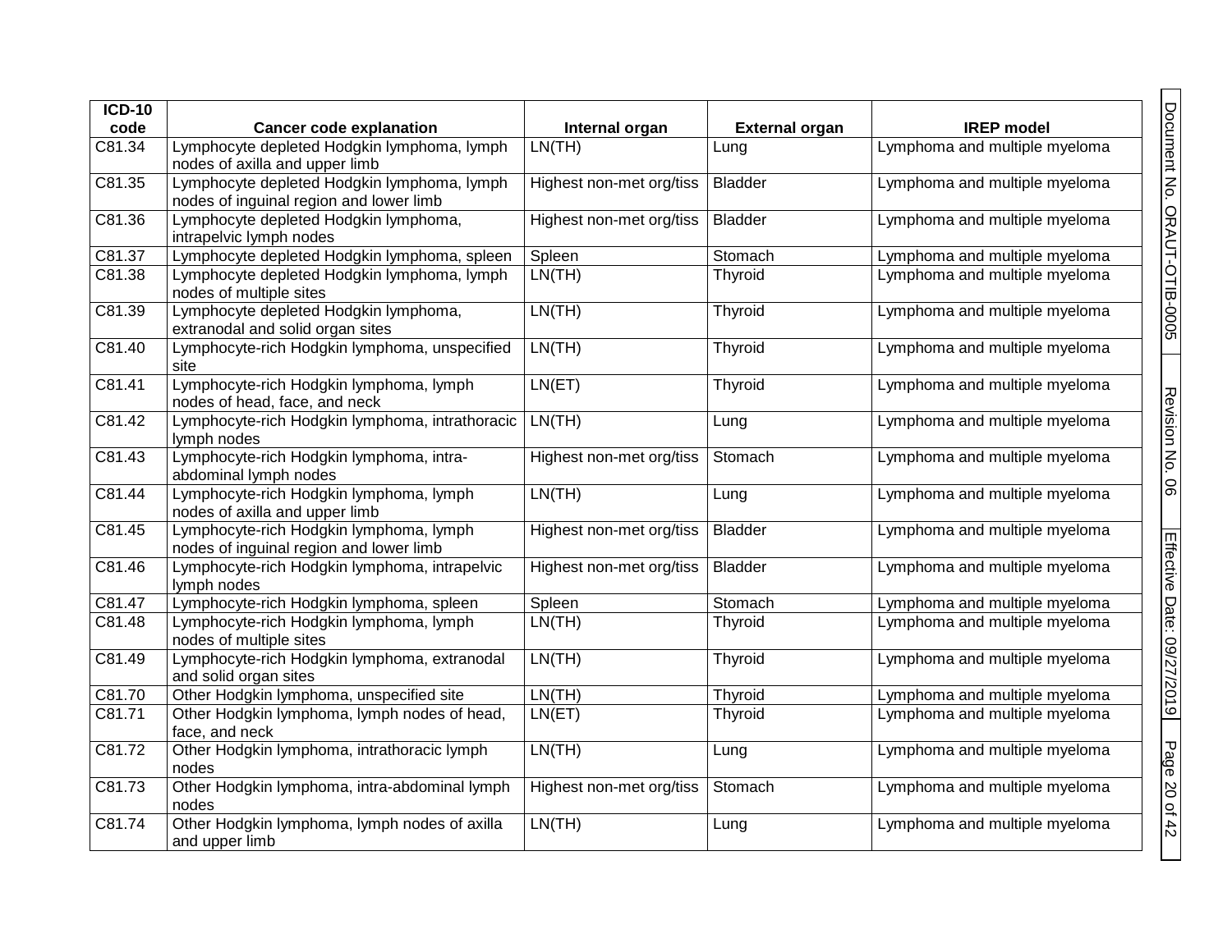| ICD-10 code | Cancer code explanation | Internal organ | External organ | IREP model |
|---|---|---|---|---|
| C81.34 | Lymphocyte depleted Hodgkin lymphoma, lymph nodes of axilla and upper limb | LN(TH) | Lung | Lymphoma and multiple myeloma |
| C81.35 | Lymphocyte depleted Hodgkin lymphoma, lymph nodes of inguinal region and lower limb | Highest non-met org/tiss | Bladder | Lymphoma and multiple myeloma |
| C81.36 | Lymphocyte depleted Hodgkin lymphoma, intrapelvic lymph nodes | Highest non-met org/tiss | Bladder | Lymphoma and multiple myeloma |
| C81.37 | Lymphocyte depleted Hodgkin lymphoma, spleen | Spleen | Stomach | Lymphoma and multiple myeloma |
| C81.38 | Lymphocyte depleted Hodgkin lymphoma, lymph nodes of multiple sites | LN(TH) | Thyroid | Lymphoma and multiple myeloma |
| C81.39 | Lymphocyte depleted Hodgkin lymphoma, extranodal and solid organ sites | LN(TH) | Thyroid | Lymphoma and multiple myeloma |
| C81.40 | Lymphocyte-rich Hodgkin lymphoma, unspecified site | LN(TH) | Thyroid | Lymphoma and multiple myeloma |
| C81.41 | Lymphocyte-rich Hodgkin lymphoma, lymph nodes of head, face, and neck | LN(ET) | Thyroid | Lymphoma and multiple myeloma |
| C81.42 | Lymphocyte-rich Hodgkin lymphoma, intrathoracic lymph nodes | LN(TH) | Lung | Lymphoma and multiple myeloma |
| C81.43 | Lymphocyte-rich Hodgkin lymphoma, intra-abdominal lymph nodes | Highest non-met org/tiss | Stomach | Lymphoma and multiple myeloma |
| C81.44 | Lymphocyte-rich Hodgkin lymphoma, lymph nodes of axilla and upper limb | LN(TH) | Lung | Lymphoma and multiple myeloma |
| C81.45 | Lymphocyte-rich Hodgkin lymphoma, lymph nodes of inguinal region and lower limb | Highest non-met org/tiss | Bladder | Lymphoma and multiple myeloma |
| C81.46 | Lymphocyte-rich Hodgkin lymphoma, intrapelvic lymph nodes | Highest non-met org/tiss | Bladder | Lymphoma and multiple myeloma |
| C81.47 | Lymphocyte-rich Hodgkin lymphoma, spleen | Spleen | Stomach | Lymphoma and multiple myeloma |
| C81.48 | Lymphocyte-rich Hodgkin lymphoma, lymph nodes of multiple sites | LN(TH) | Thyroid | Lymphoma and multiple myeloma |
| C81.49 | Lymphocyte-rich Hodgkin lymphoma, extranodal and solid organ sites | LN(TH) | Thyroid | Lymphoma and multiple myeloma |
| C81.70 | Other Hodgkin lymphoma, unspecified site | LN(TH) | Thyroid | Lymphoma and multiple myeloma |
| C81.71 | Other Hodgkin lymphoma, lymph nodes of head, face, and neck | LN(ET) | Thyroid | Lymphoma and multiple myeloma |
| C81.72 | Other Hodgkin lymphoma, intrathoracic lymph nodes | LN(TH) | Lung | Lymphoma and multiple myeloma |
| C81.73 | Other Hodgkin lymphoma, intra-abdominal lymph nodes | Highest non-met org/tiss | Stomach | Lymphoma and multiple myeloma |
| C81.74 | Other Hodgkin lymphoma, lymph nodes of axilla and upper limb | LN(TH) | Lung | Lymphoma and multiple myeloma |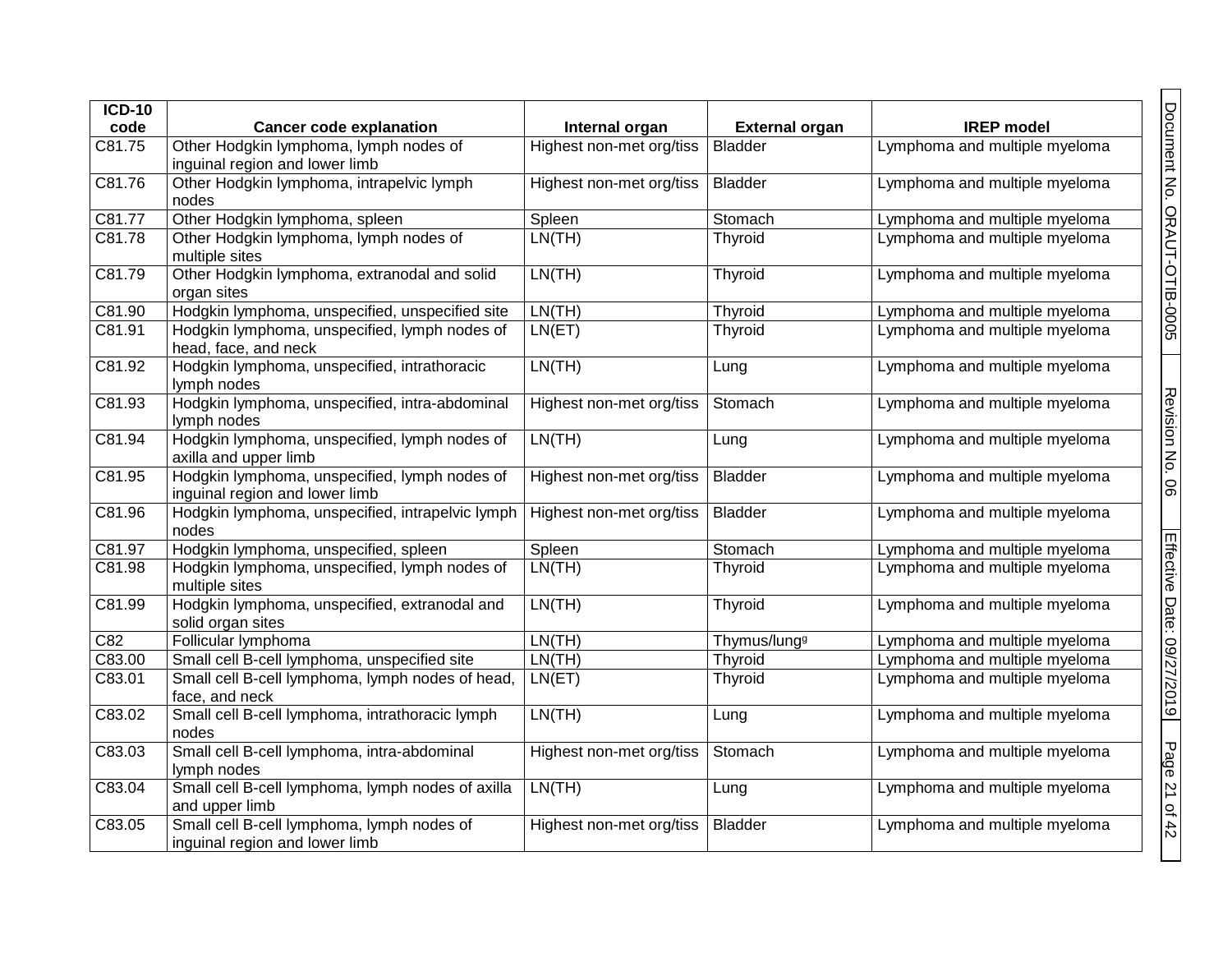| ICD-10 code | Cancer code explanation | Internal organ | External organ | IREP model |
|---|---|---|---|---|
| C81.75 | Other Hodgkin lymphoma, lymph nodes of inguinal region and lower limb | Highest non-met org/tiss | Bladder | Lymphoma and multiple myeloma |
| C81.76 | Other Hodgkin lymphoma, intrapelvic lymph nodes | Highest non-met org/tiss | Bladder | Lymphoma and multiple myeloma |
| C81.77 | Other Hodgkin lymphoma, spleen | Spleen | Stomach | Lymphoma and multiple myeloma |
| C81.78 | Other Hodgkin lymphoma, lymph nodes of multiple sites | LN(TH) | Thyroid | Lymphoma and multiple myeloma |
| C81.79 | Other Hodgkin lymphoma, extranodal and solid organ sites | LN(TH) | Thyroid | Lymphoma and multiple myeloma |
| C81.90 | Hodgkin lymphoma, unspecified, unspecified site | LN(TH) | Thyroid | Lymphoma and multiple myeloma |
| C81.91 | Hodgkin lymphoma, unspecified, lymph nodes of head, face, and neck | LN(ET) | Thyroid | Lymphoma and multiple myeloma |
| C81.92 | Hodgkin lymphoma, unspecified, intrathoracic lymph nodes | LN(TH) | Lung | Lymphoma and multiple myeloma |
| C81.93 | Hodgkin lymphoma, unspecified, intra-abdominal lymph nodes | Highest non-met org/tiss | Stomach | Lymphoma and multiple myeloma |
| C81.94 | Hodgkin lymphoma, unspecified, lymph nodes of axilla and upper limb | LN(TH) | Lung | Lymphoma and multiple myeloma |
| C81.95 | Hodgkin lymphoma, unspecified, lymph nodes of inguinal region and lower limb | Highest non-met org/tiss | Bladder | Lymphoma and multiple myeloma |
| C81.96 | Hodgkin lymphoma, unspecified, intrapelvic lymph nodes | Highest non-met org/tiss | Bladder | Lymphoma and multiple myeloma |
| C81.97 | Hodgkin lymphoma, unspecified, spleen | Spleen | Stomach | Lymphoma and multiple myeloma |
| C81.98 | Hodgkin lymphoma, unspecified, lymph nodes of multiple sites | LN(TH) | Thyroid | Lymphoma and multiple myeloma |
| C81.99 | Hodgkin lymphoma, unspecified, extranodal and solid organ sites | LN(TH) | Thyroid | Lymphoma and multiple myeloma |
| C82 | Follicular lymphoma | LN(TH) | Thymus/lung[g] | Lymphoma and multiple myeloma |
| C83.00 | Small cell B-cell lymphoma, unspecified site | LN(TH) | Thyroid | Lymphoma and multiple myeloma |
| C83.01 | Small cell B-cell lymphoma, lymph nodes of head, face, and neck | LN(ET) | Thyroid | Lymphoma and multiple myeloma |
| C83.02 | Small cell B-cell lymphoma, intrathoracic lymph nodes | LN(TH) | Lung | Lymphoma and multiple myeloma |
| C83.03 | Small cell B-cell lymphoma, intra-abdominal lymph nodes | Highest non-met org/tiss | Stomach | Lymphoma and multiple myeloma |
| C83.04 | Small cell B-cell lymphoma, lymph nodes of axilla and upper limb | LN(TH) | Lung | Lymphoma and multiple myeloma |
| C83.05 | Small cell B-cell lymphoma, lymph nodes of inguinal region and lower limb | Highest non-met org/tiss | Bladder | Lymphoma and multiple myeloma |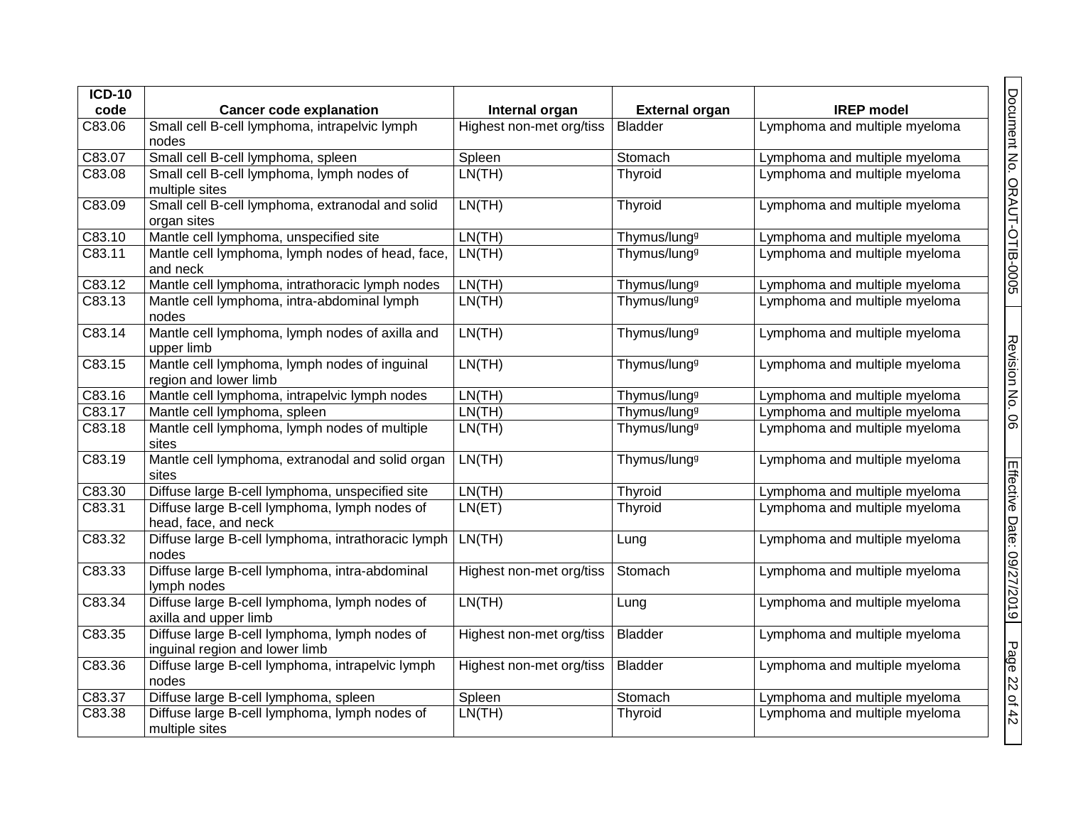| ICD-10 code | Cancer code explanation | Internal organ | External organ | IREP model |
|---|---|---|---|---|
| C83.06 | Small cell B-cell lymphoma, intrapelvic lymph nodes | Highest non-met org/tiss | Bladder | Lymphoma and multiple myeloma |
| C83.07 | Small cell B-cell lymphoma, spleen | Spleen | Stomach | Lymphoma and multiple myeloma |
| C83.08 | Small cell B-cell lymphoma, lymph nodes of multiple sites | LN(TH) | Thyroid | Lymphoma and multiple myeloma |
| C83.09 | Small cell B-cell lymphoma, extranodal and solid organ sites | LN(TH) | Thyroid | Lymphoma and multiple myeloma |
| C83.10 | Mantle cell lymphoma, unspecified site | LN(TH) | Thymus/lung[g] | Lymphoma and multiple myeloma |
| C83.11 | Mantle cell lymphoma, lymph nodes of head, face, and neck | LN(TH) | Thymus/lung[g] | Lymphoma and multiple myeloma |
| C83.12 | Mantle cell lymphoma, intrathoracic lymph nodes | LN(TH) | Thymus/lung[g] | Lymphoma and multiple myeloma |
| C83.13 | Mantle cell lymphoma, intra-abdominal lymph nodes | LN(TH) | Thymus/lung[g] | Lymphoma and multiple myeloma |
| C83.14 | Mantle cell lymphoma, lymph nodes of axilla and upper limb | LN(TH) | Thymus/lung[g] | Lymphoma and multiple myeloma |
| C83.15 | Mantle cell lymphoma, lymph nodes of inguinal region and lower limb | LN(TH) | Thymus/lung[g] | Lymphoma and multiple myeloma |
| C83.16 | Mantle cell lymphoma, intrapelvic lymph nodes | LN(TH) | Thymus/lung[g] | Lymphoma and multiple myeloma |
| C83.17 | Mantle cell lymphoma, spleen | LN(TH) | Thymus/lung[g] | Lymphoma and multiple myeloma |
| C83.18 | Mantle cell lymphoma, lymph nodes of multiple sites | LN(TH) | Thymus/lung[g] | Lymphoma and multiple myeloma |
| C83.19 | Mantle cell lymphoma, extranodal and solid organ sites | LN(TH) | Thymus/lung[g] | Lymphoma and multiple myeloma |
| C83.30 | Diffuse large B-cell lymphoma, unspecified site | LN(TH) | Thyroid | Lymphoma and multiple myeloma |
| C83.31 | Diffuse large B-cell lymphoma, lymph nodes of head, face, and neck | LN(ET) | Thyroid | Lymphoma and multiple myeloma |
| C83.32 | Diffuse large B-cell lymphoma, intrathoracic lymph nodes | LN(TH) | Lung | Lymphoma and multiple myeloma |
| C83.33 | Diffuse large B-cell lymphoma, intra-abdominal lymph nodes | Highest non-met org/tiss | Stomach | Lymphoma and multiple myeloma |
| C83.34 | Diffuse large B-cell lymphoma, lymph nodes of axilla and upper limb | LN(TH) | Lung | Lymphoma and multiple myeloma |
| C83.35 | Diffuse large B-cell lymphoma, lymph nodes of inguinal region and lower limb | Highest non-met org/tiss | Bladder | Lymphoma and multiple myeloma |
| C83.36 | Diffuse large B-cell lymphoma, intrapelvic lymph nodes | Highest non-met org/tiss | Bladder | Lymphoma and multiple myeloma |
| C83.37 | Diffuse large B-cell lymphoma, spleen | Spleen | Stomach | Lymphoma and multiple myeloma |
| C83.38 | Diffuse large B-cell lymphoma, lymph nodes of multiple sites | LN(TH) | Thyroid | Lymphoma and multiple myeloma |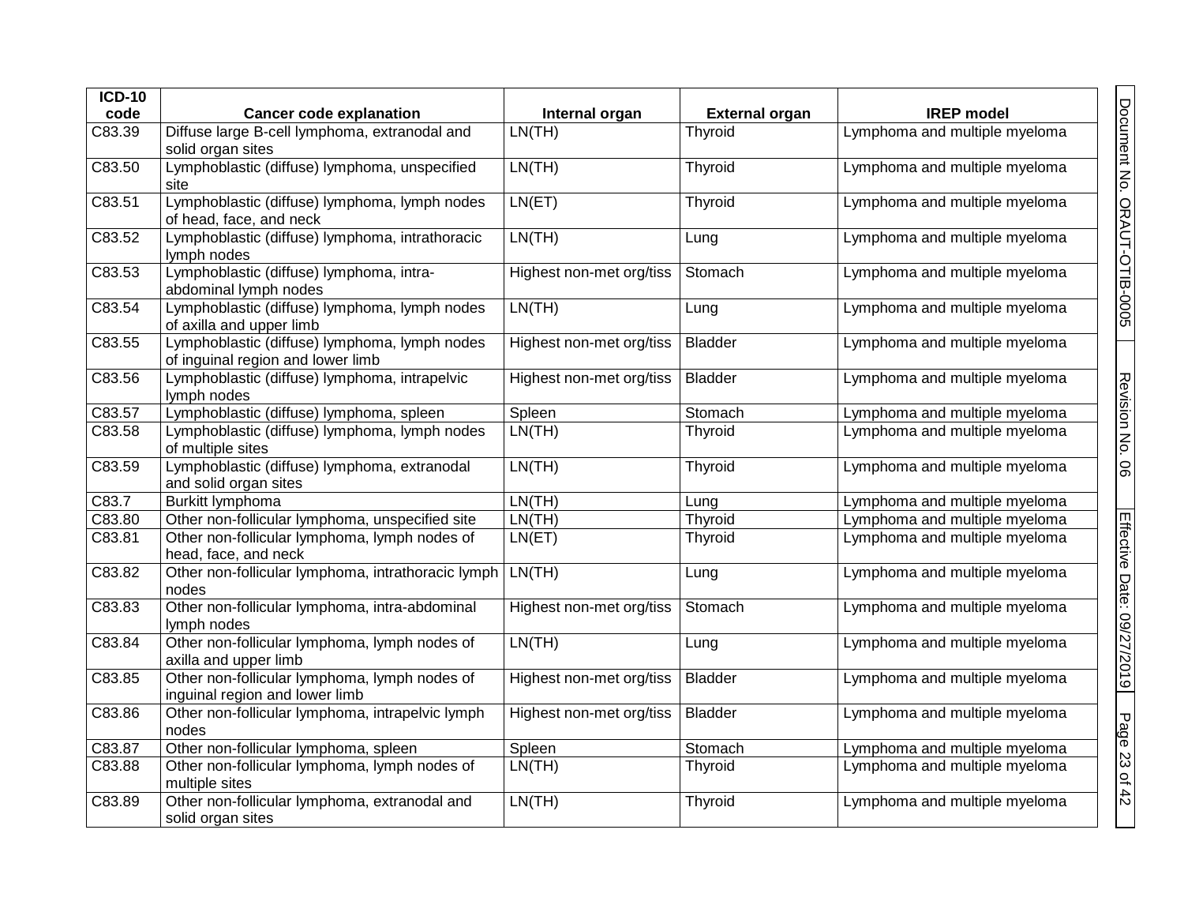| ICD-10 code | Cancer code explanation | Internal organ | External organ | IREP model |
|---|---|---|---|---|
| C83.39 | Diffuse large B-cell lymphoma, extranodal and solid organ sites | LN(TH) | Thyroid | Lymphoma and multiple myeloma |
| C83.50 | Lymphoblastic (diffuse) lymphoma, unspecified site | LN(TH) | Thyroid | Lymphoma and multiple myeloma |
| C83.51 | Lymphoblastic (diffuse) lymphoma, lymph nodes of head, face, and neck | LN(ET) | Thyroid | Lymphoma and multiple myeloma |
| C83.52 | Lymphoblastic (diffuse) lymphoma, intrathoracic lymph nodes | LN(TH) | Lung | Lymphoma and multiple myeloma |
| C83.53 | Lymphoblastic (diffuse) lymphoma, intra-abdominal lymph nodes | Highest non-met org/tiss | Stomach | Lymphoma and multiple myeloma |
| C83.54 | Lymphoblastic (diffuse) lymphoma, lymph nodes of axilla and upper limb | LN(TH) | Lung | Lymphoma and multiple myeloma |
| C83.55 | Lymphoblastic (diffuse) lymphoma, lymph nodes of inguinal region and lower limb | Highest non-met org/tiss | Bladder | Lymphoma and multiple myeloma |
| C83.56 | Lymphoblastic (diffuse) lymphoma, intrapelvic lymph nodes | Highest non-met org/tiss | Bladder | Lymphoma and multiple myeloma |
| C83.57 | Lymphoblastic (diffuse) lymphoma, spleen | Spleen | Stomach | Lymphoma and multiple myeloma |
| C83.58 | Lymphoblastic (diffuse) lymphoma, lymph nodes of multiple sites | LN(TH) | Thyroid | Lymphoma and multiple myeloma |
| C83.59 | Lymphoblastic (diffuse) lymphoma, extranodal and solid organ sites | LN(TH) | Thyroid | Lymphoma and multiple myeloma |
| C83.7 | Burkitt lymphoma | LN(TH) | Lung | Lymphoma and multiple myeloma |
| C83.80 | Other non-follicular lymphoma, unspecified site | LN(TH) | Thyroid | Lymphoma and multiple myeloma |
| C83.81 | Other non-follicular lymphoma, lymph nodes of head, face, and neck | LN(ET) | Thyroid | Lymphoma and multiple myeloma |
| C83.82 | Other non-follicular lymphoma, intrathoracic lymph nodes | LN(TH) | Lung | Lymphoma and multiple myeloma |
| C83.83 | Other non-follicular lymphoma, intra-abdominal lymph nodes | Highest non-met org/tiss | Stomach | Lymphoma and multiple myeloma |
| C83.84 | Other non-follicular lymphoma, lymph nodes of axilla and upper limb | LN(TH) | Lung | Lymphoma and multiple myeloma |
| C83.85 | Other non-follicular lymphoma, lymph nodes of inguinal region and lower limb | Highest non-met org/tiss | Bladder | Lymphoma and multiple myeloma |
| C83.86 | Other non-follicular lymphoma, intrapelvic lymph nodes | Highest non-met org/tiss | Bladder | Lymphoma and multiple myeloma |
| C83.87 | Other non-follicular lymphoma, spleen | Spleen | Stomach | Lymphoma and multiple myeloma |
| C83.88 | Other non-follicular lymphoma, lymph nodes of multiple sites | LN(TH) | Thyroid | Lymphoma and multiple myeloma |
| C83.89 | Other non-follicular lymphoma, extranodal and solid organ sites | LN(TH) | Thyroid | Lymphoma and multiple myeloma |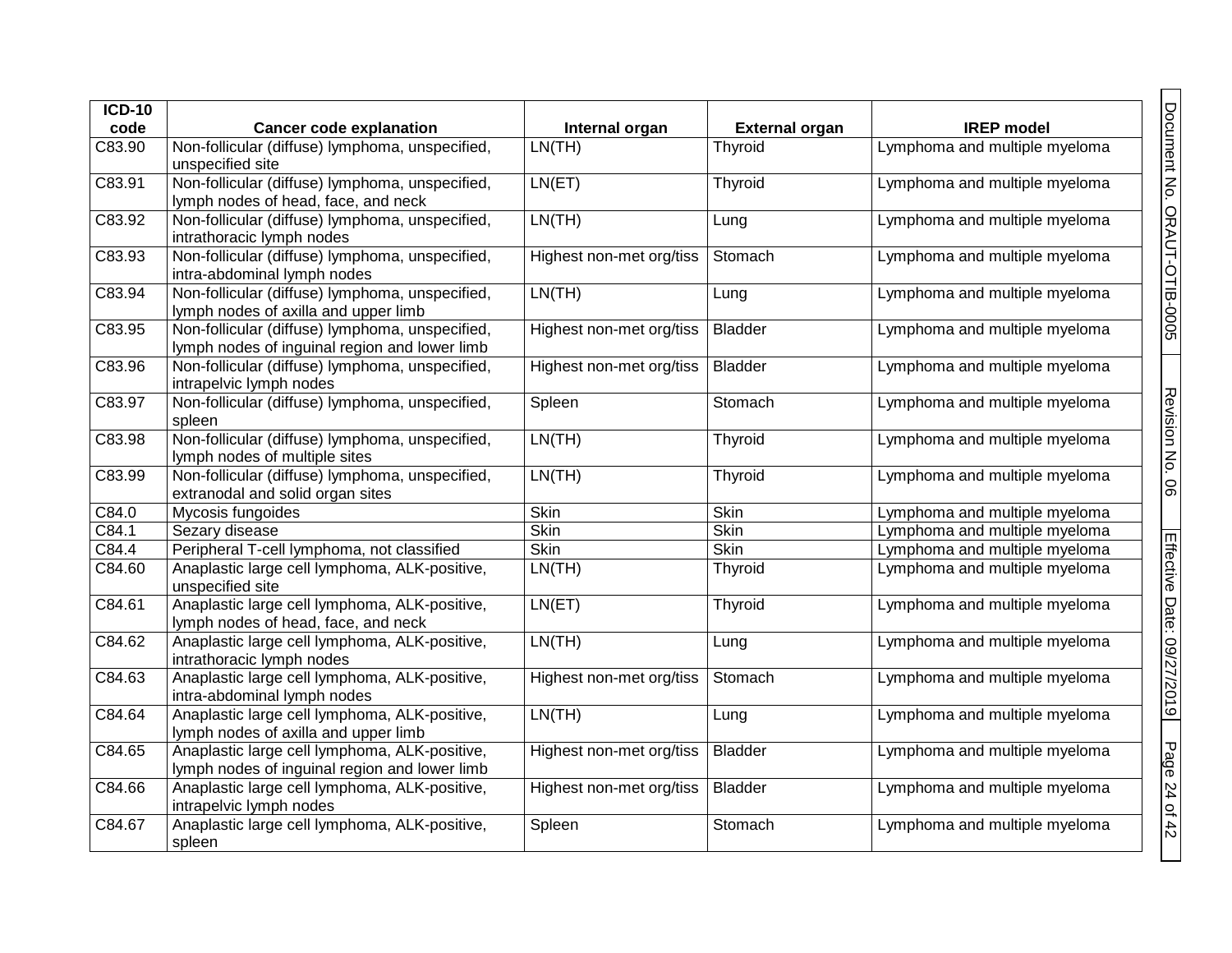| ICD-10 code | Cancer code explanation | Internal organ | External organ | IREP model |
|---|---|---|---|---|
| C83.90 | Non-follicular (diffuse) lymphoma, unspecified, unspecified site | LN(TH) | Thyroid | Lymphoma and multiple myeloma |
| C83.91 | Non-follicular (diffuse) lymphoma, unspecified, lymph nodes of head, face, and neck | LN(ET) | Thyroid | Lymphoma and multiple myeloma |
| C83.92 | Non-follicular (diffuse) lymphoma, unspecified, intrathoracic lymph nodes | LN(TH) | Lung | Lymphoma and multiple myeloma |
| C83.93 | Non-follicular (diffuse) lymphoma, unspecified, intra-abdominal lymph nodes | Highest non-met org/tiss | Stomach | Lymphoma and multiple myeloma |
| C83.94 | Non-follicular (diffuse) lymphoma, unspecified, lymph nodes of axilla and upper limb | LN(TH) | Lung | Lymphoma and multiple myeloma |
| C83.95 | Non-follicular (diffuse) lymphoma, unspecified, lymph nodes of inguinal region and lower limb | Highest non-met org/tiss | Bladder | Lymphoma and multiple myeloma |
| C83.96 | Non-follicular (diffuse) lymphoma, unspecified, intrapelvic lymph nodes | Highest non-met org/tiss | Bladder | Lymphoma and multiple myeloma |
| C83.97 | Non-follicular (diffuse) lymphoma, unspecified, spleen | Spleen | Stomach | Lymphoma and multiple myeloma |
| C83.98 | Non-follicular (diffuse) lymphoma, unspecified, lymph nodes of multiple sites | LN(TH) | Thyroid | Lymphoma and multiple myeloma |
| C83.99 | Non-follicular (diffuse) lymphoma, unspecified, extranodal and solid organ sites | LN(TH) | Thyroid | Lymphoma and multiple myeloma |
| C84.0 | Mycosis fungoides | Skin | Skin | Lymphoma and multiple myeloma |
| C84.1 | Sezary disease | Skin | Skin | Lymphoma and multiple myeloma |
| C84.4 | Peripheral T-cell lymphoma, not classified | Skin | Skin | Lymphoma and multiple myeloma |
| C84.60 | Anaplastic large cell lymphoma, ALK-positive, unspecified site | LN(TH) | Thyroid | Lymphoma and multiple myeloma |
| C84.61 | Anaplastic large cell lymphoma, ALK-positive, lymph nodes of head, face, and neck | LN(ET) | Thyroid | Lymphoma and multiple myeloma |
| C84.62 | Anaplastic large cell lymphoma, ALK-positive, intrathoracic lymph nodes | LN(TH) | Lung | Lymphoma and multiple myeloma |
| C84.63 | Anaplastic large cell lymphoma, ALK-positive, intra-abdominal lymph nodes | Highest non-met org/tiss | Stomach | Lymphoma and multiple myeloma |
| C84.64 | Anaplastic large cell lymphoma, ALK-positive, lymph nodes of axilla and upper limb | LN(TH) | Lung | Lymphoma and multiple myeloma |
| C84.65 | Anaplastic large cell lymphoma, ALK-positive, lymph nodes of inguinal region and lower limb | Highest non-met org/tiss | Bladder | Lymphoma and multiple myeloma |
| C84.66 | Anaplastic large cell lymphoma, ALK-positive, intrapelvic lymph nodes | Highest non-met org/tiss | Bladder | Lymphoma and multiple myeloma |
| C84.67 | Anaplastic large cell lymphoma, ALK-positive, spleen | Spleen | Stomach | Lymphoma and multiple myeloma |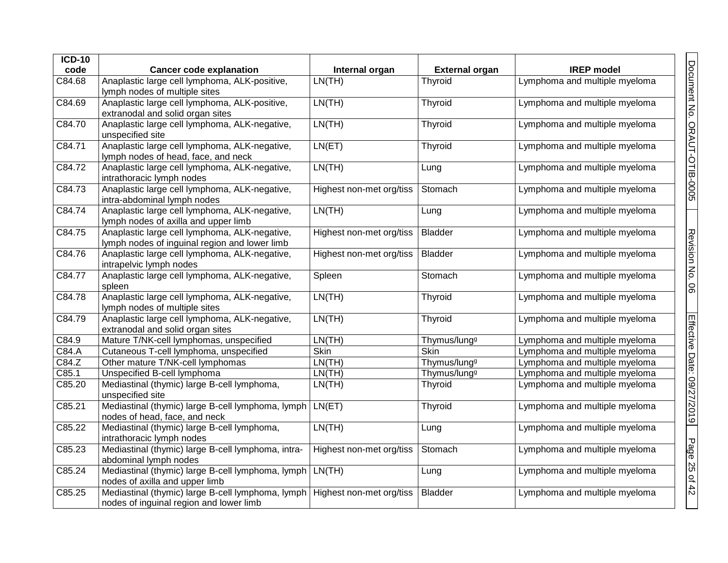| ICD-10 code | Cancer code explanation | Internal organ | External organ | IREP model |
|---|---|---|---|---|
| C84.68 | Anaplastic large cell lymphoma, ALK-positive, lymph nodes of multiple sites | LN(TH) | Thyroid | Lymphoma and multiple myeloma |
| C84.69 | Anaplastic large cell lymphoma, ALK-positive, extranodal and solid organ sites | LN(TH) | Thyroid | Lymphoma and multiple myeloma |
| C84.70 | Anaplastic large cell lymphoma, ALK-negative, unspecified site | LN(TH) | Thyroid | Lymphoma and multiple myeloma |
| C84.71 | Anaplastic large cell lymphoma, ALK-negative, lymph nodes of head, face, and neck | LN(ET) | Thyroid | Lymphoma and multiple myeloma |
| C84.72 | Anaplastic large cell lymphoma, ALK-negative, intrathoracic lymph nodes | LN(TH) | Lung | Lymphoma and multiple myeloma |
| C84.73 | Anaplastic large cell lymphoma, ALK-negative, intra-abdominal lymph nodes | Highest non-met org/tiss | Stomach | Lymphoma and multiple myeloma |
| C84.74 | Anaplastic large cell lymphoma, ALK-negative, lymph nodes of axilla and upper limb | LN(TH) | Lung | Lymphoma and multiple myeloma |
| C84.75 | Anaplastic large cell lymphoma, ALK-negative, lymph nodes of inguinal region and lower limb | Highest non-met org/tiss | Bladder | Lymphoma and multiple myeloma |
| C84.76 | Anaplastic large cell lymphoma, ALK-negative, intrapelvic lymph nodes | Highest non-met org/tiss | Bladder | Lymphoma and multiple myeloma |
| C84.77 | Anaplastic large cell lymphoma, ALK-negative, spleen | Spleen | Stomach | Lymphoma and multiple myeloma |
| C84.78 | Anaplastic large cell lymphoma, ALK-negative, lymph nodes of multiple sites | LN(TH) | Thyroid | Lymphoma and multiple myeloma |
| C84.79 | Anaplastic large cell lymphoma, ALK-negative, extranodal and solid organ sites | LN(TH) | Thyroid | Lymphoma and multiple myeloma |
| C84.9 | Mature T/NK-cell lymphomas, unspecified | LN(TH) | Thymus/lung[g] | Lymphoma and multiple myeloma |
| C84.A | Cutaneous T-cell lymphoma, unspecified | Skin | Skin | Lymphoma and multiple myeloma |
| C84.Z | Other mature T/NK-cell lymphomas | LN(TH) | Thymus/lung[g] | Lymphoma and multiple myeloma |
| C85.1 | Unspecified B-cell lymphoma | LN(TH) | Thymus/lung[g] | Lymphoma and multiple myeloma |
| C85.20 | Mediastinal (thymic) large B-cell lymphoma, unspecified site | LN(TH) | Thyroid | Lymphoma and multiple myeloma |
| C85.21 | Mediastinal (thymic) large B-cell lymphoma, lymph nodes of head, face, and neck | LN(ET) | Thyroid | Lymphoma and multiple myeloma |
| C85.22 | Mediastinal (thymic) large B-cell lymphoma, intrathoracic lymph nodes | LN(TH) | Lung | Lymphoma and multiple myeloma |
| C85.23 | Mediastinal (thymic) large B-cell lymphoma, intra-abdominal lymph nodes | Highest non-met org/tiss | Stomach | Lymphoma and multiple myeloma |
| C85.24 | Mediastinal (thymic) large B-cell lymphoma, lymph nodes of axilla and upper limb | LN(TH) | Lung | Lymphoma and multiple myeloma |
| C85.25 | Mediastinal (thymic) large B-cell lymphoma, lymph nodes of inguinal region and lower limb | Highest non-met org/tiss | Bladder | Lymphoma and multiple myeloma |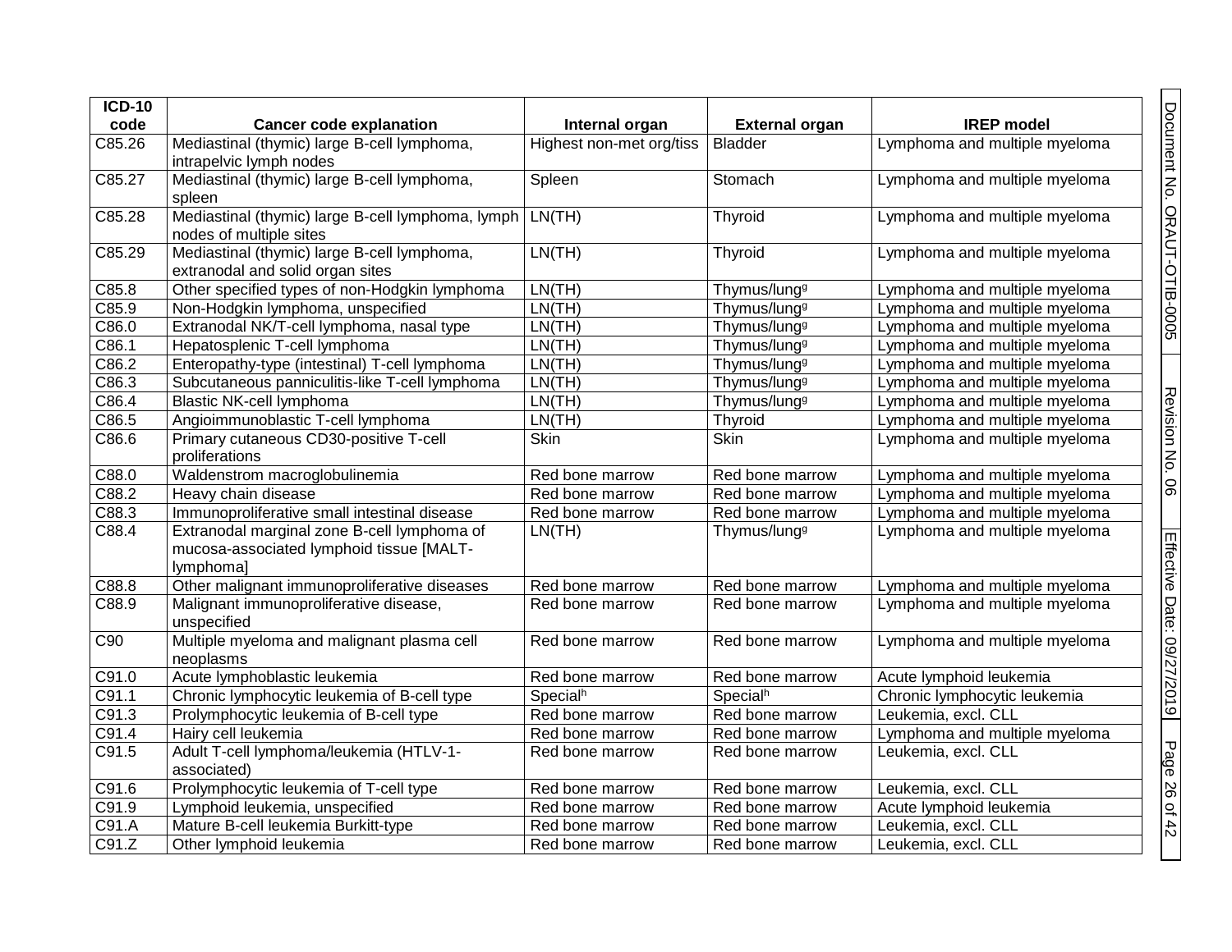| ICD-10 code | Cancer code explanation | Internal organ | External organ | IREP model |
|---|---|---|---|---|
| C85.26 | Mediastinal (thymic) large B-cell lymphoma, intrapelvic lymph nodes | Highest non-met org/tiss | Bladder | Lymphoma and multiple myeloma |
| C85.27 | Mediastinal (thymic) large B-cell lymphoma, spleen | Spleen | Stomach | Lymphoma and multiple myeloma |
| C85.28 | Mediastinal (thymic) large B-cell lymphoma, lymph nodes of multiple sites | LN(TH) | Thyroid | Lymphoma and multiple myeloma |
| C85.29 | Mediastinal (thymic) large B-cell lymphoma, extranodal and solid organ sites | LN(TH) | Thyroid | Lymphoma and multiple myeloma |
| C85.8 | Other specified types of non-Hodgkin lymphoma | LN(TH) | Thymus/lung[g] | Lymphoma and multiple myeloma |
| C85.9 | Non-Hodgkin lymphoma, unspecified | LN(TH) | Thymus/lung[g] | Lymphoma and multiple myeloma |
| C86.0 | Extranodal NK/T-cell lymphoma, nasal type | LN(TH) | Thymus/lung[g] | Lymphoma and multiple myeloma |
| C86.1 | Hepatosplenic T-cell lymphoma | LN(TH) | Thymus/lung[g] | Lymphoma and multiple myeloma |
| C86.2 | Enteropathy-type (intestinal) T-cell lymphoma | LN(TH) | Thymus/lung[g] | Lymphoma and multiple myeloma |
| C86.3 | Subcutaneous panniculitis-like T-cell lymphoma | LN(TH) | Thymus/lung[g] | Lymphoma and multiple myeloma |
| C86.4 | Blastic NK-cell lymphoma | LN(TH) | Thymus/lung[g] | Lymphoma and multiple myeloma |
| C86.5 | Angioimmunoblastic T-cell lymphoma | LN(TH) | Thyroid | Lymphoma and multiple myeloma |
| C86.6 | Primary cutaneous CD30-positive T-cell proliferations | Skin | Skin | Lymphoma and multiple myeloma |
| C88.0 | Waldenstrom macroglobulinemia | Red bone marrow | Red bone marrow | Lymphoma and multiple myeloma |
| C88.2 | Heavy chain disease | Red bone marrow | Red bone marrow | Lymphoma and multiple myeloma |
| C88.3 | Immunoproliferative small intestinal disease | Red bone marrow | Red bone marrow | Lymphoma and multiple myeloma |
| C88.4 | Extranodal marginal zone B-cell lymphoma of mucosa-associated lymphoid tissue [MALT-lymphoma] | LN(TH) | Thymus/lung[g] | Lymphoma and multiple myeloma |
| C88.8 | Other malignant immunoproliferative diseases | Red bone marrow | Red bone marrow | Lymphoma and multiple myeloma |
| C88.9 | Malignant immunoproliferative disease, unspecified | Red bone marrow | Red bone marrow | Lymphoma and multiple myeloma |
| C90 | Multiple myeloma and malignant plasma cell neoplasms | Red bone marrow | Red bone marrow | Lymphoma and multiple myeloma |
| C91.0 | Acute lymphoblastic leukemia | Red bone marrow | Red bone marrow | Acute lymphoid leukemia |
| C91.1 | Chronic lymphocytic leukemia of B-cell type | Special[h] | Special[h] | Chronic lymphocytic leukemia |
| C91.3 | Prolymphocytic leukemia of B-cell type | Red bone marrow | Red bone marrow | Leukemia, excl. CLL |
| C91.4 | Hairy cell leukemia | Red bone marrow | Red bone marrow | Lymphoma and multiple myeloma |
| C91.5 | Adult T-cell lymphoma/leukemia (HTLV-1-associated) | Red bone marrow | Red bone marrow | Leukemia, excl. CLL |
| C91.6 | Prolymphocytic leukemia of T-cell type | Red bone marrow | Red bone marrow | Leukemia, excl. CLL |
| C91.9 | Lymphoid leukemia, unspecified | Red bone marrow | Red bone marrow | Acute lymphoid leukemia |
| C91.A | Mature B-cell leukemia Burkitt-type | Red bone marrow | Red bone marrow | Leukemia, excl. CLL |
| C91.Z | Other lymphoid leukemia | Red bone marrow | Red bone marrow | Leukemia, excl. CLL |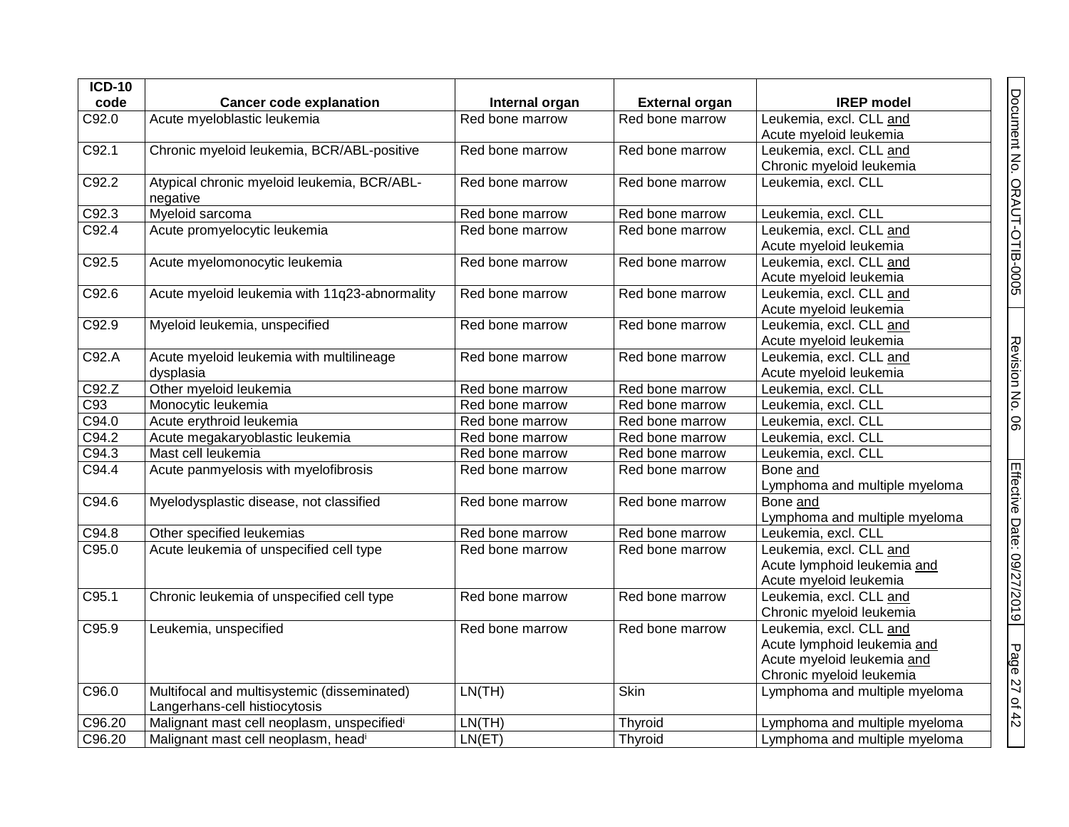| ICD-10 code | Cancer code explanation | Internal organ | External organ | IREP model |
|---|---|---|---|---|
| C92.0 | Acute myeloblastic leukemia | Red bone marrow | Red bone marrow | Leukemia, excl. CLL and Acute myeloid leukemia |
| C92.1 | Chronic myeloid leukemia, BCR/ABL-positive | Red bone marrow | Red bone marrow | Leukemia, excl. CLL and Chronic myeloid leukemia |
| C92.2 | Atypical chronic myeloid leukemia, BCR/ABL-negative | Red bone marrow | Red bone marrow | Leukemia, excl. CLL |
| C92.3 | Myeloid sarcoma | Red bone marrow | Red bone marrow | Leukemia, excl. CLL |
| C92.4 | Acute promyelocytic leukemia | Red bone marrow | Red bone marrow | Leukemia, excl. CLL and Acute myeloid leukemia |
| C92.5 | Acute myelomonocytic leukemia | Red bone marrow | Red bone marrow | Leukemia, excl. CLL and Acute myeloid leukemia |
| C92.6 | Acute myeloid leukemia with 11q23-abnormality | Red bone marrow | Red bone marrow | Leukemia, excl. CLL and Acute myeloid leukemia |
| C92.9 | Myeloid leukemia, unspecified | Red bone marrow | Red bone marrow | Leukemia, excl. CLL and Acute myeloid leukemia |
| C92.A | Acute myeloid leukemia with multilineage dysplasia | Red bone marrow | Red bone marrow | Leukemia, excl. CLL and Acute myeloid leukemia |
| C92.Z | Other myeloid leukemia | Red bone marrow | Red bone marrow | Leukemia, excl. CLL |
| C93 | Monocytic leukemia | Red bone marrow | Red bone marrow | Leukemia, excl. CLL |
| C94.0 | Acute erythroid leukemia | Red bone marrow | Red bone marrow | Leukemia, excl. CLL |
| C94.2 | Acute megakaryoblastic leukemia | Red bone marrow | Red bone marrow | Leukemia, excl. CLL |
| C94.3 | Mast cell leukemia | Red bone marrow | Red bone marrow | Leukemia, excl. CLL |
| C94.4 | Acute panmyelosis with myelofibrosis | Red bone marrow | Red bone marrow | Bone and Lymphoma and multiple myeloma |
| C94.6 | Myelodysplastic disease, not classified | Red bone marrow | Red bone marrow | Bone and Lymphoma and multiple myeloma |
| C94.8 | Other specified leukemias | Red bone marrow | Red bone marrow | Leukemia, excl. CLL |
| C95.0 | Acute leukemia of unspecified cell type | Red bone marrow | Red bone marrow | Leukemia, excl. CLL and Acute lymphoid leukemia and Acute myeloid leukemia |
| C95.1 | Chronic leukemia of unspecified cell type | Red bone marrow | Red bone marrow | Leukemia, excl. CLL and Chronic myeloid leukemia |
| C95.9 | Leukemia, unspecified | Red bone marrow | Red bone marrow | Leukemia, excl. CLL and Acute lymphoid leukemia and Acute myeloid leukemia and Chronic myeloid leukemia |
| C96.0 | Multifocal and multisystemic (disseminated) Langerhans-cell histiocytosis | LN(TH) | Skin | Lymphoma and multiple myeloma |
| C96.20 | Malignant mast cell neoplasm, unspecified[i] | LN(TH) | Thyroid | Lymphoma and multiple myeloma |
| C96.20 | Malignant mast cell neoplasm, head[i] | LN(ET) | Thyroid | Lymphoma and multiple myeloma |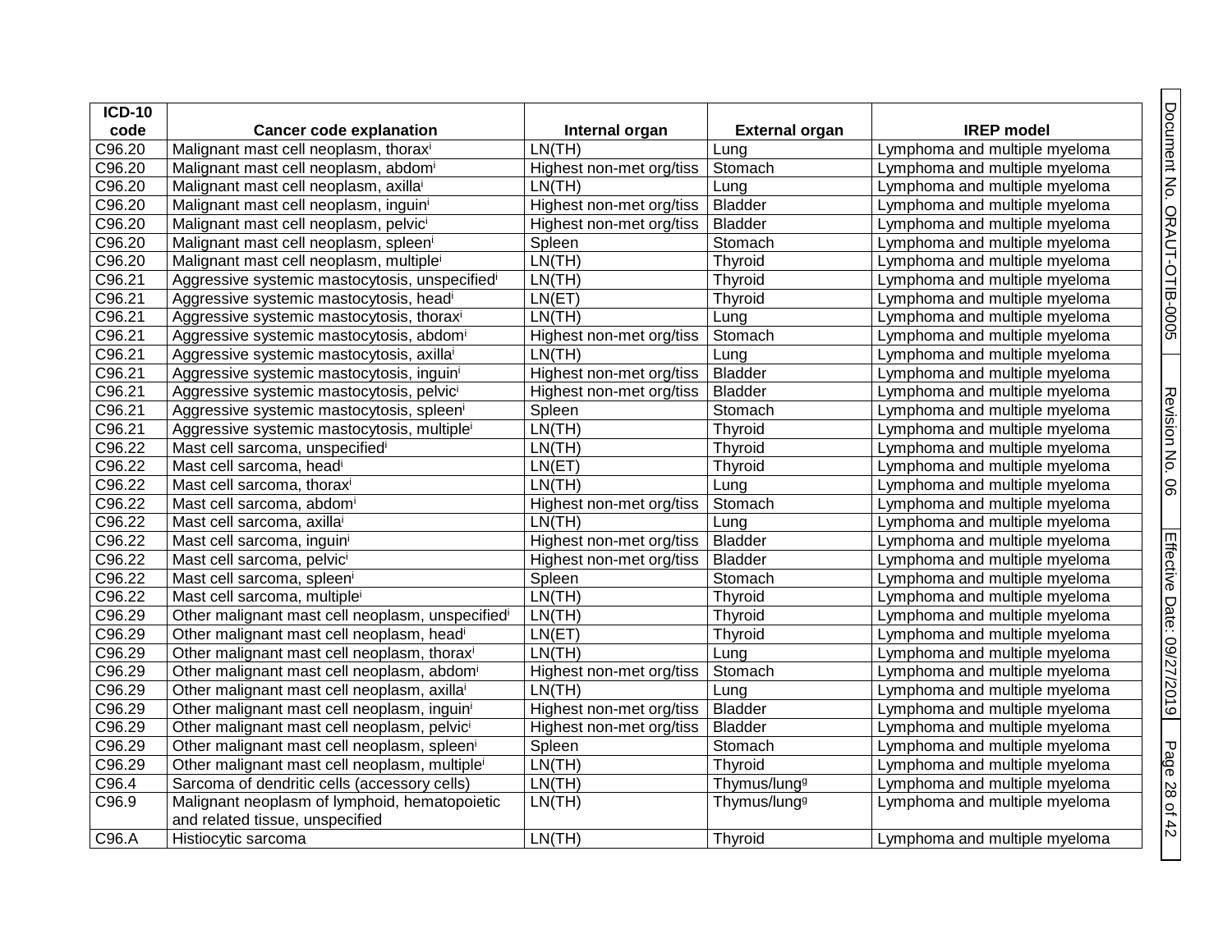| ICD-10 code | Cancer code explanation | Internal organ | External organ | IREP model |
|---|---|---|---|---|
| C96.20 | Malignant mast cell neoplasm, thorax[i] | LN(TH) | Lung | Lymphoma and multiple myeloma |
| C96.20 | Malignant mast cell neoplasm, abdom[i] | Highest non-met org/tiss | Stomach | Lymphoma and multiple myeloma |
| C96.20 | Malignant mast cell neoplasm, axilla[i] | LN(TH) | Lung | Lymphoma and multiple myeloma |
| C96.20 | Malignant mast cell neoplasm, inguin[i] | Highest non-met org/tiss | Bladder | Lymphoma and multiple myeloma |
| C96.20 | Malignant mast cell neoplasm, pelvic[i] | Highest non-met org/tiss | Bladder | Lymphoma and multiple myeloma |
| C96.20 | Malignant mast cell neoplasm, spleen[i] | Spleen | Stomach | Lymphoma and multiple myeloma |
| C96.20 | Malignant mast cell neoplasm, multiple[i] | LN(TH) | Thyroid | Lymphoma and multiple myeloma |
| C96.21 | Aggressive systemic mastocytosis, unspecified[i] | LN(TH) | Thyroid | Lymphoma and multiple myeloma |
| C96.21 | Aggressive systemic mastocytosis, head[i] | LN(ET) | Thyroid | Lymphoma and multiple myeloma |
| C96.21 | Aggressive systemic mastocytosis, thorax[i] | LN(TH) | Lung | Lymphoma and multiple myeloma |
| C96.21 | Aggressive systemic mastocytosis, abdom[i] | Highest non-met org/tiss | Stomach | Lymphoma and multiple myeloma |
| C96.21 | Aggressive systemic mastocytosis, axilla[i] | LN(TH) | Lung | Lymphoma and multiple myeloma |
| C96.21 | Aggressive systemic mastocytosis, inguin[i] | Highest non-met org/tiss | Bladder | Lymphoma and multiple myeloma |
| C96.21 | Aggressive systemic mastocytosis, pelvic[i] | Highest non-met org/tiss | Bladder | Lymphoma and multiple myeloma |
| C96.21 | Aggressive systemic mastocytosis, spleen[i] | Spleen | Stomach | Lymphoma and multiple myeloma |
| C96.21 | Aggressive systemic mastocytosis, multiple[i] | LN(TH) | Thyroid | Lymphoma and multiple myeloma |
| C96.22 | Mast cell sarcoma, unspecified[i] | LN(TH) | Thyroid | Lymphoma and multiple myeloma |
| C96.22 | Mast cell sarcoma, head[i] | LN(ET) | Thyroid | Lymphoma and multiple myeloma |
| C96.22 | Mast cell sarcoma, thorax[i] | LN(TH) | Lung | Lymphoma and multiple myeloma |
| C96.22 | Mast cell sarcoma, abdom[i] | Highest non-met org/tiss | Stomach | Lymphoma and multiple myeloma |
| C96.22 | Mast cell sarcoma, axilla[i] | LN(TH) | Lung | Lymphoma and multiple myeloma |
| C96.22 | Mast cell sarcoma, inguin[i] | Highest non-met org/tiss | Bladder | Lymphoma and multiple myeloma |
| C96.22 | Mast cell sarcoma, pelvic[i] | Highest non-met org/tiss | Bladder | Lymphoma and multiple myeloma |
| C96.22 | Mast cell sarcoma, spleen[i] | Spleen | Stomach | Lymphoma and multiple myeloma |
| C96.22 | Mast cell sarcoma, multiple[i] | LN(TH) | Thyroid | Lymphoma and multiple myeloma |
| C96.29 | Other malignant mast cell neoplasm, unspecified[i] | LN(TH) | Thyroid | Lymphoma and multiple myeloma |
| C96.29 | Other malignant mast cell neoplasm, head[i] | LN(ET) | Thyroid | Lymphoma and multiple myeloma |
| C96.29 | Other malignant mast cell neoplasm, thorax[i] | LN(TH) | Lung | Lymphoma and multiple myeloma |
| C96.29 | Other malignant mast cell neoplasm, abdom[i] | Highest non-met org/tiss | Stomach | Lymphoma and multiple myeloma |
| C96.29 | Other malignant mast cell neoplasm, axilla[i] | LN(TH) | Lung | Lymphoma and multiple myeloma |
| C96.29 | Other malignant mast cell neoplasm, inguin[i] | Highest non-met org/tiss | Bladder | Lymphoma and multiple myeloma |
| C96.29 | Other malignant mast cell neoplasm, pelvic[i] | Highest non-met org/tiss | Bladder | Lymphoma and multiple myeloma |
| C96.29 | Other malignant mast cell neoplasm, spleen[i] | Spleen | Stomach | Lymphoma and multiple myeloma |
| C96.29 | Other malignant mast cell neoplasm, multiple[i] | LN(TH) | Thyroid | Lymphoma and multiple myeloma |
| C96.4 | Sarcoma of dendritic cells (accessory cells) | LN(TH) | Thymus/lung[g] | Lymphoma and multiple myeloma |
| C96.9 | Malignant neoplasm of lymphoid, hematopoietic and related tissue, unspecified | LN(TH) | Thymus/lung[g] | Lymphoma and multiple myeloma |
| C96.A | Histiocytic sarcoma | LN(TH) | Thyroid | Lymphoma and multiple myeloma |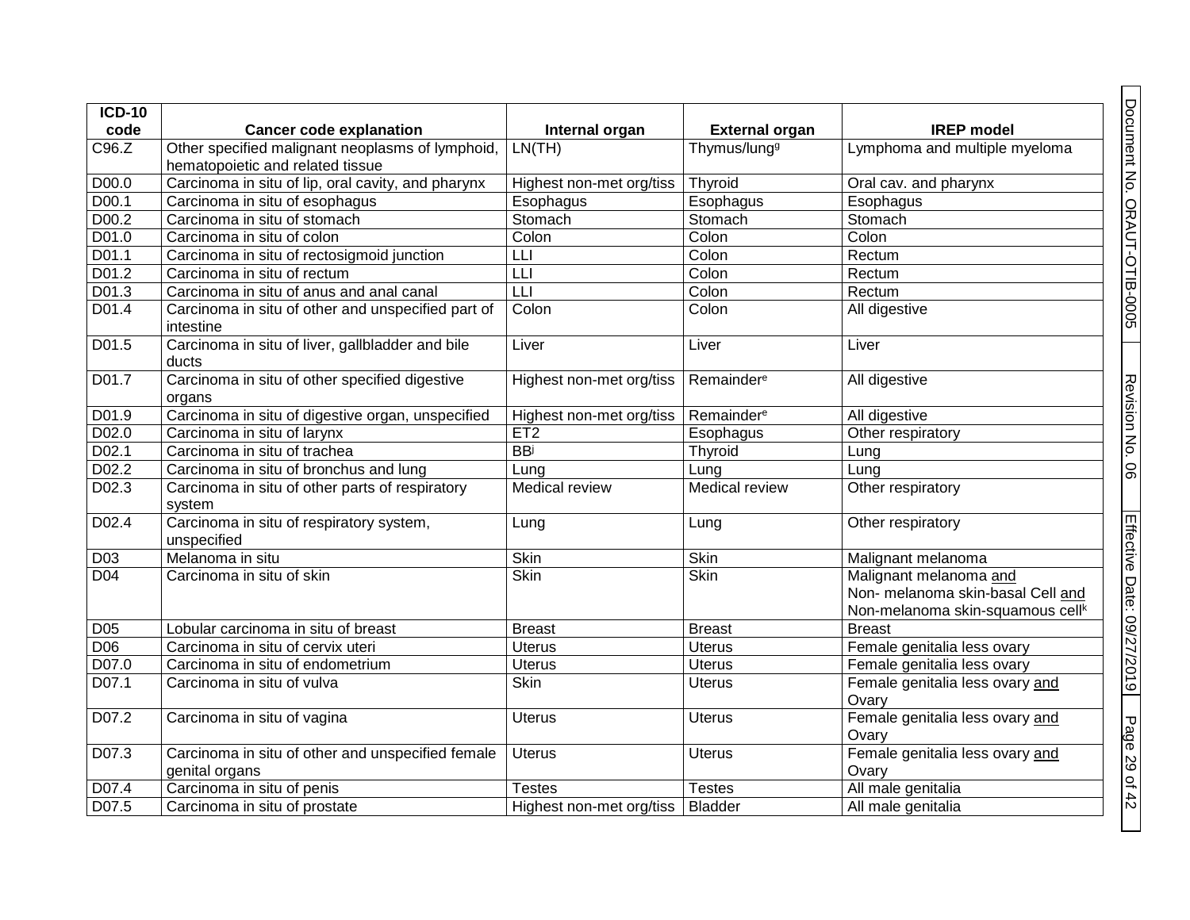| ICD-10 code | Cancer code explanation | Internal organ | External organ | IREP model |
|---|---|---|---|---|
| C96.Z | Other specified malignant neoplasms of lymphoid, hematopoietic and related tissue | LN(TH) | Thymus/lung[g] | Lymphoma and multiple myeloma |
| D00.0 | Carcinoma in situ of lip, oral cavity, and pharynx | Highest non-met org/tiss | Thyroid | Oral cav. and pharynx |
| D00.1 | Carcinoma in situ of esophagus | Esophagus | Esophagus | Esophagus |
| D00.2 | Carcinoma in situ of stomach | Stomach | Stomach | Stomach |
| D01.0 | Carcinoma in situ of colon | Colon | Colon | Colon |
| D01.1 | Carcinoma in situ of rectosigmoid junction | LLI | Colon | Rectum |
| D01.2 | Carcinoma in situ of rectum | LLI | Colon | Rectum |
| D01.3 | Carcinoma in situ of anus and anal canal | LLI | Colon | Rectum |
| D01.4 | Carcinoma in situ of other and unspecified part of intestine | Colon | Colon | All digestive |
| D01.5 | Carcinoma in situ of liver, gallbladder and bile ducts | Liver | Liver | Liver |
| D01.7 | Carcinoma in situ of other specified digestive organs | Highest non-met org/tiss | Remainder[e] | All digestive |
| D01.9 | Carcinoma in situ of digestive organ, unspecified | Highest non-met org/tiss | Remainder[e] | All digestive |
| D02.0 | Carcinoma in situ of larynx | ET2 | Esophagus | Other respiratory |
| D02.1 | Carcinoma in situ of trachea | BB[j] | Thyroid | Lung |
| D02.2 | Carcinoma in situ of bronchus and lung | Lung | Lung | Lung |
| D02.3 | Carcinoma in situ of other parts of respiratory system | Medical review | Medical review | Other respiratory |
| D02.4 | Carcinoma in situ of respiratory system, unspecified | Lung | Lung | Other respiratory |
| D03 | Melanoma in situ | Skin | Skin | Malignant melanoma |
| D04 | Carcinoma in situ of skin | Skin | Skin | Malignant melanoma <u>and</u> Non- melanoma skin-basal Cell <u>and</u> Non-melanoma skin-squamous cell[k] |
| D05 | Lobular carcinoma in situ of breast | Breast | Breast | Breast |
| D06 | Carcinoma in situ of cervix uteri | Uterus | Uterus | Female genitalia less ovary |
| D07.0 | Carcinoma in situ of endometrium | Uterus | Uterus | Female genitalia less ovary |
| D07.1 | Carcinoma in situ of vulva | Skin | Uterus | Female genitalia less ovary <u>and</u> Ovary |
| D07.2 | Carcinoma in situ of vagina | Uterus | Uterus | Female genitalia less ovary <u>and</u> Ovary |
| D07.3 | Carcinoma in situ of other and unspecified female genital organs | Uterus | Uterus | Female genitalia less ovary <u>and</u> Ovary |
| D07.4 | Carcinoma in situ of penis | Testes | Testes | All male genitalia |
| D07.5 | Carcinoma in situ of prostate | Highest non-met org/tiss | Bladder | All male genitalia |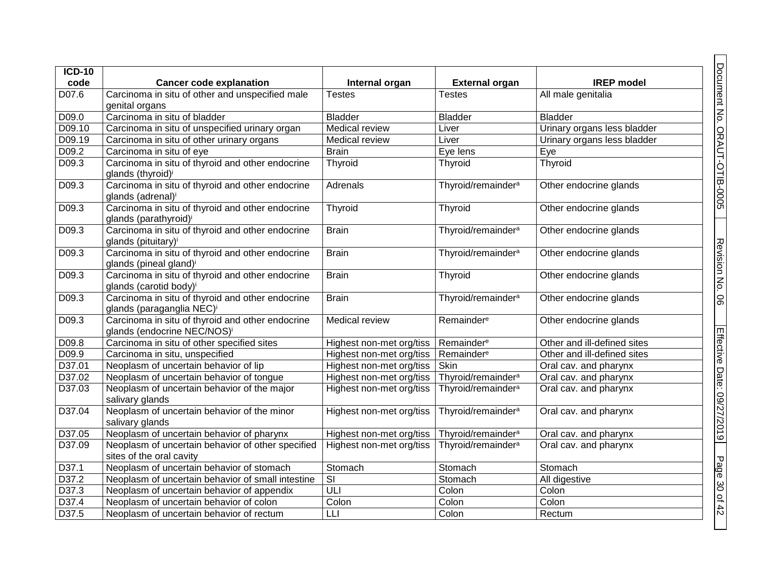| ICD-10 code | Cancer code explanation | Internal organ | External organ | IREP model |
|---|---|---|---|---|
| D07.6 | Carcinoma in situ of other and unspecified male genital organs | Testes | Testes | All male genitalia |
| D09.0 | Carcinoma in situ of bladder | Bladder | Bladder | Bladder |
| D09.10 | Carcinoma in situ of unspecified urinary organ | Medical review | Liver | Urinary organs less bladder |
| D09.19 | Carcinoma in situ of other urinary organs | Medical review | Liver | Urinary organs less bladder |
| D09.2 | Carcinoma in situ of eye | Brain | Eye lens | Eye |
| D09.3 | Carcinoma in situ of thyroid and other endocrine glands (thyroid)[i] | Thyroid | Thyroid | Thyroid |
| D09.3 | Carcinoma in situ of thyroid and other endocrine glands (adrenal)[i] | Adrenals | Thyroid/remainder[a] | Other endocrine glands |
| D09.3 | Carcinoma in situ of thyroid and other endocrine glands (parathyroid)[i] | Thyroid | Thyroid | Other endocrine glands |
| D09.3 | Carcinoma in situ of thyroid and other endocrine glands (pituitary)[i] | Brain | Thyroid/remainder[a] | Other endocrine glands |
| D09.3 | Carcinoma in situ of thyroid and other endocrine glands (pineal gland)[i] | Brain | Thyroid/remainder[a] | Other endocrine glands |
| D09.3 | Carcinoma in situ of thyroid and other endocrine glands (carotid body)[i] | Brain | Thyroid | Other endocrine glands |
| D09.3 | Carcinoma in situ of thyroid and other endocrine glands (paraganglia NEC)[i] | Brain | Thyroid/remainder[a] | Other endocrine glands |
| D09.3 | Carcinoma in situ of thyroid and other endocrine glands (endocrine NEC/NOS)[i] | Medical review | Remainder[e] | Other endocrine glands |
| D09.8 | Carcinoma in situ of other specified sites | Highest non-met org/tiss | Remainder[e] | Other and ill-defined sites |
| D09.9 | Carcinoma in situ, unspecified | Highest non-met org/tiss | Remainder[e] | Other and ill-defined sites |
| D37.01 | Neoplasm of uncertain behavior of lip | Highest non-met org/tiss | Skin | Oral cav. and pharynx |
| D37.02 | Neoplasm of uncertain behavior of tongue | Highest non-met org/tiss | Thyroid/remainder[a] | Oral cav. and pharynx |
| D37.03 | Neoplasm of uncertain behavior of the major salivary glands | Highest non-met org/tiss | Thyroid/remainder[a] | Oral cav. and pharynx |
| D37.04 | Neoplasm of uncertain behavior of the minor salivary glands | Highest non-met org/tiss | Thyroid/remainder[a] | Oral cav. and pharynx |
| D37.05 | Neoplasm of uncertain behavior of pharynx | Highest non-met org/tiss | Thyroid/remainder[a] | Oral cav. and pharynx |
| D37.09 | Neoplasm of uncertain behavior of other specified sites of the oral cavity | Highest non-met org/tiss | Thyroid/remainder[a] | Oral cav. and pharynx |
| D37.1 | Neoplasm of uncertain behavior of stomach | Stomach | Stomach | Stomach |
| D37.2 | Neoplasm of uncertain behavior of small intestine | SI | Stomach | All digestive |
| D37.3 | Neoplasm of uncertain behavior of appendix | ULI | Colon | Colon |
| D37.4 | Neoplasm of uncertain behavior of colon | Colon | Colon | Colon |
| D37.5 | Neoplasm of uncertain behavior of rectum | LLI | Colon | Rectum |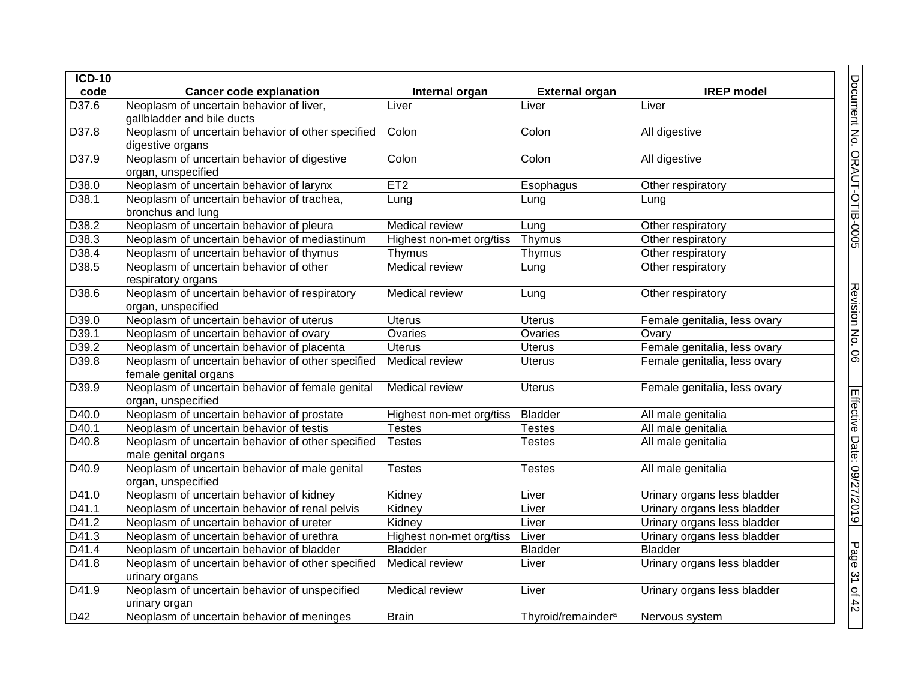| ICD-10 code | Cancer code explanation | Internal organ | External organ | IREP model |
|---|---|---|---|---|
| D37.6 | Neoplasm of uncertain behavior of liver, gallbladder and bile ducts | Liver | Liver | Liver |
| D37.8 | Neoplasm of uncertain behavior of other specified digestive organs | Colon | Colon | All digestive |
| D37.9 | Neoplasm of uncertain behavior of digestive organ, unspecified | Colon | Colon | All digestive |
| D38.0 | Neoplasm of uncertain behavior of larynx | ET2 | Esophagus | Other respiratory |
| D38.1 | Neoplasm of uncertain behavior of trachea, bronchus and lung | Lung | Lung | Lung |
| D38.2 | Neoplasm of uncertain behavior of pleura | Medical review | Lung | Other respiratory |
| D38.3 | Neoplasm of uncertain behavior of mediastinum | Highest non-met org/tiss | Thymus | Other respiratory |
| D38.4 | Neoplasm of uncertain behavior of thymus | Thymus | Thymus | Other respiratory |
| D38.5 | Neoplasm of uncertain behavior of other respiratory organs | Medical review | Lung | Other respiratory |
| D38.6 | Neoplasm of uncertain behavior of respiratory organ, unspecified | Medical review | Lung | Other respiratory |
| D39.0 | Neoplasm of uncertain behavior of uterus | Uterus | Uterus | Female genitalia, less ovary |
| D39.1 | Neoplasm of uncertain behavior of ovary | Ovaries | Ovaries | Ovary |
| D39.2 | Neoplasm of uncertain behavior of placenta | Uterus | Uterus | Female genitalia, less ovary |
| D39.8 | Neoplasm of uncertain behavior of other specified female genital organs | Medical review | Uterus | Female genitalia, less ovary |
| D39.9 | Neoplasm of uncertain behavior of female genital organ, unspecified | Medical review | Uterus | Female genitalia, less ovary |
| D40.0 | Neoplasm of uncertain behavior of prostate | Highest non-met org/tiss | Bladder | All male genitalia |
| D40.1 | Neoplasm of uncertain behavior of testis | Testes | Testes | All male genitalia |
| D40.8 | Neoplasm of uncertain behavior of other specified male genital organs | Testes | Testes | All male genitalia |
| D40.9 | Neoplasm of uncertain behavior of male genital organ, unspecified | Testes | Testes | All male genitalia |
| D41.0 | Neoplasm of uncertain behavior of kidney | Kidney | Liver | Urinary organs less bladder |
| D41.1 | Neoplasm of uncertain behavior of renal pelvis | Kidney | Liver | Urinary organs less bladder |
| D41.2 | Neoplasm of uncertain behavior of ureter | Kidney | Liver | Urinary organs less bladder |
| D41.3 | Neoplasm of uncertain behavior of urethra | Highest non-met org/tiss | Liver | Urinary organs less bladder |
| D41.4 | Neoplasm of uncertain behavior of bladder | Bladder | Bladder | Bladder |
| D41.8 | Neoplasm of uncertain behavior of other specified urinary organs | Medical review | Liver | Urinary organs less bladder |
| D41.9 | Neoplasm of uncertain behavior of unspecified urinary organ | Medical review | Liver | Urinary organs less bladder |
| D42 | Neoplasm of uncertain behavior of meninges | Brain | Thyroid/remainder[a] | Nervous system |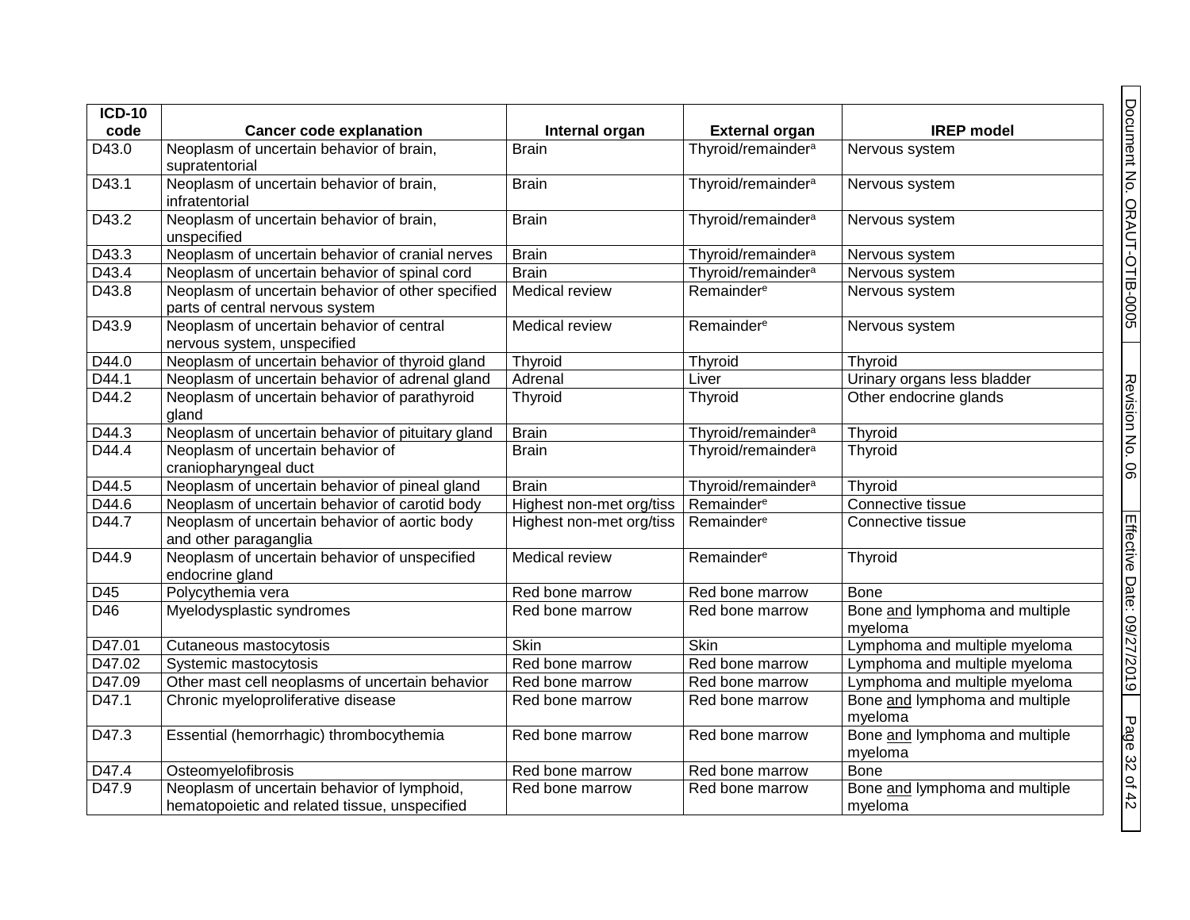| ICD-10 code | Cancer code explanation | Internal organ | External organ | IREP model |
|---|---|---|---|---|
| D43.0 | Neoplasm of uncertain behavior of brain, supratentorial | Brain | Thyroid/remainder[a] | Nervous system |
| D43.1 | Neoplasm of uncertain behavior of brain, infratentorial | Brain | Thyroid/remainder[a] | Nervous system |
| D43.2 | Neoplasm of uncertain behavior of brain, unspecified | Brain | Thyroid/remainder[a] | Nervous system |
| D43.3 | Neoplasm of uncertain behavior of cranial nerves | Brain | Thyroid/remainder[a] | Nervous system |
| D43.4 | Neoplasm of uncertain behavior of spinal cord | Brain | Thyroid/remainder[a] | Nervous system |
| D43.8 | Neoplasm of uncertain behavior of other specified parts of central nervous system | Medical review | Remainder[e] | Nervous system |
| D43.9 | Neoplasm of uncertain behavior of central nervous system, unspecified | Medical review | Remainder[e] | Nervous system |
| D44.0 | Neoplasm of uncertain behavior of thyroid gland | Thyroid | Thyroid | Thyroid |
| D44.1 | Neoplasm of uncertain behavior of adrenal gland | Adrenal | Liver | Urinary organs less bladder |
| D44.2 | Neoplasm of uncertain behavior of parathyroid gland | Thyroid | Thyroid | Other endocrine glands |
| D44.3 | Neoplasm of uncertain behavior of pituitary gland | Brain | Thyroid/remainder[a] | Thyroid |
| D44.4 | Neoplasm of uncertain behavior of craniopharyngeal duct | Brain | Thyroid/remainder[a] | Thyroid |
| D44.5 | Neoplasm of uncertain behavior of pineal gland | Brain | Thyroid/remainder[a] | Thyroid |
| D44.6 | Neoplasm of uncertain behavior of carotid body | Highest non-met org/tiss | Remainder[e] | Connective tissue |
| D44.7 | Neoplasm of uncertain behavior of aortic body and other paraganglia | Highest non-met org/tiss | Remainder[e] | Connective tissue |
| D44.9 | Neoplasm of uncertain behavior of unspecified endocrine gland | Medical review | Remainder[e] | Thyroid |
| D45 | Polycythemia vera | Red bone marrow | Red bone marrow | Bone |
| D46 | Myelodysplastic syndromes | Red bone marrow | Red bone marrow | Bone and lymphoma and multiple myeloma |
| D47.01 | Cutaneous mastocytosis | Skin | Skin | Lymphoma and multiple myeloma |
| D47.02 | Systemic mastocytosis | Red bone marrow | Red bone marrow | Lymphoma and multiple myeloma |
| D47.09 | Other mast cell neoplasms of uncertain behavior | Red bone marrow | Red bone marrow | Lymphoma and multiple myeloma |
| D47.1 | Chronic myeloproliferative disease | Red bone marrow | Red bone marrow | Bone and lymphoma and multiple myeloma |
| D47.3 | Essential (hemorrhagic) thrombocythemia | Red bone marrow | Red bone marrow | Bone and lymphoma and multiple myeloma |
| D47.4 | Osteomyelofibrosis | Red bone marrow | Red bone marrow | Bone |
| D47.9 | Neoplasm of uncertain behavior of lymphoid, hematopoietic and related tissue, unspecified | Red bone marrow | Red bone marrow | Bone and lymphoma and multiple myeloma |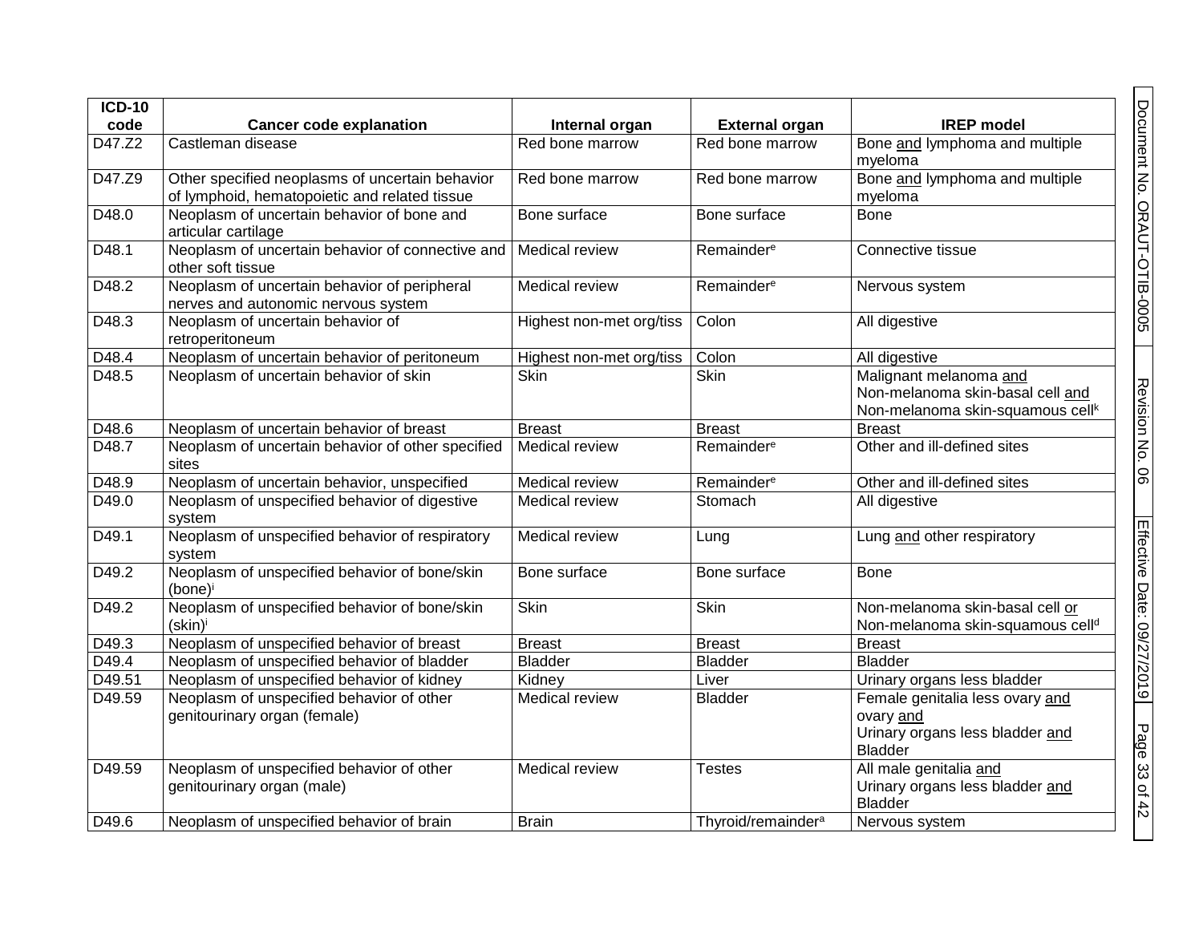| ICD-10 code | Cancer code explanation | Internal organ | External organ | IREP model |
|---|---|---|---|---|
| D47.Z2 | Castleman disease | Red bone marrow | Red bone marrow | Bone and lymphoma and multiple myeloma |
| D47.Z9 | Other specified neoplasms of uncertain behavior of lymphoid, hematopoietic and related tissue | Red bone marrow | Red bone marrow | Bone and lymphoma and multiple myeloma |
| D48.0 | Neoplasm of uncertain behavior of bone and articular cartilage | Bone surface | Bone surface | Bone |
| D48.1 | Neoplasm of uncertain behavior of connective and other soft tissue | Medical review | Remainder[e] | Connective tissue |
| D48.2 | Neoplasm of uncertain behavior of peripheral nerves and autonomic nervous system | Medical review | Remainder[e] | Nervous system |
| D48.3 | Neoplasm of uncertain behavior of retroperitoneum | Highest non-met org/tiss | Colon | All digestive |
| D48.4 | Neoplasm of uncertain behavior of peritoneum | Highest non-met org/tiss | Colon | All digestive |
| D48.5 | Neoplasm of uncertain behavior of skin | Skin | Skin | Malignant melanoma and Non-melanoma skin-basal cell and Non-melanoma skin-squamous cell[k] |
| D48.6 | Neoplasm of uncertain behavior of breast | Breast | Breast | Breast |
| D48.7 | Neoplasm of uncertain behavior of other specified sites | Medical review | Remainder[e] | Other and ill-defined sites |
| D48.9 | Neoplasm of uncertain behavior, unspecified | Medical review | Remainder[e] | Other and ill-defined sites |
| D49.0 | Neoplasm of unspecified behavior of digestive system | Medical review | Stomach | All digestive |
| D49.1 | Neoplasm of unspecified behavior of respiratory system | Medical review | Lung | Lung and other respiratory |
| D49.2 | Neoplasm of unspecified behavior of bone/skin (bone)[i] | Bone surface | Bone surface | Bone |
| D49.2 | Neoplasm of unspecified behavior of bone/skin (skin)[i] | Skin | Skin | Non-melanoma skin-basal cell or Non-melanoma skin-squamous cell[d] |
| D49.3 | Neoplasm of unspecified behavior of breast | Breast | Breast | Breast |
| D49.4 | Neoplasm of unspecified behavior of bladder | Bladder | Bladder | Bladder |
| D49.51 | Neoplasm of unspecified behavior of kidney | Kidney | Liver | Urinary organs less bladder |
| D49.59 | Neoplasm of unspecified behavior of other genitourinary organ (female) | Medical review | Bladder | Female genitalia less ovary and ovary and Urinary organs less bladder and Bladder |
| D49.59 | Neoplasm of unspecified behavior of other genitourinary organ (male) | Medical review | Testes | All male genitalia and Urinary organs less bladder and Bladder |
| D49.6 | Neoplasm of unspecified behavior of brain | Brain | Thyroid/remainder[a] | Nervous system |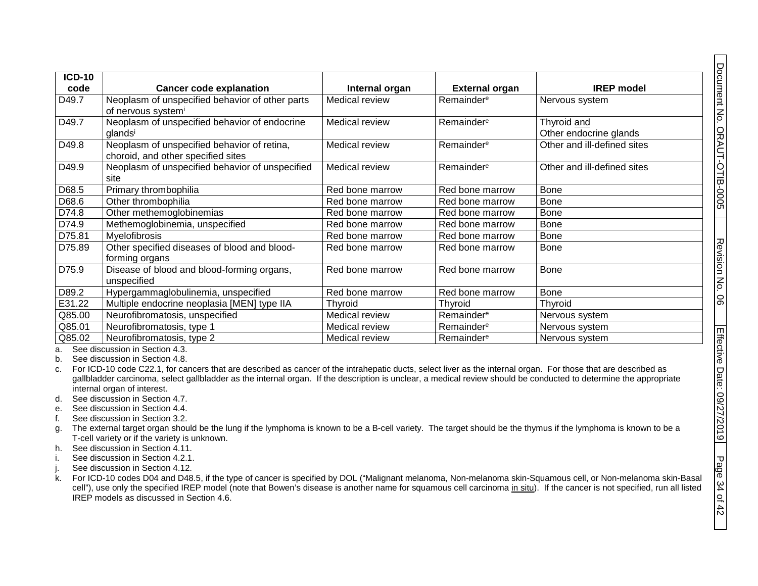| ICD-10 code | Cancer code explanation | Internal organ | External organ | IREP model |
|---|---|---|---|---|
| D49.7 | Neoplasm of unspecified behavior of other parts of nervous system[i] | Medical review | Remainder[e] | Nervous system |
| D49.7 | Neoplasm of unspecified behavior of endocrine glands[i] | Medical review | Remainder[e] | Thyroid and Other endocrine glands |
| D49.8 | Neoplasm of unspecified behavior of retina, choroid, and other specified sites | Medical review | Remainder[e] | Other and ill-defined sites |
| D49.9 | Neoplasm of unspecified behavior of unspecified site | Medical review | Remainder[e] | Other and ill-defined sites |
| D68.5 | Primary thrombophilia | Red bone marrow | Red bone marrow | Bone |
| D68.6 | Other thrombophilia | Red bone marrow | Red bone marrow | Bone |
| D74.8 | Other methemoglobinemias | Red bone marrow | Red bone marrow | Bone |
| D74.9 | Methemoglobinemia, unspecified | Red bone marrow | Red bone marrow | Bone |
| D75.81 | Myelofibrosis | Red bone marrow | Red bone marrow | Bone |
| D75.89 | Other specified diseases of blood and blood-forming organs | Red bone marrow | Red bone marrow | Bone |
| D75.9 | Disease of blood and blood-forming organs, unspecified | Red bone marrow | Red bone marrow | Bone |
| D89.2 | Hypergammaglobulinemia, unspecified | Red bone marrow | Red bone marrow | Bone |
| E31.22 | Multiple endocrine neoplasia [MEN] type IIA | Thyroid | Thyroid | Thyroid |
| Q85.00 | Neurofibromatosis, unspecified | Medical review | Remainder[e] | Nervous system |
| Q85.01 | Neurofibromatosis, type 1 | Medical review | Remainder[e] | Nervous system |
| Q85.02 | Neurofibromatosis, type 2 | Medical review | Remainder[e] | Nervous system |

a. See discussion in Section 4.3.
b. See discussion in Section 4.8.
c. For ICD-10 code C22.1, for cancers that are described as cancer of the intrahepatic ducts, select liver as the internal organ. For those that are described as gallbladder carcinoma, select gallbladder as the internal organ. If the description is unclear, a medical review should be conducted to determine the appropriate internal organ of interest.
d. See discussion in Section 4.7.
e. See discussion in Section 4.4.
f. See discussion in Section 3.2.
g. The external target organ should be the lung if the lymphoma is known to be a B-cell variety. The target should be the thymus if the lymphoma is known to be a T-cell variety or if the variety is unknown.
h. See discussion in Section 4.11.
i. See discussion in Section 4.2.1.
j. See discussion in Section 4.12.
k. For ICD-10 codes D04 and D48.5, if the type of cancer is specified by DOL ("Malignant melanoma, Non-melanoma skin-Squamous cell, or Non-melanoma skin-Basal cell"), use only the specified IREP model (note that Bowen's disease is another name for squamous cell carcinoma in situ). If the cancer is not specified, run all listed IREP models as discussed in Section 4.6.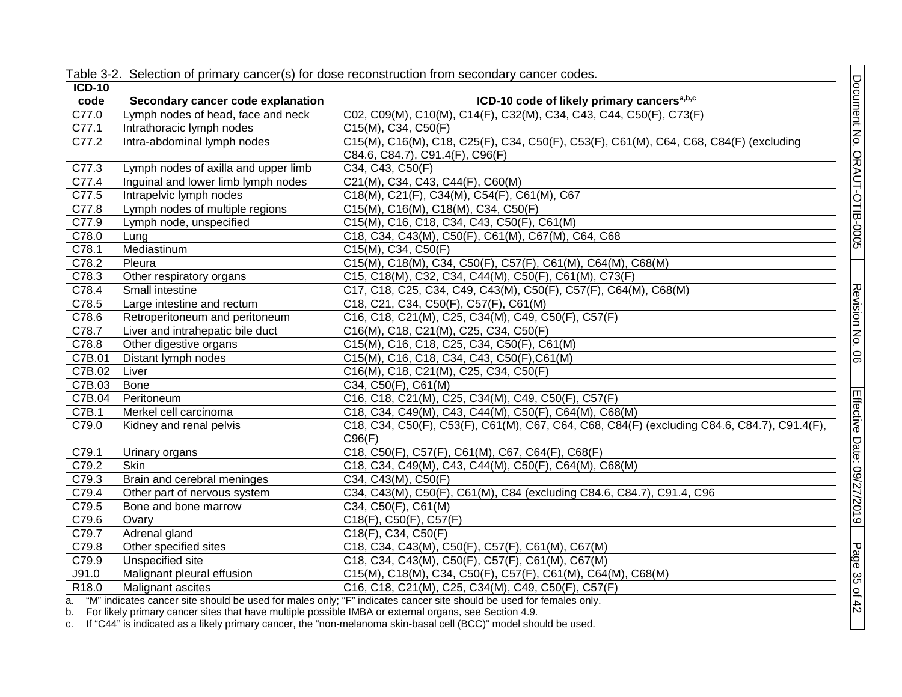Table 3-2. Selection of primary cancer(s) for dose reconstruction from secondary cancer codes.

| ICD-10 code | Secondary cancer code explanation | ICD-10 code of likely primary cancers[a,b,c] |
|---|---|---|
| C77.0 | Lymph nodes of head, face and neck | C02, C09(M), C10(M), C14(F), C32(M), C34, C43, C44, C50(F), C73(F) |
| C77.1 | Intrathoracic lymph nodes | C15(M), C34, C50(F) |
| C77.2 | Intra-abdominal lymph nodes | C15(M), C16(M), C18, C25(F), C34, C50(F), C53(F), C61(M), C64, C68, C84(F) (excluding C84.6, C84.7), C91.4(F), C96(F) |
| C77.3 | Lymph nodes of axilla and upper limb | C34, C43, C50(F) |
| C77.4 | Inguinal and lower limb lymph nodes | C21(M), C34, C43, C44(F), C60(M) |
| C77.5 | Intrapelvic lymph nodes | C18(M), C21(F), C34(M), C54(F), C61(M), C67 |
| C77.8 | Lymph nodes of multiple regions | C15(M), C16(M), C18(M), C34, C50(F) |
| C77.9 | Lymph node, unspecified | C15(M), C16, C18, C34, C43, C50(F), C61(M) |
| C78.0 | Lung | C18, C34, C43(M), C50(F), C61(M), C67(M), C64, C68 |
| C78.1 | Mediastinum | C15(M), C34, C50(F) |
| C78.2 | Pleura | C15(M), C18(M), C34, C50(F), C57(F), C61(M), C64(M), C68(M) |
| C78.3 | Other respiratory organs | C15, C18(M), C32, C34, C44(M), C50(F), C61(M), C73(F) |
| C78.4 | Small intestine | C17, C18, C25, C34, C49, C43(M), C50(F), C57(F), C64(M), C68(M) |
| C78.5 | Large intestine and rectum | C18, C21, C34, C50(F), C57(F), C61(M) |
| C78.6 | Retroperitoneum and peritoneum | C16, C18, C21(M), C25, C34(M), C49, C50(F), C57(F) |
| C78.7 | Liver and intrahepatic bile duct | C16(M), C18, C21(M), C25, C34, C50(F) |
| C78.8 | Other digestive organs | C15(M), C16, C18, C25, C34, C50(F), C61(M) |
| C7B.01 | Distant lymph nodes | C15(M), C16, C18, C34, C43, C50(F),C61(M) |
| C7B.02 | Liver | C16(M), C18, C21(M), C25, C34, C50(F) |
| C7B.03 | Bone | C34, C50(F), C61(M) |
| C7B.04 | Peritoneum | C16, C18, C21(M), C25, C34(M), C49, C50(F), C57(F) |
| C7B.1 | Merkel cell carcinoma | C18, C34, C49(M), C43, C44(M), C50(F), C64(M), C68(M) |
| C79.0 | Kidney and renal pelvis | C18, C34, C50(F), C53(F), C61(M), C67, C64, C68, C84(F) (excluding C84.6, C84.7), C91.4(F), C96(F) |
| C79.1 | Urinary organs | C18, C50(F), C57(F), C61(M), C67, C64(F), C68(F) |
| C79.2 | Skin | C18, C34, C49(M), C43, C44(M), C50(F), C64(M), C68(M) |
| C79.3 | Brain and cerebral meninges | C34, C43(M), C50(F) |
| C79.4 | Other part of nervous system | C34, C43(M), C50(F), C61(M), C84 (excluding C84.6, C84.7), C91.4, C96 |
| C79.5 | Bone and bone marrow | C34, C50(F), C61(M) |
| C79.6 | Ovary | C18(F), C50(F), C57(F) |
| C79.7 | Adrenal gland | C18(F), C34, C50(F) |
| C79.8 | Other specified sites | C18, C34, C43(M), C50(F), C57(F), C61(M), C67(M) |
| C79.9 | Unspecified site | C18, C34, C43(M), C50(F), C57(F), C61(M), C67(M) |
| J91.0 | Malignant pleural effusion | C15(M), C18(M), C34, C50(F), C57(F), C61(M), C64(M), C68(M) |
| R18.0 | Malignant ascites | C16, C18, C21(M), C25, C34(M), C49, C50(F), C57(F) |

a. "M" indicates cancer site should be used for males only; "F" indicates cancer site should be used for females only.

b. For likely primary cancer sites that have multiple possible IMBA or external organs, see Section 4.9.

c. If "C44" is indicated as a likely primary cancer, the "non-melanoma skin-basal cell (BCC)" model should be used.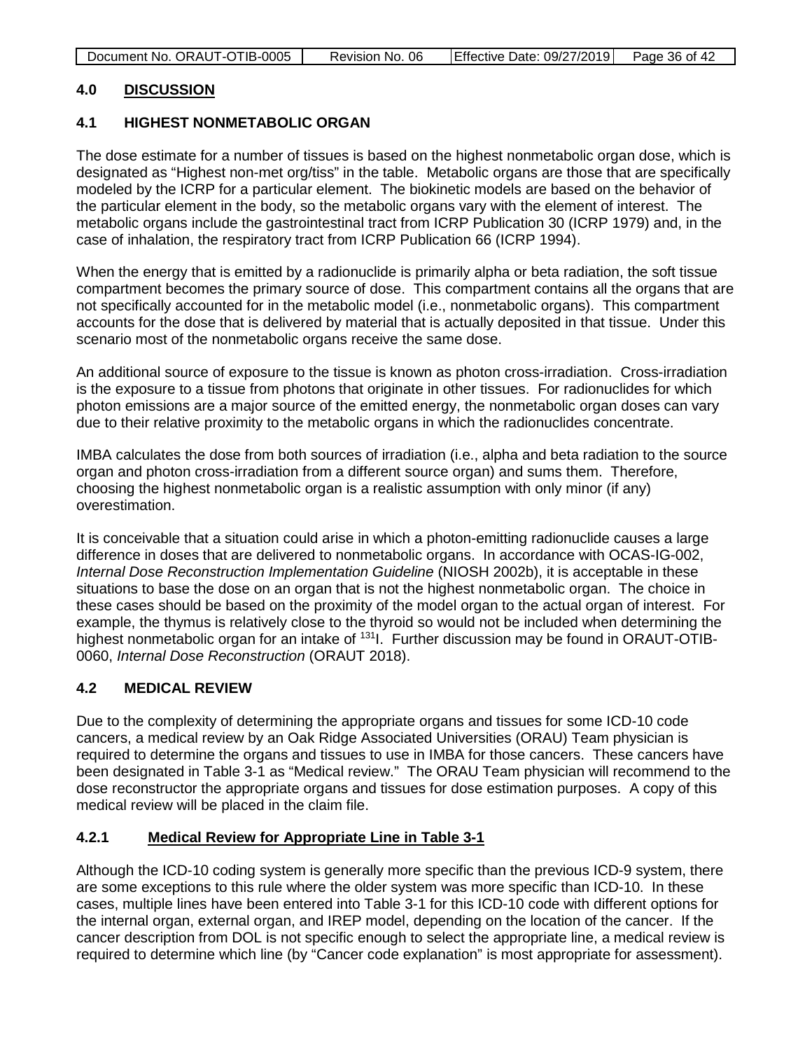## 4.0 DISCUSSION

### 4.1 HIGHEST NONMETABOLIC ORGAN

The dose estimate for a number of tissues is based on the highest nonmetabolic organ dose, which is designated as "Highest non-met org/tiss" in the table. Metabolic organs are those that are specifically modeled by the ICRP for a particular element. The biokinetic models are based on the behavior of the particular element in the body, so the metabolic organs vary with the element of interest. The metabolic organs include the gastrointestinal tract from ICRP Publication 30 (ICRP 1979) and, in the case of inhalation, the respiratory tract from ICRP Publication 66 (ICRP 1994).

When the energy that is emitted by a radionuclide is primarily alpha or beta radiation, the soft tissue compartment becomes the primary source of dose. This compartment contains all the organs that are not specifically accounted for in the metabolic model (i.e., nonmetabolic organs). This compartment accounts for the dose that is delivered by material that is actually deposited in that tissue. Under this scenario most of the nonmetabolic organs receive the same dose.

An additional source of exposure to the tissue is known as photon cross-irradiation. Cross-irradiation is the exposure to a tissue from photons that originate in other tissues. For radionuclides for which photon emissions are a major source of the emitted energy, the nonmetabolic organ doses can vary due to their relative proximity to the metabolic organs in which the radionuclides concentrate.

IMBA calculates the dose from both sources of irradiation (i.e., alpha and beta radiation to the source organ and photon cross-irradiation from a different source organ) and sums them. Therefore, choosing the highest nonmetabolic organ is a realistic assumption with only minor (if any) overestimation.

It is conceivable that a situation could arise in which a photon-emitting radionuclide causes a large difference in doses that are delivered to nonmetabolic organs. In accordance with OCAS-IG-002, *Internal Dose Reconstruction Implementation Guideline* (NIOSH 2002b), it is acceptable in these situations to base the dose on an organ that is not the highest nonmetabolic organ. The choice in these cases should be based on the proximity of the model organ to the actual organ of interest. For example, the thymus is relatively close to the thyroid so would not be included when determining the highest nonmetabolic organ for an intake of $^{131}$I. Further discussion may be found in ORAUT-OTIB-0060, *Internal Dose Reconstruction* (ORAUT 2018).

### 4.2 MEDICAL REVIEW

Due to the complexity of determining the appropriate organs and tissues for some ICD-10 code cancers, a medical review by an Oak Ridge Associated Universities (ORAU) Team physician is required to determine the organs and tissues to use in IMBA for those cancers. These cancers have been designated in Table 3-1 as "Medical review." The ORAU Team physician will recommend to the dose reconstructor the appropriate organs and tissues for dose estimation purposes. A copy of this medical review will be placed in the claim file.

#### 4.2.1 Medical Review for Appropriate Line in Table 3-1

Although the ICD-10 coding system is generally more specific than the previous ICD-9 system, there are some exceptions to this rule where the older system was more specific than ICD-10. In these cases, multiple lines have been entered into Table 3-1 for this ICD-10 code with different options for the internal organ, external organ, and IREP model, depending on the location of the cancer. If the cancer description from DOL is not specific enough to select the appropriate line, a medical review is required to determine which line (by "Cancer code explanation" is most appropriate for assessment).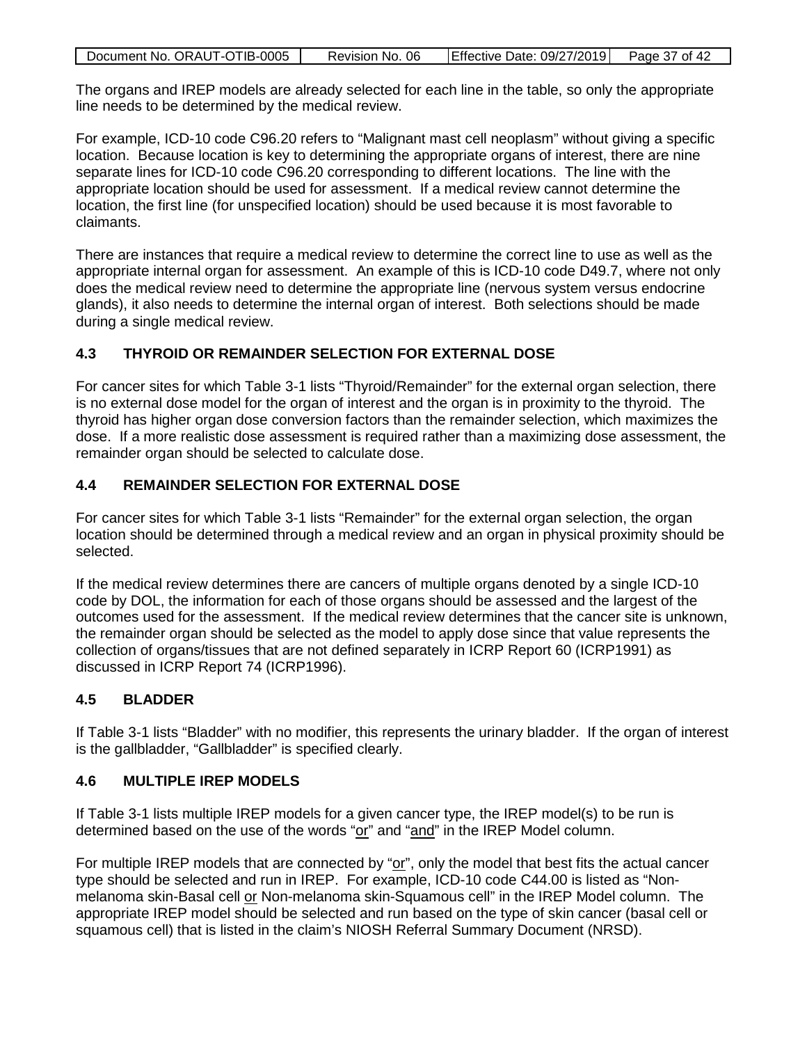The organs and IREP models are already selected for each line in the table, so only the appropriate line needs to be determined by the medical review.

For example, ICD-10 code C96.20 refers to "Malignant mast cell neoplasm" without giving a specific location. Because location is key to determining the appropriate organs of interest, there are nine separate lines for ICD-10 code C96.20 corresponding to different locations. The line with the appropriate location should be used for assessment. If a medical review cannot determine the location, the first line (for unspecified location) should be used because it is most favorable to claimants.

There are instances that require a medical review to determine the correct line to use as well as the appropriate internal organ for assessment. An example of this is ICD-10 code D49.7, where not only does the medical review need to determine the appropriate line (nervous system versus endocrine glands), it also needs to determine the internal organ of interest. Both selections should be made during a single medical review.

## 4.3 THYROID OR REMAINDER SELECTION FOR EXTERNAL DOSE

For cancer sites for which Table 3-1 lists "Thyroid/Remainder" for the external organ selection, there is no external dose model for the organ of interest and the organ is in proximity to the thyroid. The thyroid has higher organ dose conversion factors than the remainder selection, which maximizes the dose. If a more realistic dose assessment is required rather than a maximizing dose assessment, the remainder organ should be selected to calculate dose.

## 4.4 REMAINDER SELECTION FOR EXTERNAL DOSE

For cancer sites for which Table 3-1 lists "Remainder" for the external organ selection, the organ location should be determined through a medical review and an organ in physical proximity should be selected.

If the medical review determines there are cancers of multiple organs denoted by a single ICD-10 code by DOL, the information for each of those organs should be assessed and the largest of the outcomes used for the assessment. If the medical review determines that the cancer site is unknown, the remainder organ should be selected as the model to apply dose since that value represents the collection of organs/tissues that are not defined separately in ICRP Report 60 (ICRP1991) as discussed in ICRP Report 74 (ICRP1996).

## 4.5 BLADDER

If Table 3-1 lists "Bladder" with no modifier, this represents the urinary bladder. If the organ of interest is the gallbladder, "Gallbladder" is specified clearly.

## 4.6 MULTIPLE IREP MODELS

If Table 3-1 lists multiple IREP models for a given cancer type, the IREP model(s) to be run is determined based on the use of the words "or" and "and" in the IREP Model column.

For multiple IREP models that are connected by "or", only the model that best fits the actual cancer type should be selected and run in IREP. For example, ICD-10 code C44.00 is listed as "Non-melanoma skin-Basal cell or Non-melanoma skin-Squamous cell" in the IREP Model column. The appropriate IREP model should be selected and run based on the type of skin cancer (basal cell or squamous cell) that is listed in the claim's NIOSH Referral Summary Document (NRSD).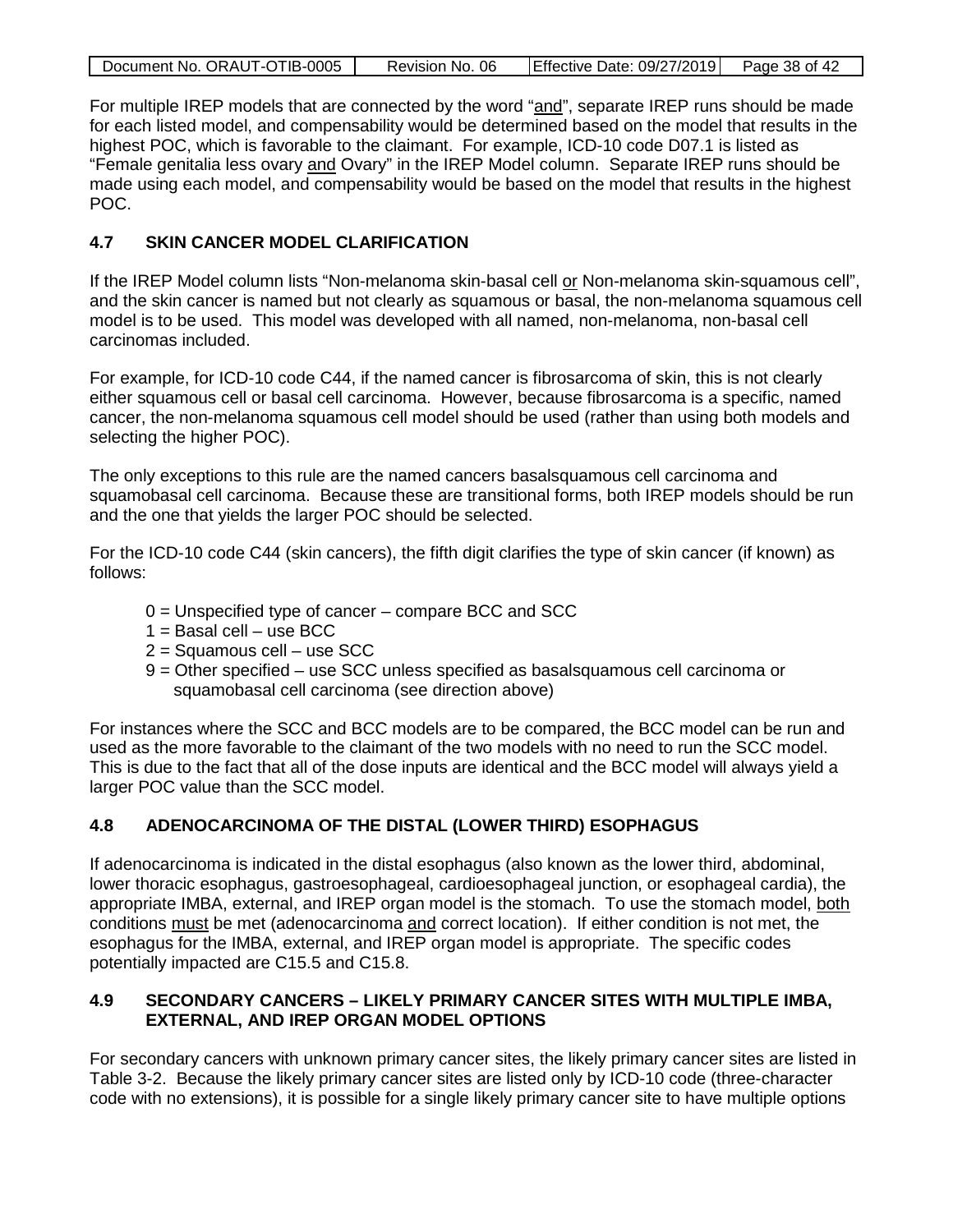For multiple IREP models that are connected by the word "and", separate IREP runs should be made for each listed model, and compensability would be determined based on the model that results in the highest POC, which is favorable to the claimant. For example, ICD-10 code D07.1 is listed as "Female genitalia less ovary and Ovary" in the IREP Model column. Separate IREP runs should be made using each model, and compensability would be based on the model that results in the highest POC.

## 4.7 SKIN CANCER MODEL CLARIFICATION

If the IREP Model column lists "Non-melanoma skin-basal cell or Non-melanoma skin-squamous cell", and the skin cancer is named but not clearly as squamous or basal, the non-melanoma squamous cell model is to be used. This model was developed with all named, non-melanoma, non-basal cell carcinomas included.

For example, for ICD-10 code C44, if the named cancer is fibrosarcoma of skin, this is not clearly either squamous cell or basal cell carcinoma. However, because fibrosarcoma is a specific, named cancer, the non-melanoma squamous cell model should be used (rather than using both models and selecting the higher POC).

The only exceptions to this rule are the named cancers basalsquamous cell carcinoma and squamobasal cell carcinoma. Because these are transitional forms, both IREP models should be run and the one that yields the larger POC should be selected.

For the ICD-10 code C44 (skin cancers), the fifth digit clarifies the type of skin cancer (if known) as follows:

- 0 = Unspecified type of cancer – compare BCC and SCC
- 1 = Basal cell – use BCC
- 2 = Squamous cell – use SCC
- 9 = Other specified – use SCC unless specified as basalsquamous cell carcinoma or squamobasal cell carcinoma (see direction above)

For instances where the SCC and BCC models are to be compared, the BCC model can be run and used as the more favorable to the claimant of the two models with no need to run the SCC model. This is due to the fact that all of the dose inputs are identical and the BCC model will always yield a larger POC value than the SCC model.

## 4.8 ADENOCARCINOMA OF THE DISTAL (LOWER THIRD) ESOPHAGUS

If adenocarcinoma is indicated in the distal esophagus (also known as the lower third, abdominal, lower thoracic esophagus, gastroesophageal, cardioesophageal junction, or esophageal cardia), the appropriate IMBA, external, and IREP organ model is the stomach. To use the stomach model, both conditions must be met (adenocarcinoma and correct location). If either condition is not met, the esophagus for the IMBA, external, and IREP organ model is appropriate. The specific codes potentially impacted are C15.5 and C15.8.

## 4.9 SECONDARY CANCERS – LIKELY PRIMARY CANCER SITES WITH MULTIPLE IMBA, EXTERNAL, AND IREP ORGAN MODEL OPTIONS

For secondary cancers with unknown primary cancer sites, the likely primary cancer sites are listed in Table 3-2. Because the likely primary cancer sites are listed only by ICD-10 code (three-character code with no extensions), it is possible for a single likely primary cancer site to have multiple options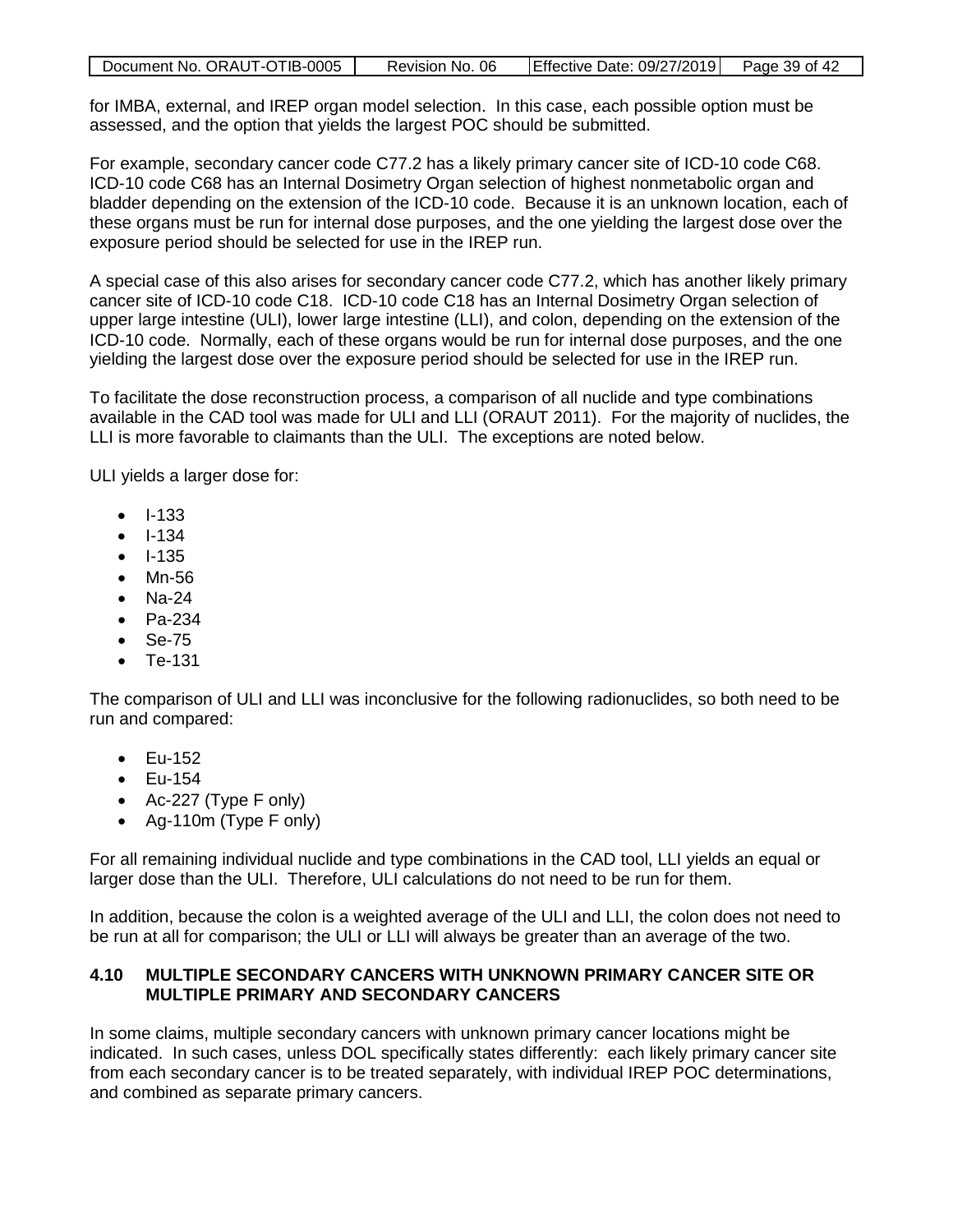for IMBA, external, and IREP organ model selection. In this case, each possible option must be assessed, and the option that yields the largest POC should be submitted.

For example, secondary cancer code C77.2 has a likely primary cancer site of ICD-10 code C68. ICD-10 code C68 has an Internal Dosimetry Organ selection of highest nonmetabolic organ and bladder depending on the extension of the ICD-10 code. Because it is an unknown location, each of these organs must be run for internal dose purposes, and the one yielding the largest dose over the exposure period should be selected for use in the IREP run.

A special case of this also arises for secondary cancer code C77.2, which has another likely primary cancer site of ICD-10 code C18. ICD-10 code C18 has an Internal Dosimetry Organ selection of upper large intestine (ULI), lower large intestine (LLI), and colon, depending on the extension of the ICD-10 code. Normally, each of these organs would be run for internal dose purposes, and the one yielding the largest dose over the exposure period should be selected for use in the IREP run.

To facilitate the dose reconstruction process, a comparison of all nuclide and type combinations available in the CAD tool was made for ULI and LLI (ORAUT 2011). For the majority of nuclides, the LLI is more favorable to claimants than the ULI. The exceptions are noted below.

ULI yields a larger dose for:

- I-133
- I-134
- I-135
- Mn-56
- Na-24
- Pa-234
- Se-75
- Te-131

The comparison of ULI and LLI was inconclusive for the following radionuclides, so both need to be run and compared:

- Eu-152
- Eu-154
- Ac-227 (Type F only)
- Ag-110m (Type F only)

For all remaining individual nuclide and type combinations in the CAD tool, LLI yields an equal or larger dose than the ULI. Therefore, ULI calculations do not need to be run for them.

In addition, because the colon is a weighted average of the ULI and LLI, the colon does not need to be run at all for comparison; the ULI or LLI will always be greater than an average of the two.

## 4.10 MULTIPLE SECONDARY CANCERS WITH UNKNOWN PRIMARY CANCER SITE OR MULTIPLE PRIMARY AND SECONDARY CANCERS

In some claims, multiple secondary cancers with unknown primary cancer locations might be indicated. In such cases, unless DOL specifically states differently: each likely primary cancer site from each secondary cancer is to be treated separately, with individual IREP POC determinations, and combined as separate primary cancers.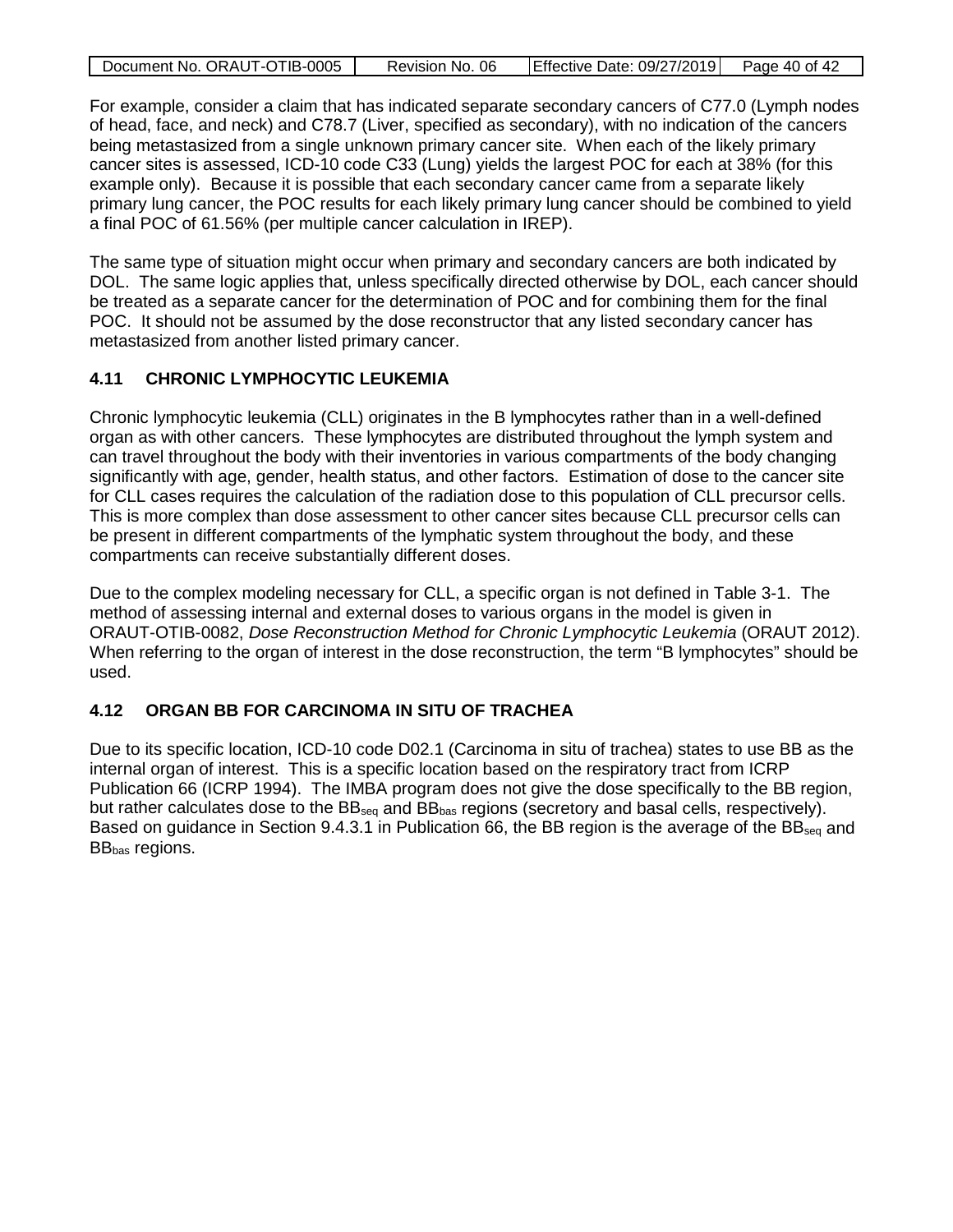For example, consider a claim that has indicated separate secondary cancers of C77.0 (Lymph nodes of head, face, and neck) and C78.7 (Liver, specified as secondary), with no indication of the cancers being metastasized from a single unknown primary cancer site. When each of the likely primary cancer sites is assessed, ICD-10 code C33 (Lung) yields the largest POC for each at 38% (for this example only). Because it is possible that each secondary cancer came from a separate likely primary lung cancer, the POC results for each likely primary lung cancer should be combined to yield a final POC of 61.56% (per multiple cancer calculation in IREP).

The same type of situation might occur when primary and secondary cancers are both indicated by DOL. The same logic applies that, unless specifically directed otherwise by DOL, each cancer should be treated as a separate cancer for the determination of POC and for combining them for the final POC. It should not be assumed by the dose reconstructor that any listed secondary cancer has metastasized from another listed primary cancer.

## 4.11 CHRONIC LYMPHOCYTIC LEUKEMIA

Chronic lymphocytic leukemia (CLL) originates in the B lymphocytes rather than in a well-defined organ as with other cancers. These lymphocytes are distributed throughout the lymph system and can travel throughout the body with their inventories in various compartments of the body changing significantly with age, gender, health status, and other factors. Estimation of dose to the cancer site for CLL cases requires the calculation of the radiation dose to this population of CLL precursor cells. This is more complex than dose assessment to other cancer sites because CLL precursor cells can be present in different compartments of the lymphatic system throughout the body, and these compartments can receive substantially different doses.

Due to the complex modeling necessary for CLL, a specific organ is not defined in Table 3-1. The method of assessing internal and external doses to various organs in the model is given in ORAUT-OTIB-0082, *Dose Reconstruction Method for Chronic Lymphocytic Leukemia* (ORAUT 2012). When referring to the organ of interest in the dose reconstruction, the term “B lymphocytes” should be used.

## 4.12 ORGAN BB FOR CARCINOMA IN SITU OF TRACHEA

Due to its specific location, ICD-10 code D02.1 (Carcinoma in situ of trachea) states to use BB as the internal organ of interest. This is a specific location based on the respiratory tract from ICRP Publication 66 (ICRP 1994). The IMBA program does not give the dose specifically to the BB region, but rather calculates dose to the $BB_{seq}$ and $BB_{bas}$ regions (secretory and basal cells, respectively). Based on guidance in Section 9.4.3.1 in Publication 66, the BB region is the average of the $BB_{seq}$ and $BB_{bas}$ regions.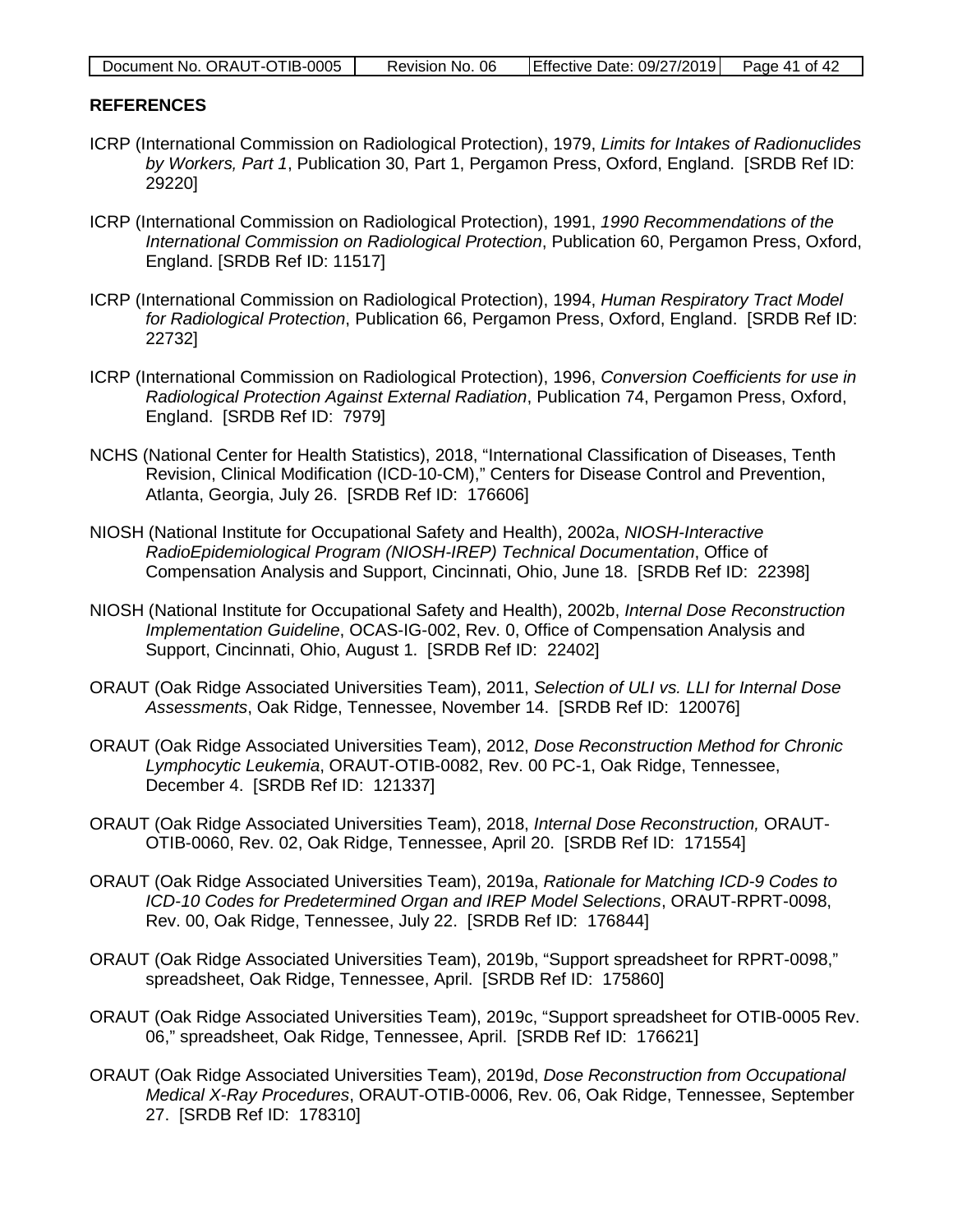## REFERENCES

ICRP (International Commission on Radiological Protection), 1979, *Limits for Intakes of Radionuclides by Workers, Part 1*, Publication 30, Part 1, Pergamon Press, Oxford, England. [SRDB Ref ID: 29220]

ICRP (International Commission on Radiological Protection), 1991, *1990 Recommendations of the International Commission on Radiological Protection*, Publication 60, Pergamon Press, Oxford, England. [SRDB Ref ID: 11517]

ICRP (International Commission on Radiological Protection), 1994, *Human Respiratory Tract Model for Radiological Protection*, Publication 66, Pergamon Press, Oxford, England. [SRDB Ref ID: 22732]

ICRP (International Commission on Radiological Protection), 1996, *Conversion Coefficients for use in Radiological Protection Against External Radiation*, Publication 74, Pergamon Press, Oxford, England. [SRDB Ref ID: 7979]

NCHS (National Center for Health Statistics), 2018, "International Classification of Diseases, Tenth Revision, Clinical Modification (ICD-10-CM)," Centers for Disease Control and Prevention, Atlanta, Georgia, July 26. [SRDB Ref ID: 176606]

NIOSH (National Institute for Occupational Safety and Health), 2002a, *NIOSH-Interactive RadioEpidemiological Program (NIOSH-IREP) Technical Documentation*, Office of Compensation Analysis and Support, Cincinnati, Ohio, June 18. [SRDB Ref ID: 22398]

NIOSH (National Institute for Occupational Safety and Health), 2002b, *Internal Dose Reconstruction Implementation Guideline*, OCAS-IG-002, Rev. 0, Office of Compensation Analysis and Support, Cincinnati, Ohio, August 1. [SRDB Ref ID: 22402]

ORAUT (Oak Ridge Associated Universities Team), 2011, *Selection of ULI vs. LLI for Internal Dose Assessments*, Oak Ridge, Tennessee, November 14. [SRDB Ref ID: 120076]

ORAUT (Oak Ridge Associated Universities Team), 2012, *Dose Reconstruction Method for Chronic Lymphocytic Leukemia*, ORAUT-OTIB-0082, Rev. 00 PC-1, Oak Ridge, Tennessee, December 4. [SRDB Ref ID: 121337]

ORAUT (Oak Ridge Associated Universities Team), 2018, *Internal Dose Reconstruction,* ORAUT-OTIB-0060, Rev. 02, Oak Ridge, Tennessee, April 20. [SRDB Ref ID: 171554]

ORAUT (Oak Ridge Associated Universities Team), 2019a, *Rationale for Matching ICD-9 Codes to ICD-10 Codes for Predetermined Organ and IREP Model Selections*, ORAUT-RPRT-0098, Rev. 00, Oak Ridge, Tennessee, July 22. [SRDB Ref ID: 176844]

ORAUT (Oak Ridge Associated Universities Team), 2019b, "Support spreadsheet for RPRT-0098," spreadsheet, Oak Ridge, Tennessee, April. [SRDB Ref ID: 175860]

ORAUT (Oak Ridge Associated Universities Team), 2019c, "Support spreadsheet for OTIB-0005 Rev. 06," spreadsheet, Oak Ridge, Tennessee, April. [SRDB Ref ID: 176621]

ORAUT (Oak Ridge Associated Universities Team), 2019d, *Dose Reconstruction from Occupational Medical X-Ray Procedures*, ORAUT-OTIB-0006, Rev. 06, Oak Ridge, Tennessee, September 27. [SRDB Ref ID: 178310]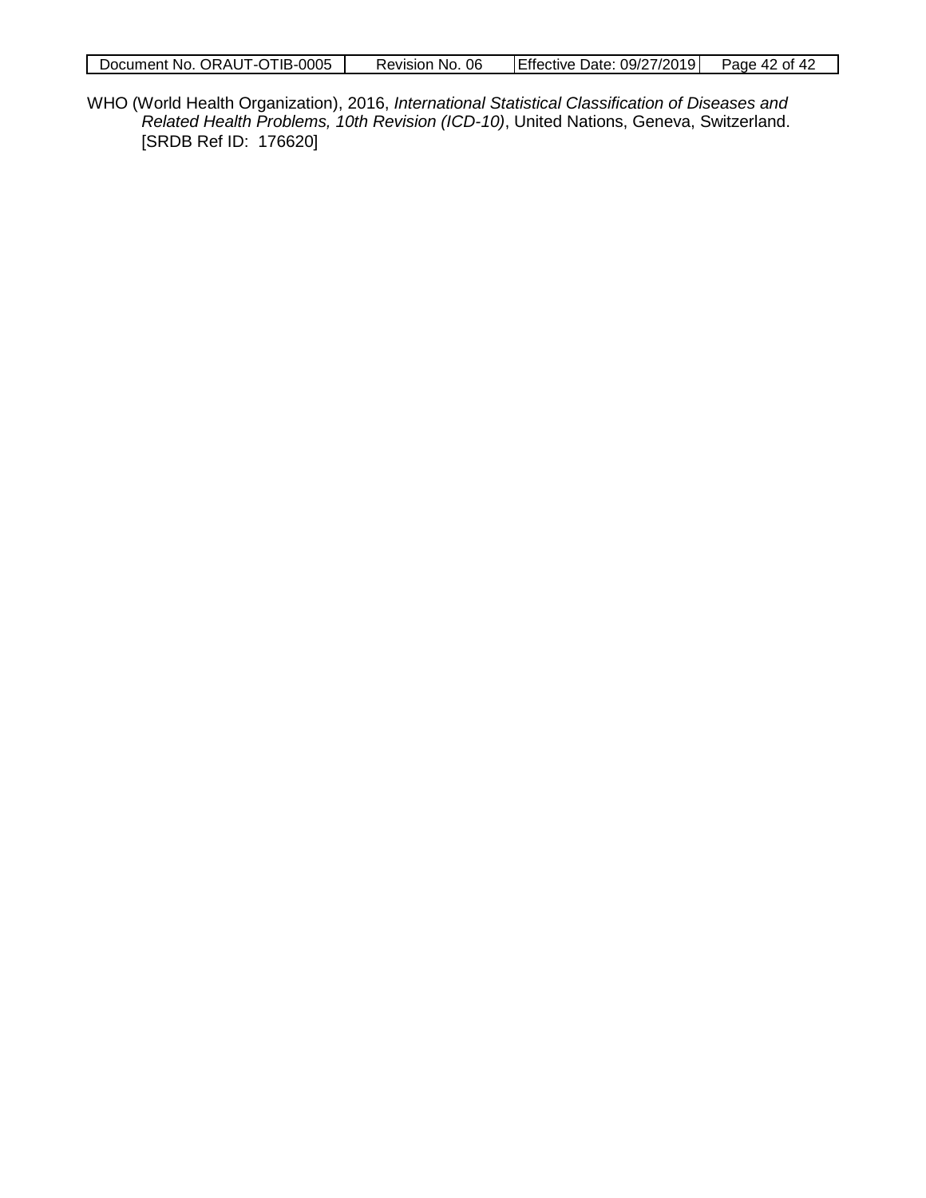WHO (World Health Organization), 2016, *International Statistical Classification of Diseases and Related Health Problems, 10th Revision (ICD-10)*, United Nations, Geneva, Switzerland. [SRDB Ref ID: 176620]